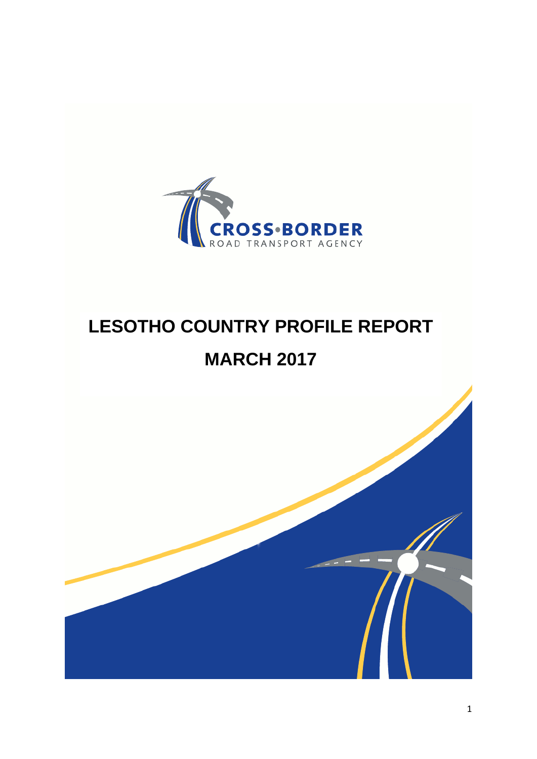CROSS•BORDER
ROAD TRANSPORT AGENCY

# LESOTHO COUNTRY PROFILE REPORT

# MARCH 2017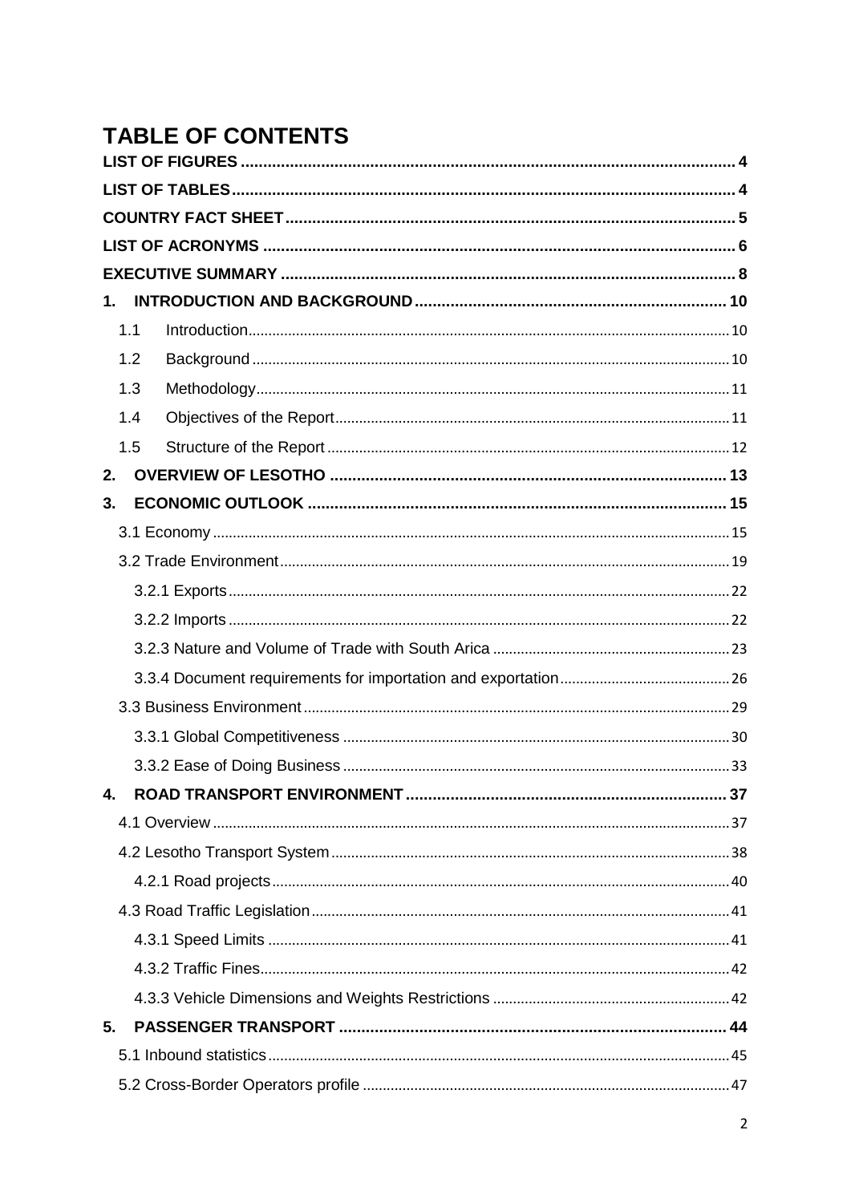# TABLE OF CONTENTS

**LIST OF FIGURES** .......... 4

**LIST OF TABLES** .......... 4

**COUNTRY FACT SHEET** .......... 5

**LIST OF ACRONYMS** .......... 6

**EXECUTIVE SUMMARY** .......... 8

**1. INTRODUCTION AND BACKGROUND** .......... 10

- 1.1 Introduction .......... 10
- 1.2 Background .......... 10
- 1.3 Methodology .......... 11
- 1.4 Objectives of the Report .......... 11
- 1.5 Structure of the Report .......... 12

**2. OVERVIEW OF LESOTHO** .......... 13

**3. ECONOMIC OUTLOOK** .......... 15

- 3.1 Economy .......... 15
- 3.2 Trade Environment .......... 19
  - 3.2.1 Exports .......... 22
  - 3.2.2 Imports .......... 22
  - 3.2.3 Nature and Volume of Trade with South Arica .......... 23
  - 3.3.4 Document requirements for importation and exportation .......... 26
- 3.3 Business Environment .......... 29
  - 3.3.1 Global Competitiveness .......... 30
  - 3.3.2 Ease of Doing Business .......... 33

**4. ROAD TRANSPORT ENVIRONMENT** .......... 37

- 4.1 Overview .......... 37
- 4.2 Lesotho Transport System .......... 38
  - 4.2.1 Road projects .......... 40
- 4.3 Road Traffic Legislation .......... 41
  - 4.3.1 Speed Limits .......... 41
  - 4.3.2 Traffic Fines .......... 42
  - 4.3.3 Vehicle Dimensions and Weights Restrictions .......... 42

**5. PASSENGER TRANSPORT** .......... 44

- 5.1 Inbound statistics .......... 45
- 5.2 Cross-Border Operators profile .......... 47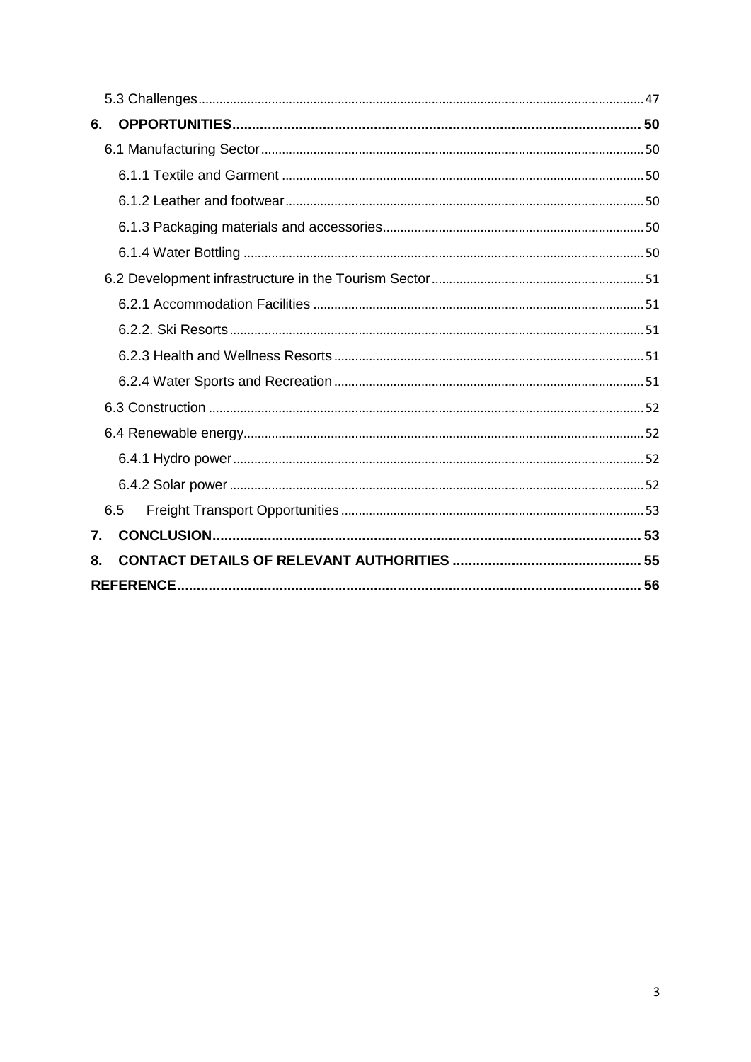5.3 Challenges ........ 47

**6. OPPORTUNITIES ........ 50**

6.1 Manufacturing Sector ........ 50

6.1.1 Textile and Garment ........ 50

6.1.2 Leather and footwear ........ 50

6.1.3 Packaging materials and accessories ........ 50

6.1.4 Water Bottling ........ 50

6.2 Development infrastructure in the Tourism Sector ........ 51

6.2.1 Accommodation Facilities ........ 51

6.2.2. Ski Resorts ........ 51

6.2.3 Health and Wellness Resorts ........ 51

6.2.4 Water Sports and Recreation ........ 51

6.3 Construction ........ 52

6.4 Renewable energy ........ 52

6.4.1 Hydro power ........ 52

6.4.2 Solar power ........ 52

6.5 Freight Transport Opportunities ........ 53

**7. CONCLUSION ........ 53**

**8. CONTACT DETAILS OF RELEVANT AUTHORITIES ........ 55**

**REFERENCE ........ 56**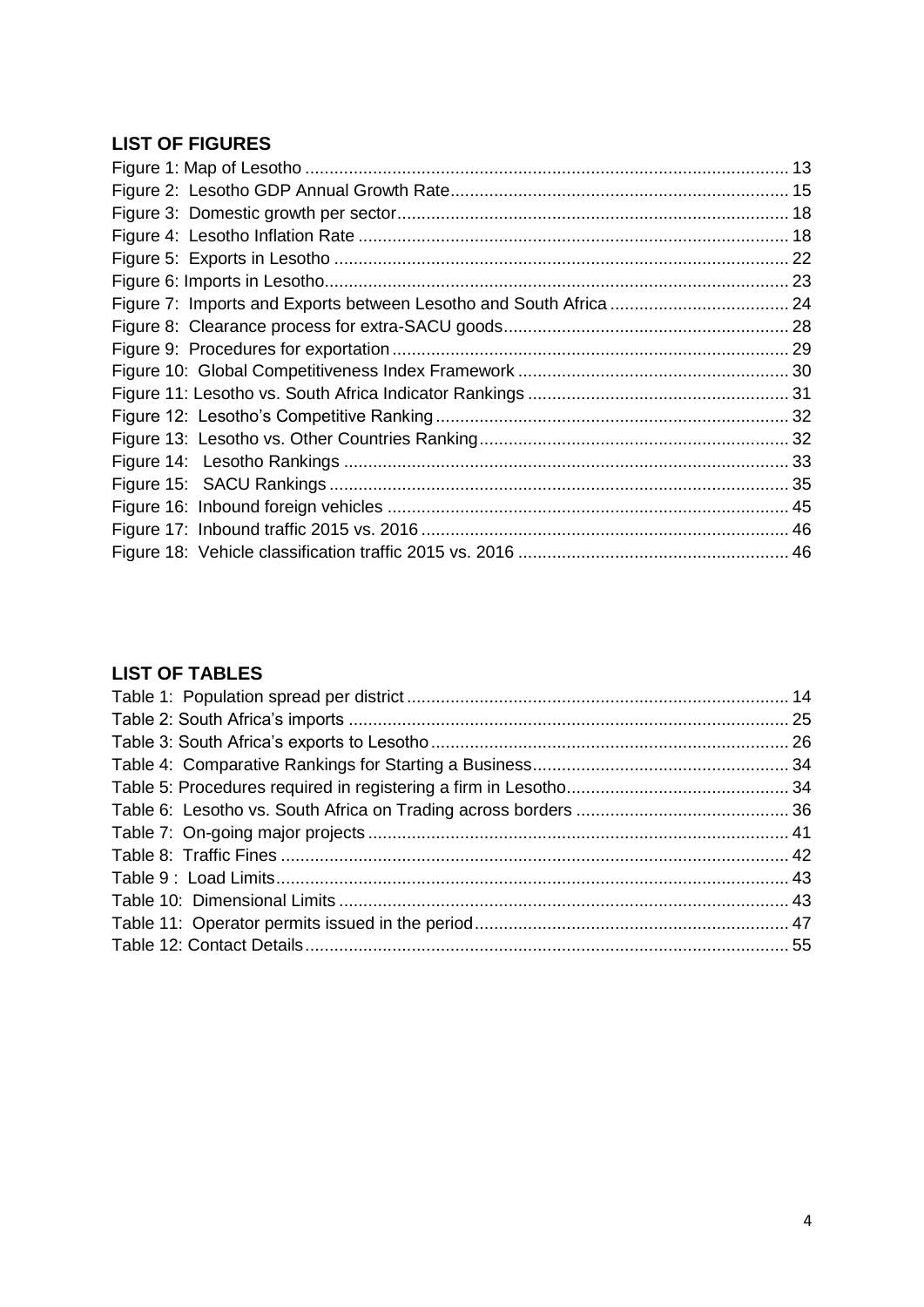## LIST OF FIGURES

Figure 1: Map of Lesotho ..................................................................................................... 13
Figure 2: Lesotho GDP Annual Growth Rate ...................................................................... 15
Figure 3: Domestic growth per sector ................................................................................. 18
Figure 4: Lesotho Inflation Rate ......................................................................................... 18
Figure 5: Exports in Lesotho .............................................................................................. 22
Figure 6: Imports in Lesotho ................................................................................................ 23
Figure 7: Imports and Exports between Lesotho and South Africa ..................................... 24
Figure 8: Clearance process for extra-SACU goods ........................................................... 28
Figure 9: Procedures for exportation .................................................................................. 29
Figure 10: Global Competitiveness Index Framework ......................................................... 30
Figure 11: Lesotho vs. South Africa Indicator Rankings ...................................................... 31
Figure 12: Lesotho's Competitive Ranking .......................................................................... 32
Figure 13: Lesotho vs. Other Countries Ranking ................................................................ 32
Figure 14: Lesotho Rankings ............................................................................................ 33
Figure 15: SACU Rankings ............................................................................................... 35
Figure 16: Inbound foreign vehicles ................................................................................... 45
Figure 17: Inbound traffic 2015 vs. 2016 ............................................................................ 46
Figure 18: Vehicle classification traffic 2015 vs. 2016 ........................................................ 46

## LIST OF TABLES

Table 1: Population spread per district ............................................................................... 14
Table 2: South Africa's imports ........................................................................................... 25
Table 3: South Africa's exports to Lesotho .......................................................................... 26
Table 4: Comparative Rankings for Starting a Business ..................................................... 34
Table 5: Procedures required in registering a firm in Lesotho .............................................. 34
Table 6: Lesotho vs. South Africa on Trading across borders ............................................ 36
Table 7: On-going major projects ....................................................................................... 41
Table 8: Traffic Fines ......................................................................................................... 42
Table 9 : Load Limits .......................................................................................................... 43
Table 10: Dimensional Limits ............................................................................................. 43
Table 11: Operator permits issued in the period ................................................................. 47
Table 12: Contact Details .................................................................................................... 55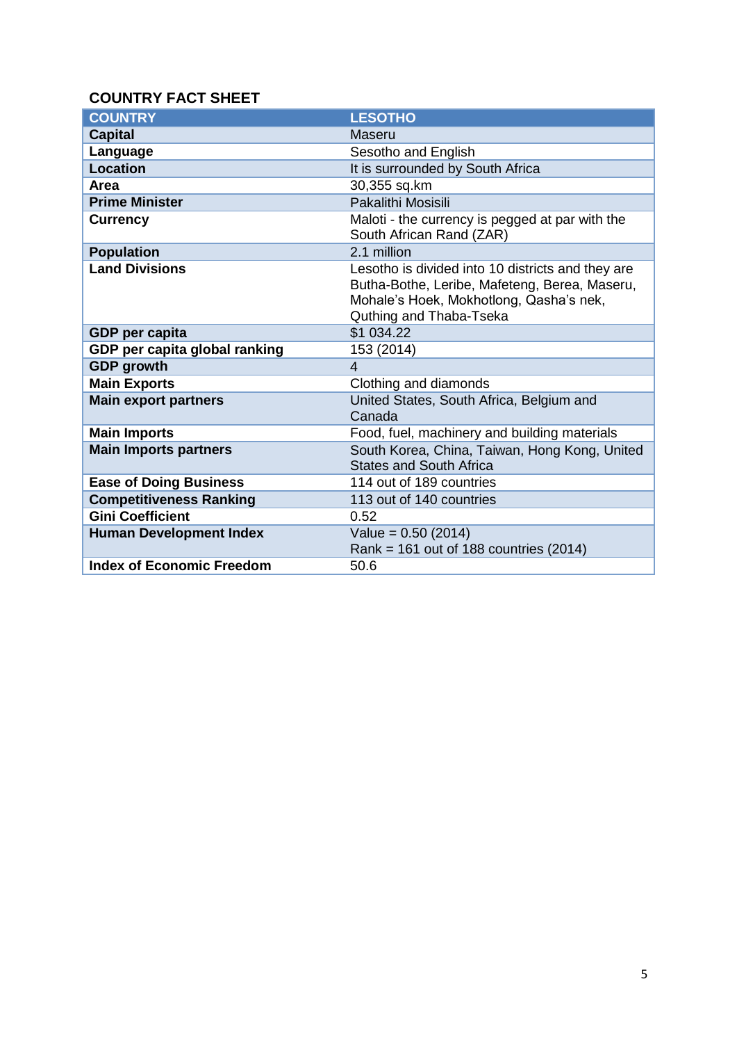## COUNTRY FACT SHEET

| COUNTRY | LESOTHO |
|---|---|
| **Capital** | Maseru |
| **Language** | Sesotho and English |
| **Location** | It is surrounded by South Africa |
| **Area** | 30,355 sq.km |
| **Prime Minister** | Pakalithi Mosisili |
| **Currency** | Maloti - the currency is pegged at par with the South African Rand (ZAR) |
| **Population** | 2.1 million |
| **Land Divisions** | Lesotho is divided into 10 districts and they are Butha-Bothe, Leribe, Mafeteng, Berea, Maseru, Mohale's Hoek, Mokhotlong, Qasha's nek, Quthing and Thaba-Tseka |
| **GDP per capita** | $1 034.22 |
| **GDP per capita global ranking** | 153 (2014) |
| **GDP growth** | 4 |
| **Main Exports** | Clothing and diamonds |
| **Main export partners** | United States, South Africa, Belgium and Canada |
| **Main Imports** | Food, fuel, machinery and building materials |
| **Main Imports partners** | South Korea, China, Taiwan, Hong Kong, United States and South Africa |
| **Ease of Doing Business** | 114 out of 189 countries |
| **Competitiveness Ranking** | 113 out of 140 countries |
| **Gini Coefficient** | 0.52 |
| **Human Development Index** | Value = 0.50 (2014)<br>Rank = 161 out of 188 countries (2014) |
| **Index of Economic Freedom** | 50.6 |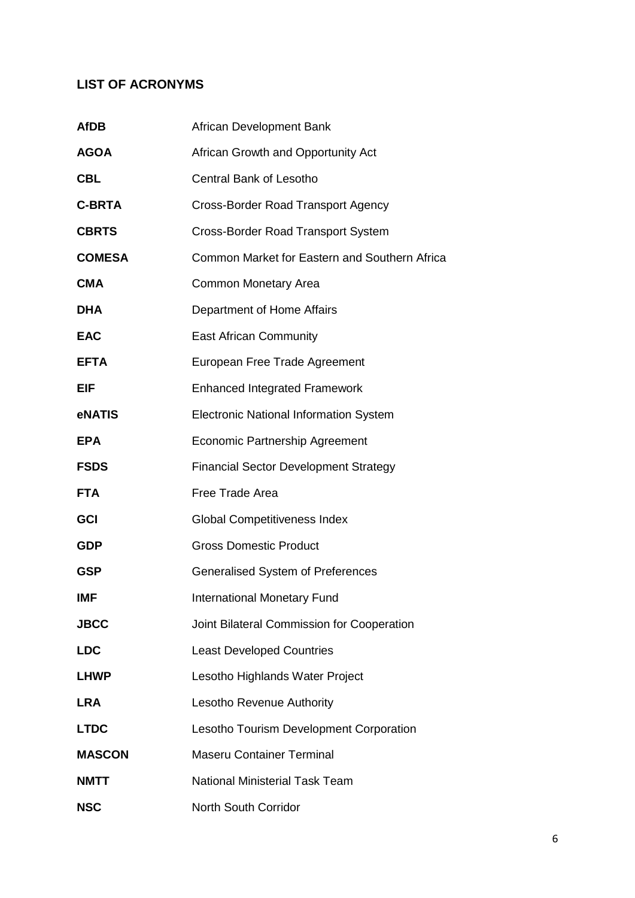## LIST OF ACRONYMS

| | |
|---|---|
| **AfDB** | African Development Bank |
| **AGOA** | African Growth and Opportunity Act |
| **CBL** | Central Bank of Lesotho |
| **C-BRTA** | Cross-Border Road Transport Agency |
| **CBRTS** | Cross-Border Road Transport System |
| **COMESA** | Common Market for Eastern and Southern Africa |
| **CMA** | Common Monetary Area |
| **DHA** | Department of Home Affairs |
| **EAC** | East African Community |
| **EFTA** | European Free Trade Agreement |
| **EIF** | Enhanced Integrated Framework |
| **eNATIS** | Electronic National Information System |
| **EPA** | Economic Partnership Agreement |
| **FSDS** | Financial Sector Development Strategy |
| **FTA** | Free Trade Area |
| **GCI** | Global Competitiveness Index |
| **GDP** | Gross Domestic Product |
| **GSP** | Generalised System of Preferences |
| **IMF** | International Monetary Fund |
| **JBCC** | Joint Bilateral Commission for Cooperation |
| **LDC** | Least Developed Countries |
| **LHWP** | Lesotho Highlands Water Project |
| **LRA** | Lesotho Revenue Authority |
| **LTDC** | Lesotho Tourism Development Corporation |
| **MASCON** | Maseru Container Terminal |
| **NMTT** | National Ministerial Task Team |
| **NSC** | North South Corridor |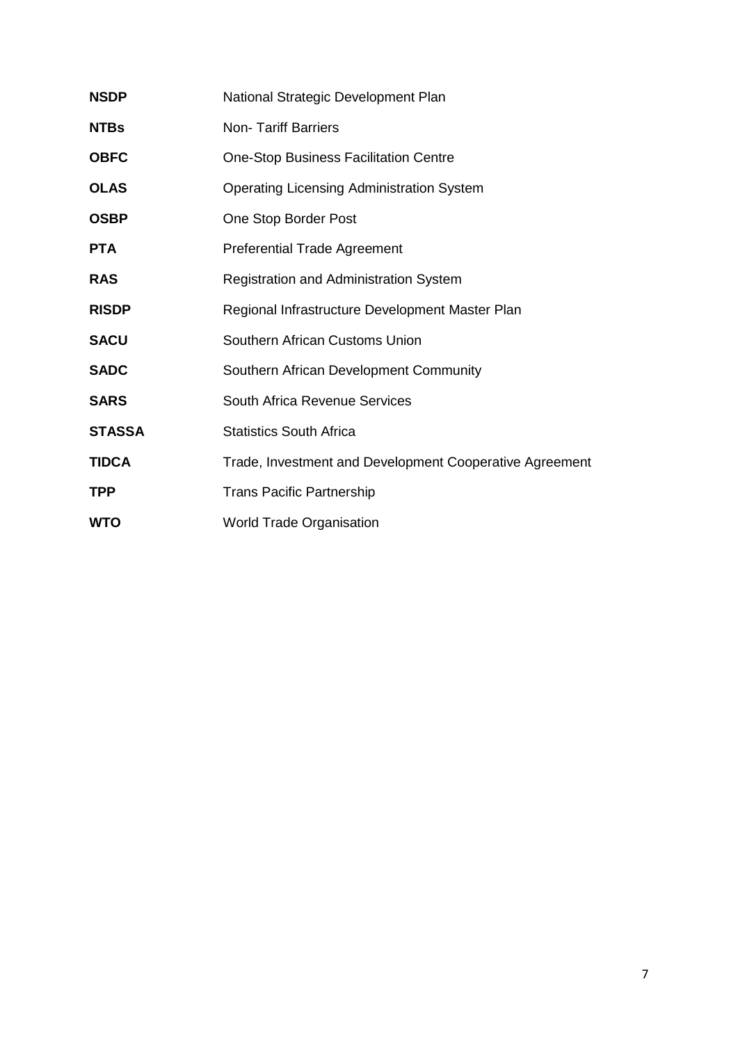| | |
|---|---|
| **NSDP** | National Strategic Development Plan |
| **NTBs** | Non- Tariff Barriers |
| **OBFC** | One-Stop Business Facilitation Centre |
| **OLAS** | Operating Licensing Administration System |
| **OSBP** | One Stop Border Post |
| **PTA** | Preferential Trade Agreement |
| **RAS** | Registration and Administration System |
| **RISDP** | Regional Infrastructure Development Master Plan |
| **SACU** | Southern African Customs Union |
| **SADC** | Southern African Development Community |
| **SARS** | South Africa Revenue Services |
| **STASSA** | Statistics South Africa |
| **TIDCA** | Trade, Investment and Development Cooperative Agreement |
| **TPP** | Trans Pacific Partnership |
| **WTO** | World Trade Organisation |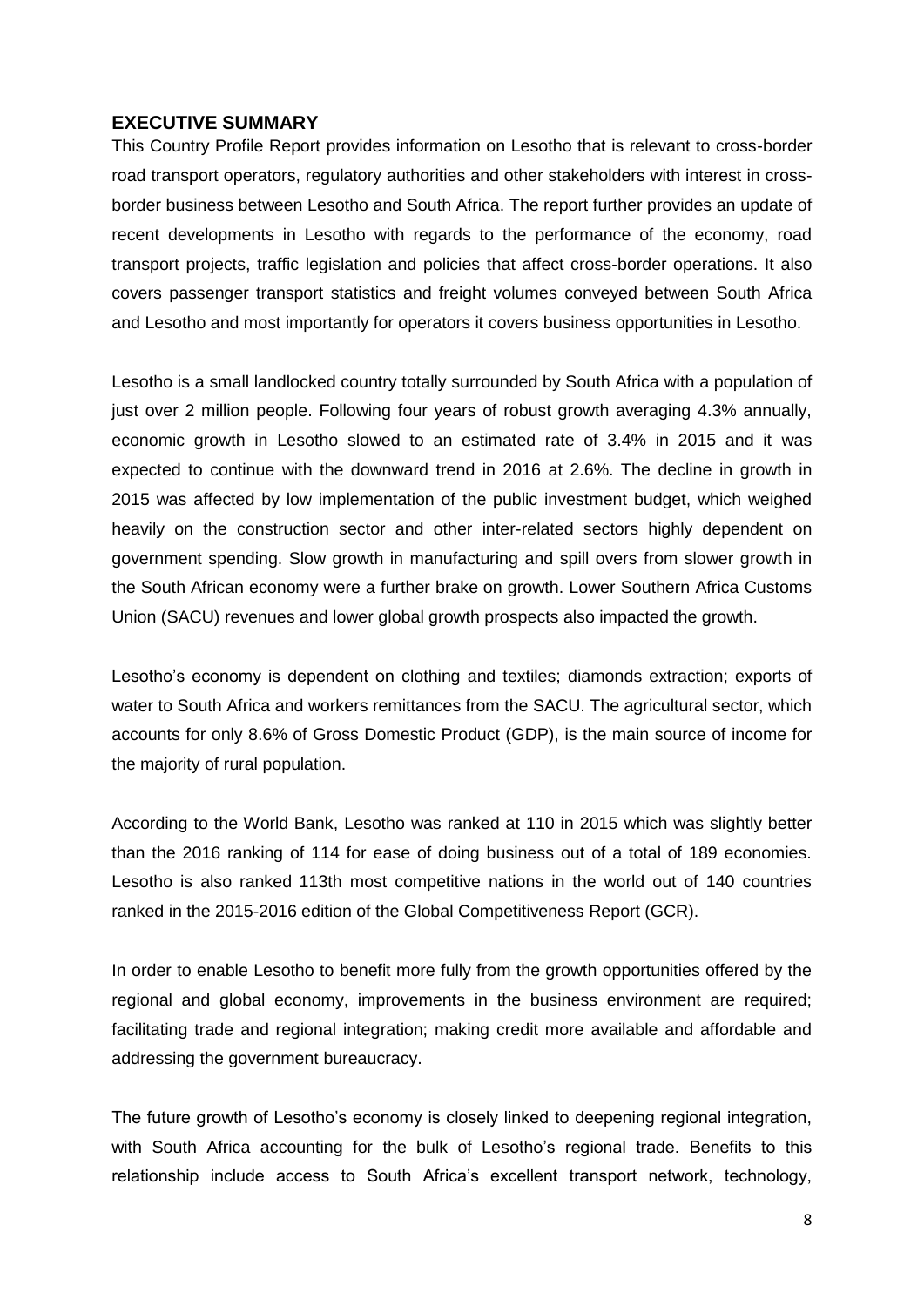## EXECUTIVE SUMMARY

This Country Profile Report provides information on Lesotho that is relevant to cross-border road transport operators, regulatory authorities and other stakeholders with interest in cross-border business between Lesotho and South Africa. The report further provides an update of recent developments in Lesotho with regards to the performance of the economy, road transport projects, traffic legislation and policies that affect cross-border operations. It also covers passenger transport statistics and freight volumes conveyed between South Africa and Lesotho and most importantly for operators it covers business opportunities in Lesotho.

Lesotho is a small landlocked country totally surrounded by South Africa with a population of just over 2 million people. Following four years of robust growth averaging 4.3% annually, economic growth in Lesotho slowed to an estimated rate of 3.4% in 2015 and it was expected to continue with the downward trend in 2016 at 2.6%. The decline in growth in 2015 was affected by low implementation of the public investment budget, which weighed heavily on the construction sector and other inter-related sectors highly dependent on government spending. Slow growth in manufacturing and spill overs from slower growth in the South African economy were a further brake on growth. Lower Southern Africa Customs Union (SACU) revenues and lower global growth prospects also impacted the growth.

Lesotho's economy is dependent on clothing and textiles; diamonds extraction; exports of water to South Africa and workers remittances from the SACU. The agricultural sector, which accounts for only 8.6% of Gross Domestic Product (GDP), is the main source of income for the majority of rural population.

According to the World Bank, Lesotho was ranked at 110 in 2015 which was slightly better than the 2016 ranking of 114 for ease of doing business out of a total of 189 economies. Lesotho is also ranked 113th most competitive nations in the world out of 140 countries ranked in the 2015-2016 edition of the Global Competitiveness Report (GCR).

In order to enable Lesotho to benefit more fully from the growth opportunities offered by the regional and global economy, improvements in the business environment are required; facilitating trade and regional integration; making credit more available and affordable and addressing the government bureaucracy.

The future growth of Lesotho's economy is closely linked to deepening regional integration, with South Africa accounting for the bulk of Lesotho's regional trade. Benefits to this relationship include access to South Africa's excellent transport network, technology,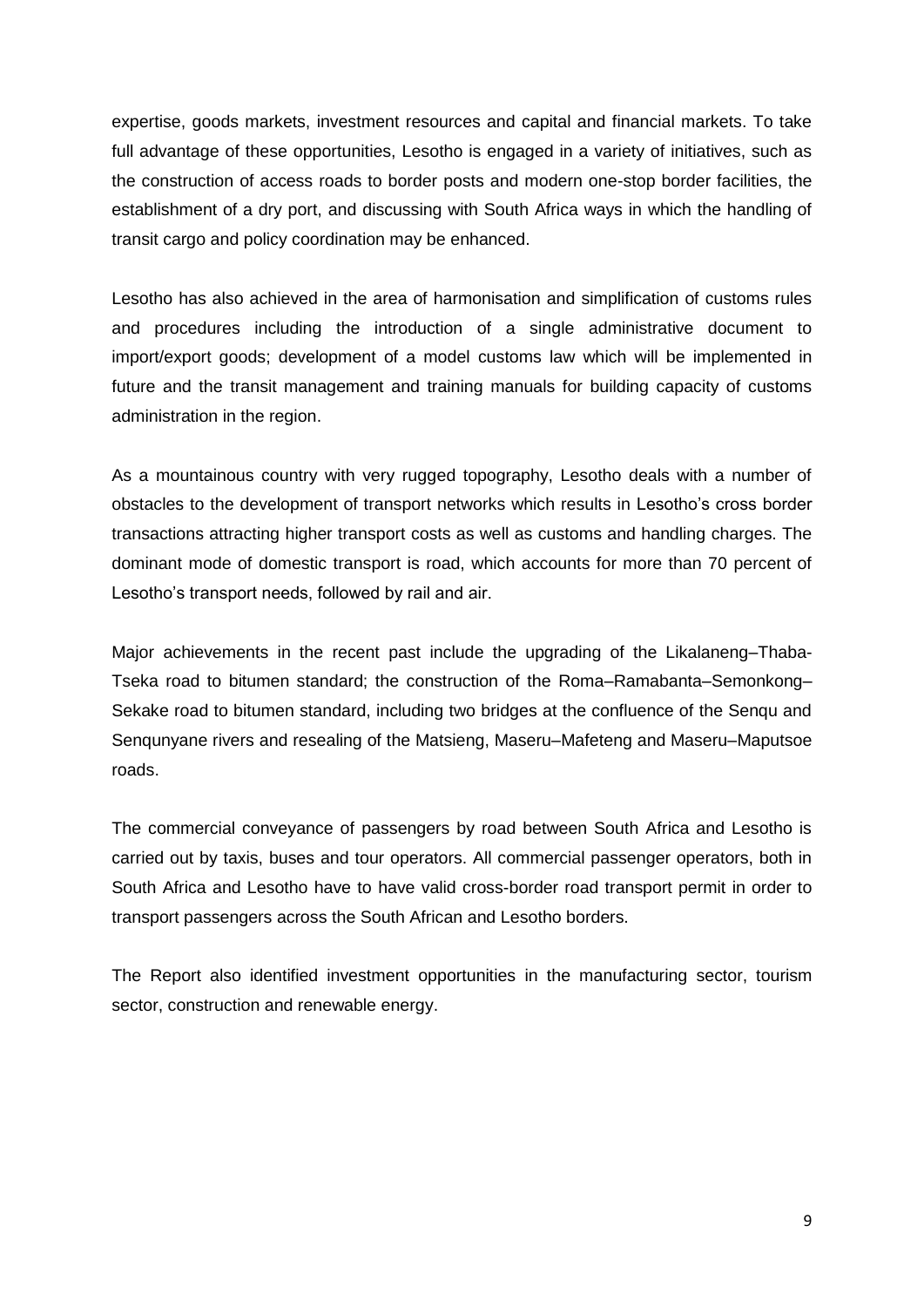expertise, goods markets, investment resources and capital and financial markets. To take full advantage of these opportunities, Lesotho is engaged in a variety of initiatives, such as the construction of access roads to border posts and modern one-stop border facilities, the establishment of a dry port, and discussing with South Africa ways in which the handling of transit cargo and policy coordination may be enhanced.

Lesotho has also achieved in the area of harmonisation and simplification of customs rules and procedures including the introduction of a single administrative document to import/export goods; development of a model customs law which will be implemented in future and the transit management and training manuals for building capacity of customs administration in the region.

As a mountainous country with very rugged topography, Lesotho deals with a number of obstacles to the development of transport networks which results in Lesotho's cross border transactions attracting higher transport costs as well as customs and handling charges. The dominant mode of domestic transport is road, which accounts for more than 70 percent of Lesotho's transport needs, followed by rail and air.

Major achievements in the recent past include the upgrading of the Likalaneng–Thaba-Tseka road to bitumen standard; the construction of the Roma–Ramabanta–Semonkong–Sekake road to bitumen standard, including two bridges at the confluence of the Senqu and Senqunyane rivers and resealing of the Matsieng, Maseru–Mafeteng and Maseru–Maputsoe roads.

The commercial conveyance of passengers by road between South Africa and Lesotho is carried out by taxis, buses and tour operators. All commercial passenger operators, both in South Africa and Lesotho have to have valid cross-border road transport permit in order to transport passengers across the South African and Lesotho borders.

The Report also identified investment opportunities in the manufacturing sector, tourism sector, construction and renewable energy.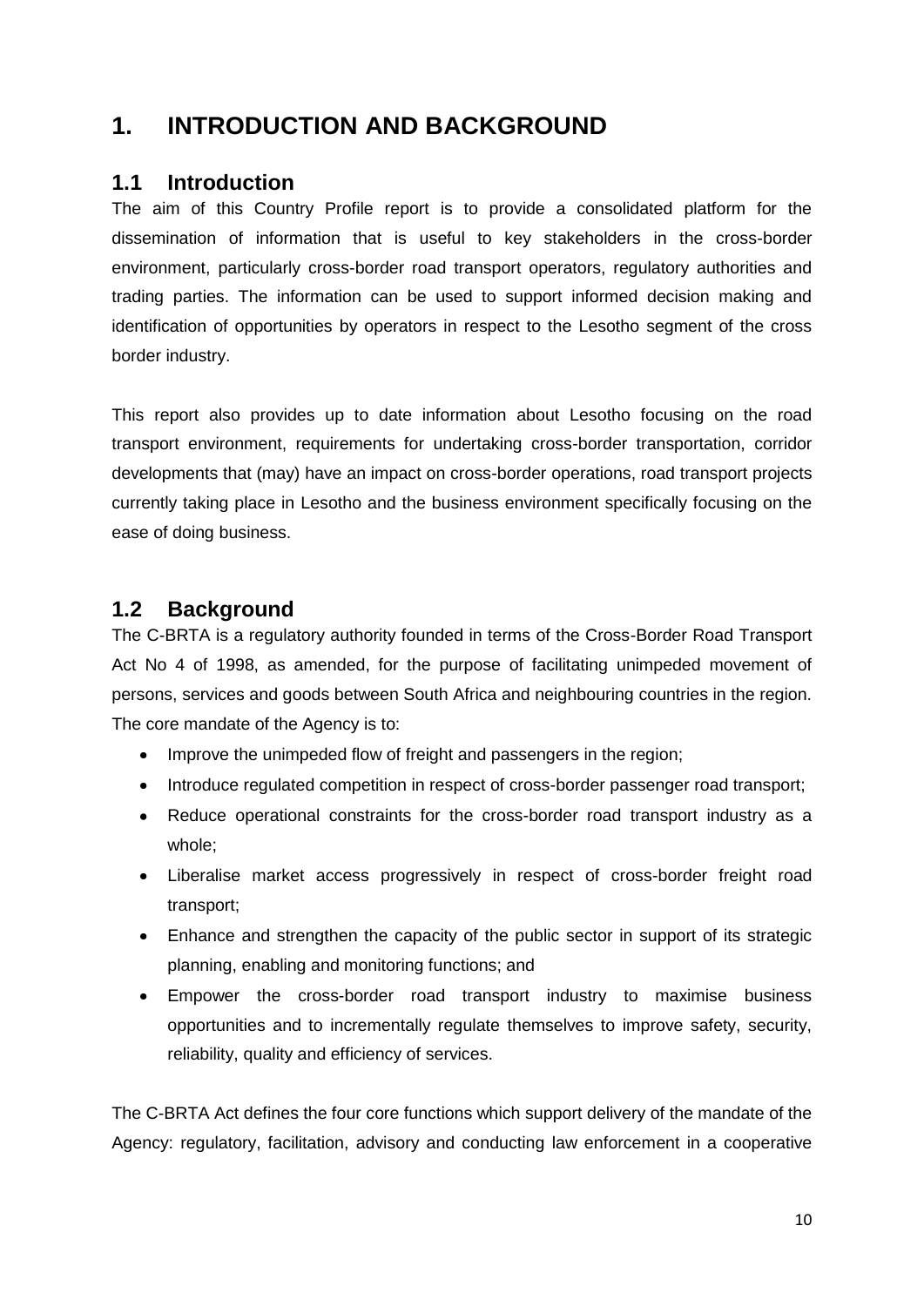# 1. INTRODUCTION AND BACKGROUND

## 1.1 Introduction

The aim of this Country Profile report is to provide a consolidated platform for the dissemination of information that is useful to key stakeholders in the cross-border environment, particularly cross-border road transport operators, regulatory authorities and trading parties. The information can be used to support informed decision making and identification of opportunities by operators in respect to the Lesotho segment of the cross border industry.

This report also provides up to date information about Lesotho focusing on the road transport environment, requirements for undertaking cross-border transportation, corridor developments that (may) have an impact on cross-border operations, road transport projects currently taking place in Lesotho and the business environment specifically focusing on the ease of doing business.

## 1.2 Background

The C-BRTA is a regulatory authority founded in terms of the Cross-Border Road Transport Act No 4 of 1998, as amended, for the purpose of facilitating unimpeded movement of persons, services and goods between South Africa and neighbouring countries in the region. The core mandate of the Agency is to:

- Improve the unimpeded flow of freight and passengers in the region;
- Introduce regulated competition in respect of cross-border passenger road transport;
- Reduce operational constraints for the cross-border road transport industry as a whole;
- Liberalise market access progressively in respect of cross-border freight road transport;
- Enhance and strengthen the capacity of the public sector in support of its strategic planning, enabling and monitoring functions; and
- Empower the cross-border road transport industry to maximise business opportunities and to incrementally regulate themselves to improve safety, security, reliability, quality and efficiency of services.

The C-BRTA Act defines the four core functions which support delivery of the mandate of the Agency: regulatory, facilitation, advisory and conducting law enforcement in a cooperative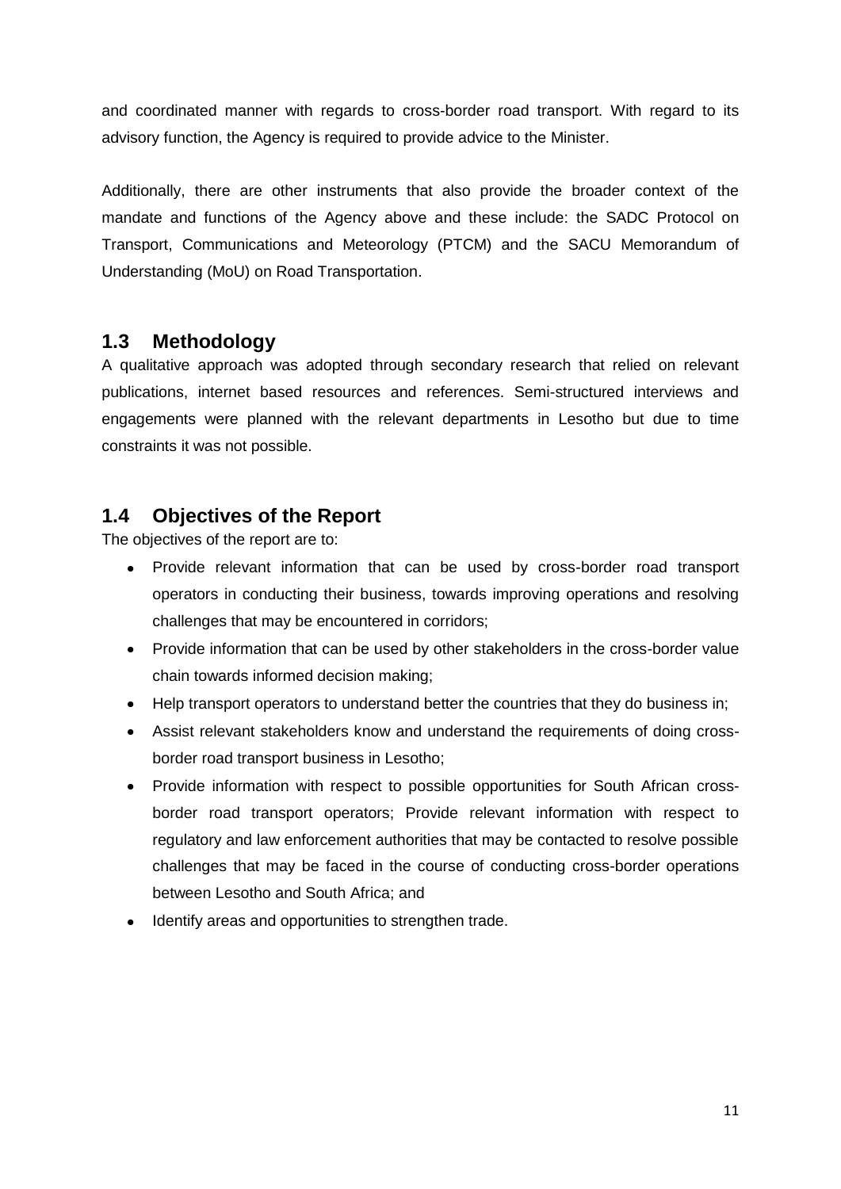and coordinated manner with regards to cross-border road transport. With regard to its advisory function, the Agency is required to provide advice to the Minister.

Additionally, there are other instruments that also provide the broader context of the mandate and functions of the Agency above and these include: the SADC Protocol on Transport, Communications and Meteorology (PTCM) and the SACU Memorandum of Understanding (MoU) on Road Transportation.

## 1.3 Methodology

A qualitative approach was adopted through secondary research that relied on relevant publications, internet based resources and references. Semi-structured interviews and engagements were planned with the relevant departments in Lesotho but due to time constraints it was not possible.

## 1.4 Objectives of the Report

The objectives of the report are to:

- Provide relevant information that can be used by cross-border road transport operators in conducting their business, towards improving operations and resolving challenges that may be encountered in corridors;
- Provide information that can be used by other stakeholders in the cross-border value chain towards informed decision making;
- Help transport operators to understand better the countries that they do business in;
- Assist relevant stakeholders know and understand the requirements of doing cross-border road transport business in Lesotho;
- Provide information with respect to possible opportunities for South African cross-border road transport operators; Provide relevant information with respect to regulatory and law enforcement authorities that may be contacted to resolve possible challenges that may be faced in the course of conducting cross-border operations between Lesotho and South Africa; and
- Identify areas and opportunities to strengthen trade.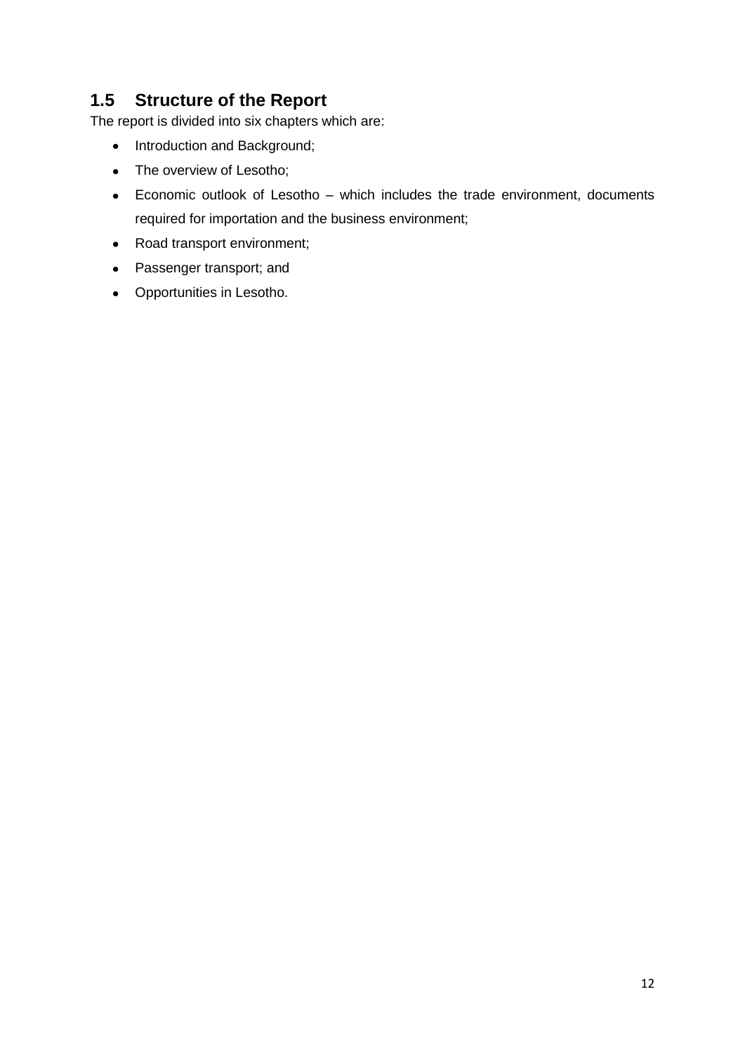## 1.5 Structure of the Report

The report is divided into six chapters which are:

- Introduction and Background;
- The overview of Lesotho;
- Economic outlook of Lesotho – which includes the trade environment, documents required for importation and the business environment;
- Road transport environment;
- Passenger transport; and
- Opportunities in Lesotho.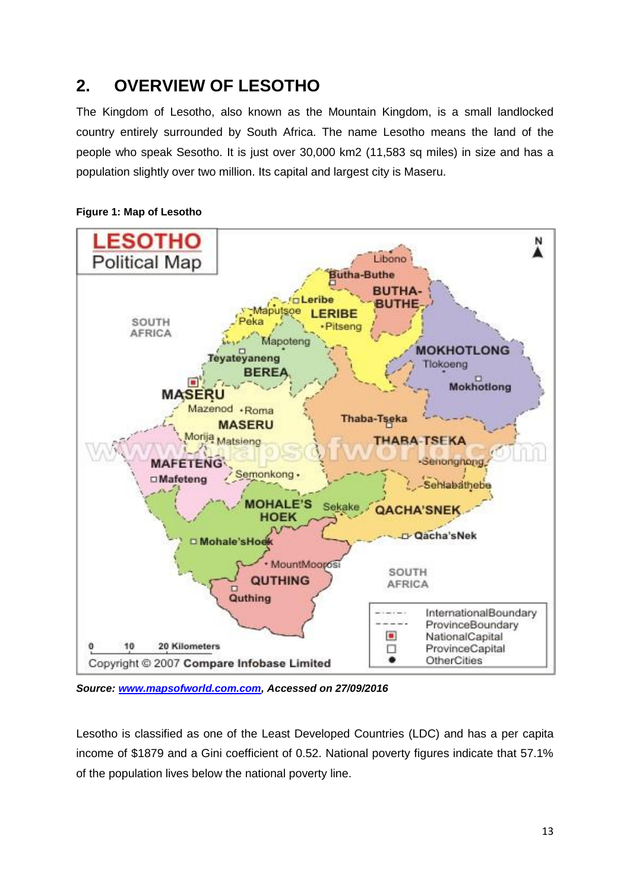## 2. OVERVIEW OF LESOTHO

The Kingdom of Lesotho, also known as the Mountain Kingdom, is a small landlocked country entirely surrounded by South Africa. The name Lesotho means the land of the people who speak Sesotho. It is just over 30,000 km2 (11,583 sq miles) in size and has a population slightly over two million. Its capital and largest city is Maseru.

**Figure 1: Map of Lesotho**

***Source: [www.mapsofworld.com.com](www.mapsofworld.com.com), Accessed on 27/09/2016***

Lesotho is classified as one of the Least Developed Countries (LDC) and has a per capita income of $1879 and a Gini coefficient of 0.52. National poverty figures indicate that 57.1% of the population lives below the national poverty line.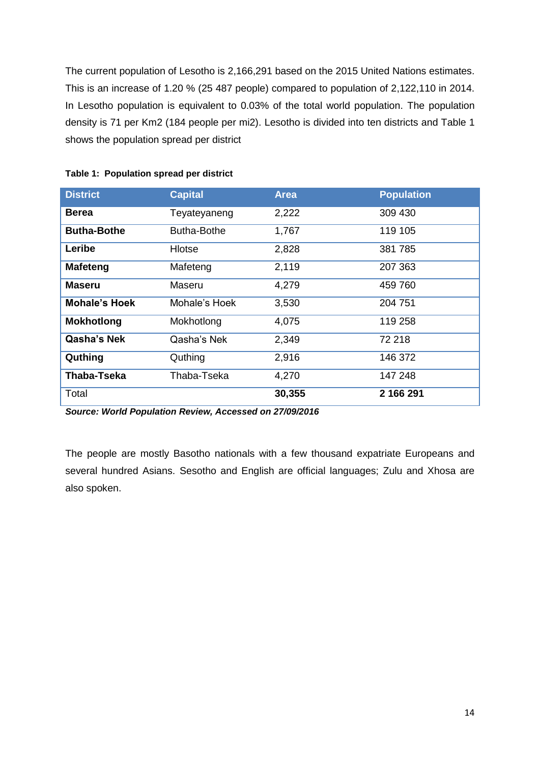The current population of Lesotho is 2,166,291 based on the 2015 United Nations estimates. This is an increase of 1.20 % (25 487 people) compared to population of 2,122,110 in 2014. In Lesotho population is equivalent to 0.03% of the total world population. The population density is 71 per Km2 (184 people per mi2). Lesotho is divided into ten districts and Table 1 shows the population spread per district

**Table 1: Population spread per district**

| District | Capital | Area | Population |
|---|---|---|---|
| **Berea** | Teyateyaneng | 2,222 | 309 430 |
| **Butha-Bothe** | Butha-Bothe | 1,767 | 119 105 |
| **Leribe** | Hlotse | 2,828 | 381 785 |
| **Mafeteng** | Mafeteng | 2,119 | 207 363 |
| **Maseru** | Maseru | 4,279 | 459 760 |
| **Mohale's Hoek** | Mohale's Hoek | 3,530 | 204 751 |
| **Mokhotlong** | Mokhotlong | 4,075 | 119 258 |
| **Qasha's Nek** | Qasha's Nek | 2,349 | 72 218 |
| **Quthing** | Quthing | 2,916 | 146 372 |
| **Thaba-Tseka** | Thaba-Tseka | 4,270 | 147 248 |
| Total | | **30,355** | **2 166 291** |

***Source: World Population Review, Accessed on 27/09/2016***

The people are mostly Basotho nationals with a few thousand expatriate Europeans and several hundred Asians. Sesotho and English are official languages; Zulu and Xhosa are also spoken.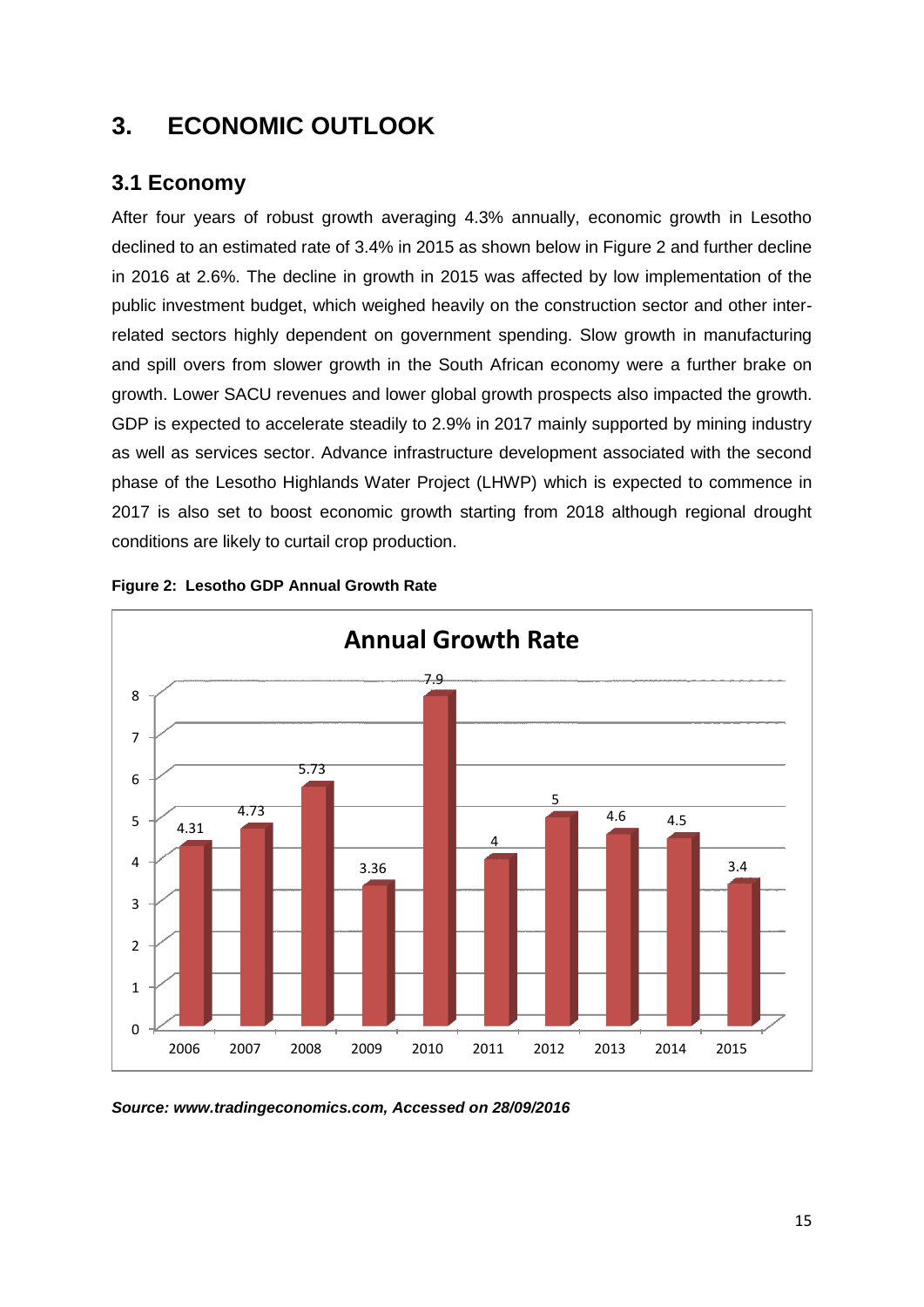# 3. ECONOMIC OUTLOOK

## 3.1 Economy

After four years of robust growth averaging 4.3% annually, economic growth in Lesotho declined to an estimated rate of 3.4% in 2015 as shown below in Figure 2 and further decline in 2016 at 2.6%. The decline in growth in 2015 was affected by low implementation of the public investment budget, which weighed heavily on the construction sector and other inter-related sectors highly dependent on government spending. Slow growth in manufacturing and spill overs from slower growth in the South African economy were a further brake on growth. Lower SACU revenues and lower global growth prospects also impacted the growth. GDP is expected to accelerate steadily to 2.9% in 2017 mainly supported by mining industry as well as services sector. Advance infrastructure development associated with the second phase of the Lesotho Highlands Water Project (LHWP) which is expected to commence in 2017 is also set to boost economic growth starting from 2018 although regional drought conditions are likely to curtail crop production.

**Figure 2: Lesotho GDP Annual Growth Rate**

**Annual Growth Rate**

| Year | 2006 | 2007 | 2008 | 2009 | 2010 | 2011 | 2012 | 2013 | 2014 | 2015 |
|---|---|---|---|---|---|---|---|---|---|---|
| Growth rate | 4.31 | 4.73 | 5.73 | 3.36 | 7.9 | 4 | 5 | 4.6 | 4.5 | 3.4 |

***Source: www.tradingeconomics.com, Accessed on 28/09/2016***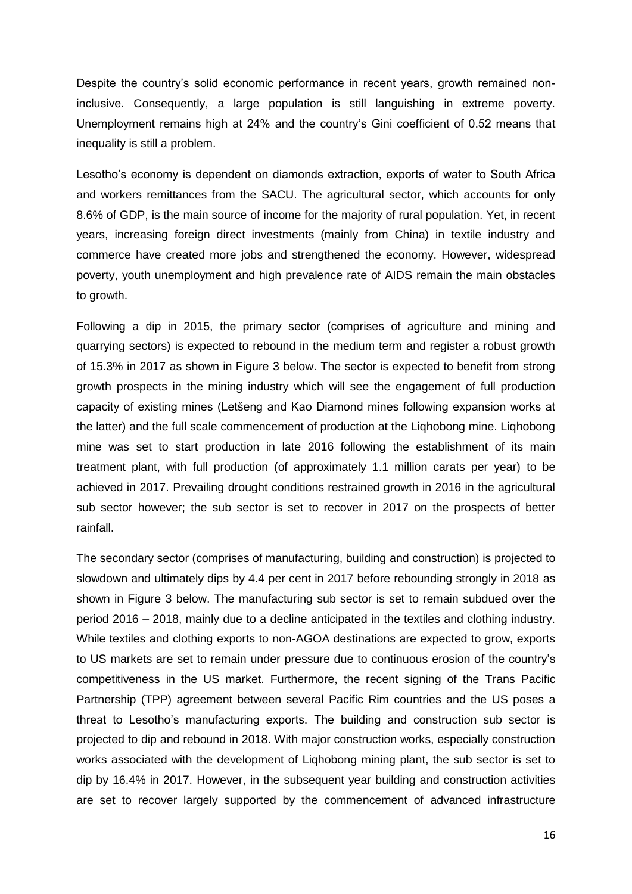Despite the country's solid economic performance in recent years, growth remained non-inclusive. Consequently, a large population is still languishing in extreme poverty. Unemployment remains high at 24% and the country's Gini coefficient of 0.52 means that inequality is still a problem.

Lesotho's economy is dependent on diamonds extraction, exports of water to South Africa and workers remittances from the SACU. The agricultural sector, which accounts for only 8.6% of GDP, is the main source of income for the majority of rural population. Yet, in recent years, increasing foreign direct investments (mainly from China) in textile industry and commerce have created more jobs and strengthened the economy. However, widespread poverty, youth unemployment and high prevalence rate of AIDS remain the main obstacles to growth.

Following a dip in 2015, the primary sector (comprises of agriculture and mining and quarrying sectors) is expected to rebound in the medium term and register a robust growth of 15.3% in 2017 as shown in Figure 3 below. The sector is expected to benefit from strong growth prospects in the mining industry which will see the engagement of full production capacity of existing mines (Letšeng and Kao Diamond mines following expansion works at the latter) and the full scale commencement of production at the Liqhobong mine. Liqhobong mine was set to start production in late 2016 following the establishment of its main treatment plant, with full production (of approximately 1.1 million carats per year) to be achieved in 2017. Prevailing drought conditions restrained growth in 2016 in the agricultural sub sector however; the sub sector is set to recover in 2017 on the prospects of better rainfall.

The secondary sector (comprises of manufacturing, building and construction) is projected to slowdown and ultimately dips by 4.4 per cent in 2017 before rebounding strongly in 2018 as shown in Figure 3 below. The manufacturing sub sector is set to remain subdued over the period 2016 – 2018, mainly due to a decline anticipated in the textiles and clothing industry. While textiles and clothing exports to non-AGOA destinations are expected to grow, exports to US markets are set to remain under pressure due to continuous erosion of the country's competitiveness in the US market. Furthermore, the recent signing of the Trans Pacific Partnership (TPP) agreement between several Pacific Rim countries and the US poses a threat to Lesotho's manufacturing exports. The building and construction sub sector is projected to dip and rebound in 2018. With major construction works, especially construction works associated with the development of Liqhobong mining plant, the sub sector is set to dip by 16.4% in 2017. However, in the subsequent year building and construction activities are set to recover largely supported by the commencement of advanced infrastructure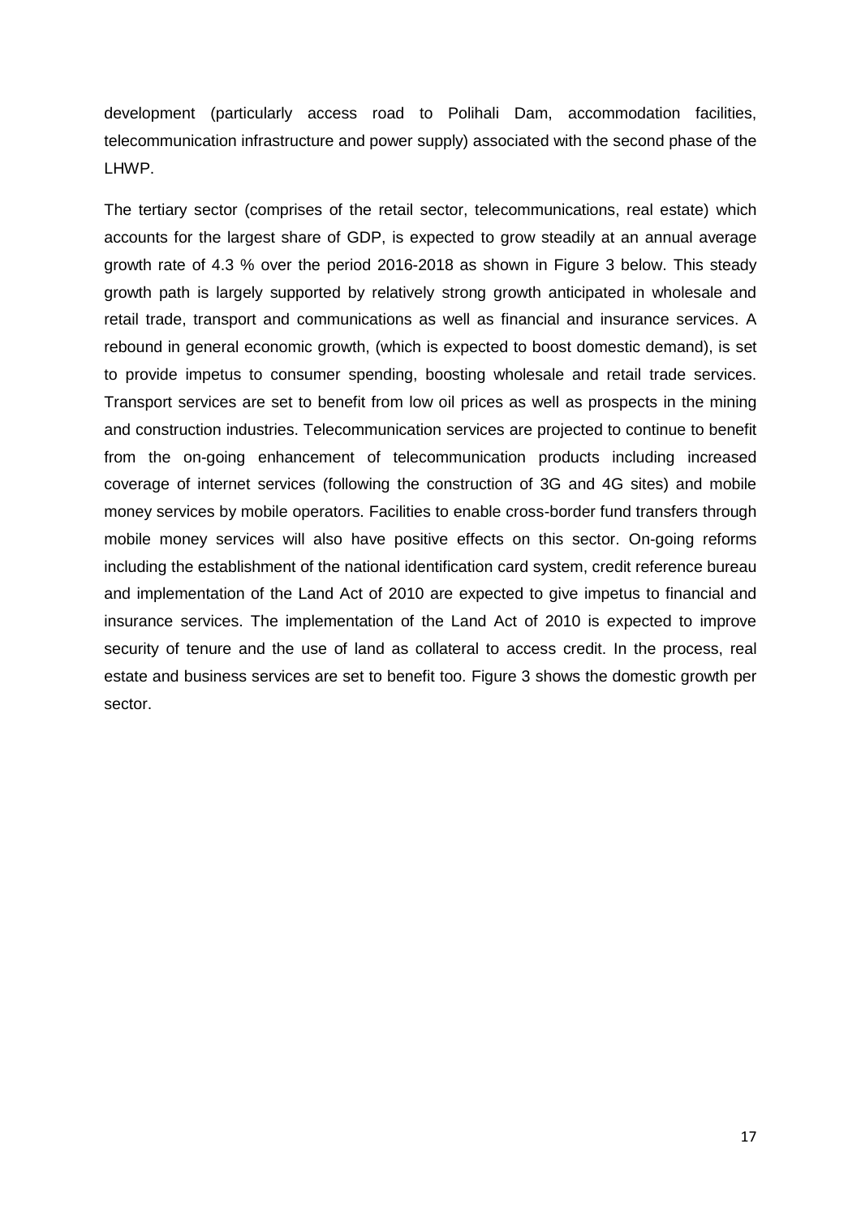development (particularly access road to Polihali Dam, accommodation facilities, telecommunication infrastructure and power supply) associated with the second phase of the LHWP.

The tertiary sector (comprises of the retail sector, telecommunications, real estate) which accounts for the largest share of GDP, is expected to grow steadily at an annual average growth rate of 4.3 % over the period 2016-2018 as shown in Figure 3 below. This steady growth path is largely supported by relatively strong growth anticipated in wholesale and retail trade, transport and communications as well as financial and insurance services. A rebound in general economic growth, (which is expected to boost domestic demand), is set to provide impetus to consumer spending, boosting wholesale and retail trade services. Transport services are set to benefit from low oil prices as well as prospects in the mining and construction industries. Telecommunication services are projected to continue to benefit from the on-going enhancement of telecommunication products including increased coverage of internet services (following the construction of 3G and 4G sites) and mobile money services by mobile operators. Facilities to enable cross-border fund transfers through mobile money services will also have positive effects on this sector. On-going reforms including the establishment of the national identification card system, credit reference bureau and implementation of the Land Act of 2010 are expected to give impetus to financial and insurance services. The implementation of the Land Act of 2010 is expected to improve security of tenure and the use of land as collateral to access credit. In the process, real estate and business services are set to benefit too. Figure 3 shows the domestic growth per sector.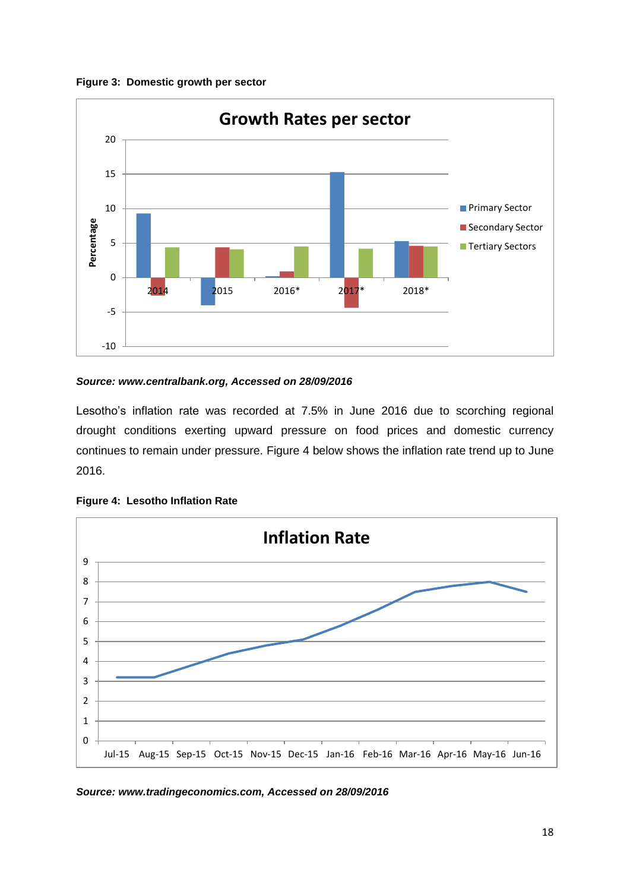**Figure 3: Domestic growth per sector**

*Source: www.centralbank.org, Accessed on 28/09/2016*

Lesotho's inflation rate was recorded at 7.5% in June 2016 due to scorching regional drought conditions exerting upward pressure on food prices and domestic currency continues to remain under pressure. Figure 4 below shows the inflation rate trend up to June 2016.

**Figure 4: Lesotho Inflation Rate**

*Source: www.tradingeconomics.com, Accessed on 28/09/2016*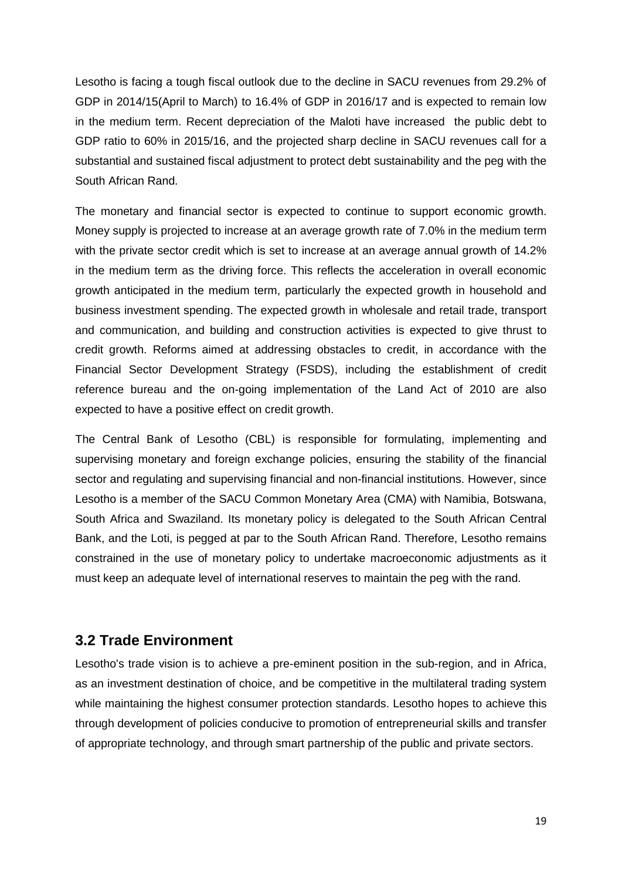Lesotho is facing a tough fiscal outlook due to the decline in SACU revenues from 29.2% of GDP in 2014/15(April to March) to 16.4% of GDP in 2016/17 and is expected to remain low in the medium term. Recent depreciation of the Maloti have increased the public debt to GDP ratio to 60% in 2015/16, and the projected sharp decline in SACU revenues call for a substantial and sustained fiscal adjustment to protect debt sustainability and the peg with the South African Rand.

The monetary and financial sector is expected to continue to support economic growth. Money supply is projected to increase at an average growth rate of 7.0% in the medium term with the private sector credit which is set to increase at an average annual growth of 14.2% in the medium term as the driving force. This reflects the acceleration in overall economic growth anticipated in the medium term, particularly the expected growth in household and business investment spending. The expected growth in wholesale and retail trade, transport and communication, and building and construction activities is expected to give thrust to credit growth. Reforms aimed at addressing obstacles to credit, in accordance with the Financial Sector Development Strategy (FSDS), including the establishment of credit reference bureau and the on-going implementation of the Land Act of 2010 are also expected to have a positive effect on credit growth.

The Central Bank of Lesotho (CBL) is responsible for formulating, implementing and supervising monetary and foreign exchange policies, ensuring the stability of the financial sector and regulating and supervising financial and non-financial institutions. However, since Lesotho is a member of the SACU Common Monetary Area (CMA) with Namibia, Botswana, South Africa and Swaziland. Its monetary policy is delegated to the South African Central Bank, and the Loti, is pegged at par to the South African Rand. Therefore, Lesotho remains constrained in the use of monetary policy to undertake macroeconomic adjustments as it must keep an adequate level of international reserves to maintain the peg with the rand.

## 3.2 Trade Environment

Lesotho's trade vision is to achieve a pre-eminent position in the sub-region, and in Africa, as an investment destination of choice, and be competitive in the multilateral trading system while maintaining the highest consumer protection standards. Lesotho hopes to achieve this through development of policies conducive to promotion of entrepreneurial skills and transfer of appropriate technology, and through smart partnership of the public and private sectors.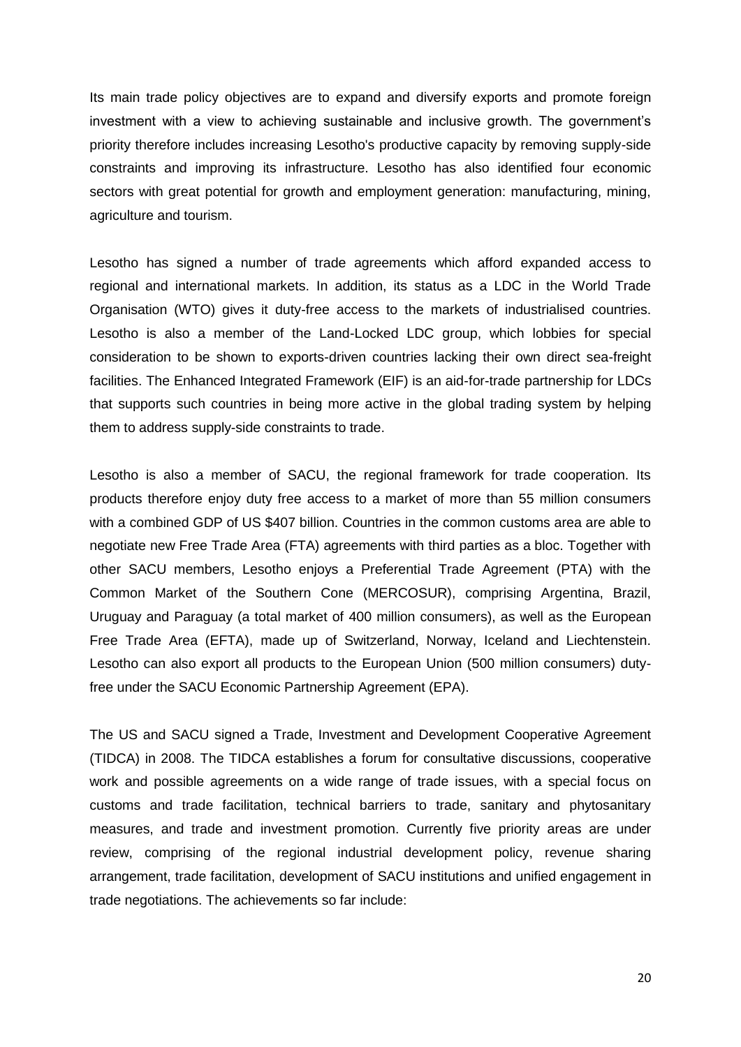Its main trade policy objectives are to expand and diversify exports and promote foreign investment with a view to achieving sustainable and inclusive growth. The government's priority therefore includes increasing Lesotho's productive capacity by removing supply-side constraints and improving its infrastructure. Lesotho has also identified four economic sectors with great potential for growth and employment generation: manufacturing, mining, agriculture and tourism.

Lesotho has signed a number of trade agreements which afford expanded access to regional and international markets. In addition, its status as a LDC in the World Trade Organisation (WTO) gives it duty-free access to the markets of industrialised countries. Lesotho is also a member of the Land-Locked LDC group, which lobbies for special consideration to be shown to exports-driven countries lacking their own direct sea-freight facilities. The Enhanced Integrated Framework (EIF) is an aid-for-trade partnership for LDCs that supports such countries in being more active in the global trading system by helping them to address supply-side constraints to trade.

Lesotho is also a member of SACU, the regional framework for trade cooperation. Its products therefore enjoy duty free access to a market of more than 55 million consumers with a combined GDP of US $407 billion. Countries in the common customs area are able to negotiate new Free Trade Area (FTA) agreements with third parties as a bloc. Together with other SACU members, Lesotho enjoys a Preferential Trade Agreement (PTA) with the Common Market of the Southern Cone (MERCOSUR), comprising Argentina, Brazil, Uruguay and Paraguay (a total market of 400 million consumers), as well as the European Free Trade Area (EFTA), made up of Switzerland, Norway, Iceland and Liechtenstein. Lesotho can also export all products to the European Union (500 million consumers) duty-free under the SACU Economic Partnership Agreement (EPA).

The US and SACU signed a Trade, Investment and Development Cooperative Agreement (TIDCA) in 2008. The TIDCA establishes a forum for consultative discussions, cooperative work and possible agreements on a wide range of trade issues, with a special focus on customs and trade facilitation, technical barriers to trade, sanitary and phytosanitary measures, and trade and investment promotion. Currently five priority areas are under review, comprising of the regional industrial development policy, revenue sharing arrangement, trade facilitation, development of SACU institutions and unified engagement in trade negotiations. The achievements so far include: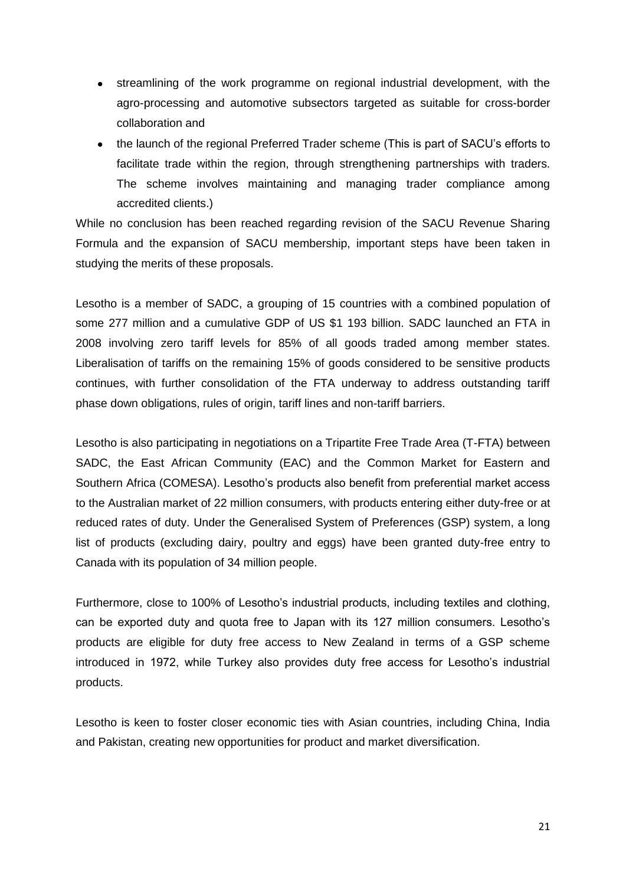- streamlining of the work programme on regional industrial development, with the agro-processing and automotive subsectors targeted as suitable for cross-border collaboration and
- the launch of the regional Preferred Trader scheme (This is part of SACU's efforts to facilitate trade within the region, through strengthening partnerships with traders. The scheme involves maintaining and managing trader compliance among accredited clients.)

While no conclusion has been reached regarding revision of the SACU Revenue Sharing Formula and the expansion of SACU membership, important steps have been taken in studying the merits of these proposals.

Lesotho is a member of SADC, a grouping of 15 countries with a combined population of some 277 million and a cumulative GDP of US $1 193 billion. SADC launched an FTA in 2008 involving zero tariff levels for 85% of all goods traded among member states. Liberalisation of tariffs on the remaining 15% of goods considered to be sensitive products continues, with further consolidation of the FTA underway to address outstanding tariff phase down obligations, rules of origin, tariff lines and non-tariff barriers.

Lesotho is also participating in negotiations on a Tripartite Free Trade Area (T-FTA) between SADC, the East African Community (EAC) and the Common Market for Eastern and Southern Africa (COMESA). Lesotho's products also benefit from preferential market access to the Australian market of 22 million consumers, with products entering either duty-free or at reduced rates of duty. Under the Generalised System of Preferences (GSP) system, a long list of products (excluding dairy, poultry and eggs) have been granted duty-free entry to Canada with its population of 34 million people.

Furthermore, close to 100% of Lesotho's industrial products, including textiles and clothing, can be exported duty and quota free to Japan with its 127 million consumers. Lesotho's products are eligible for duty free access to New Zealand in terms of a GSP scheme introduced in 1972, while Turkey also provides duty free access for Lesotho's industrial products.

Lesotho is keen to foster closer economic ties with Asian countries, including China, India and Pakistan, creating new opportunities for product and market diversification.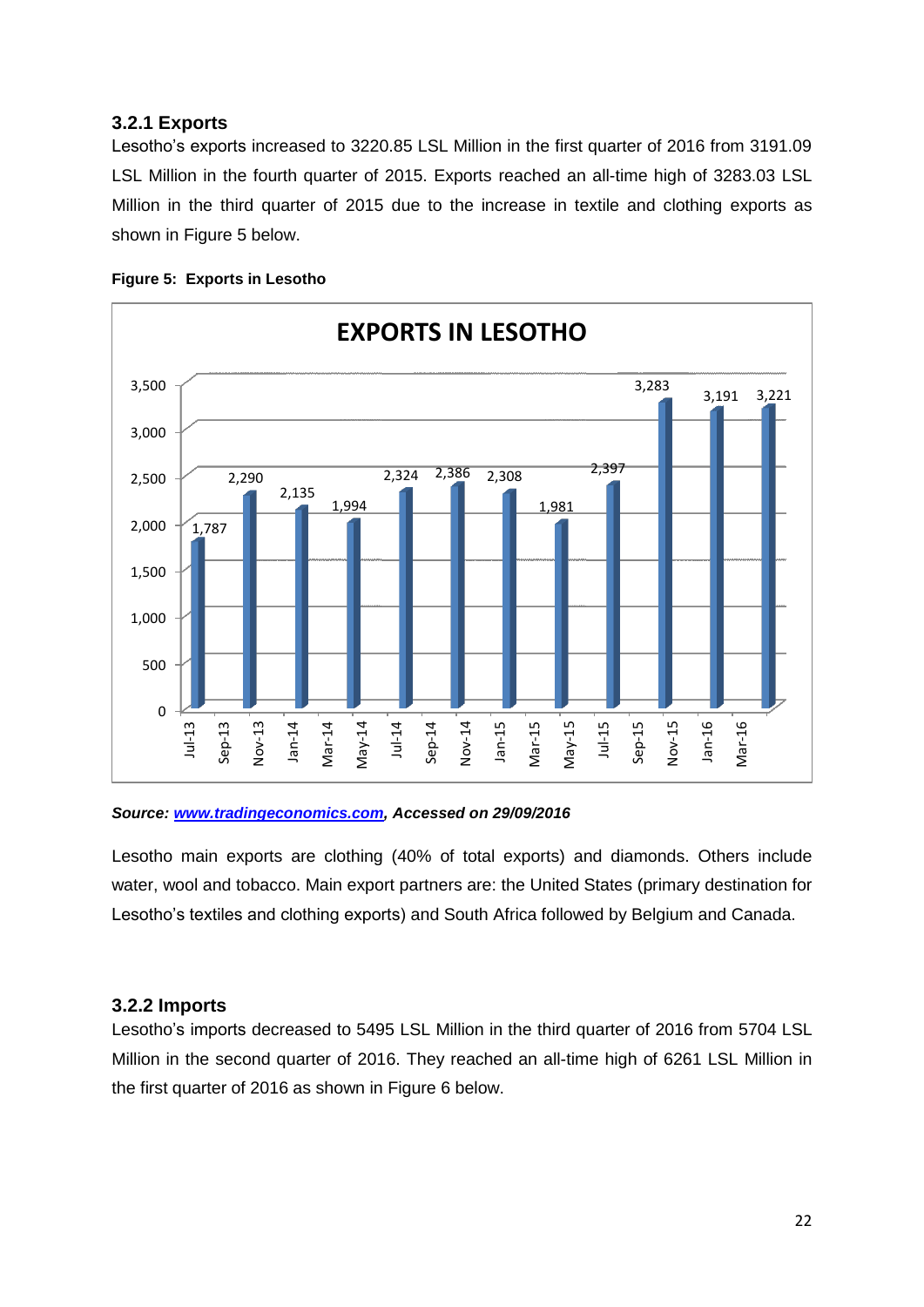### 3.2.1 Exports

Lesotho's exports increased to 3220.85 LSL Million in the first quarter of 2016 from 3191.09 LSL Million in the fourth quarter of 2015. Exports reached an all-time high of 3283.03 LSL Million in the third quarter of 2015 due to the increase in textile and clothing exports as shown in Figure 5 below.

**Figure 5: Exports in Lesotho**

***Source: [www.tradingeconomics.com](www.tradingeconomics.com), Accessed on 29/09/2016***

Lesotho main exports are clothing (40% of total exports) and diamonds. Others include water, wool and tobacco. Main export partners are: the United States (primary destination for Lesotho's textiles and clothing exports) and South Africa followed by Belgium and Canada.

### 3.2.2 Imports

Lesotho's imports decreased to 5495 LSL Million in the third quarter of 2016 from 5704 LSL Million in the second quarter of 2016. They reached an all-time high of 6261 LSL Million in the first quarter of 2016 as shown in Figure 6 below.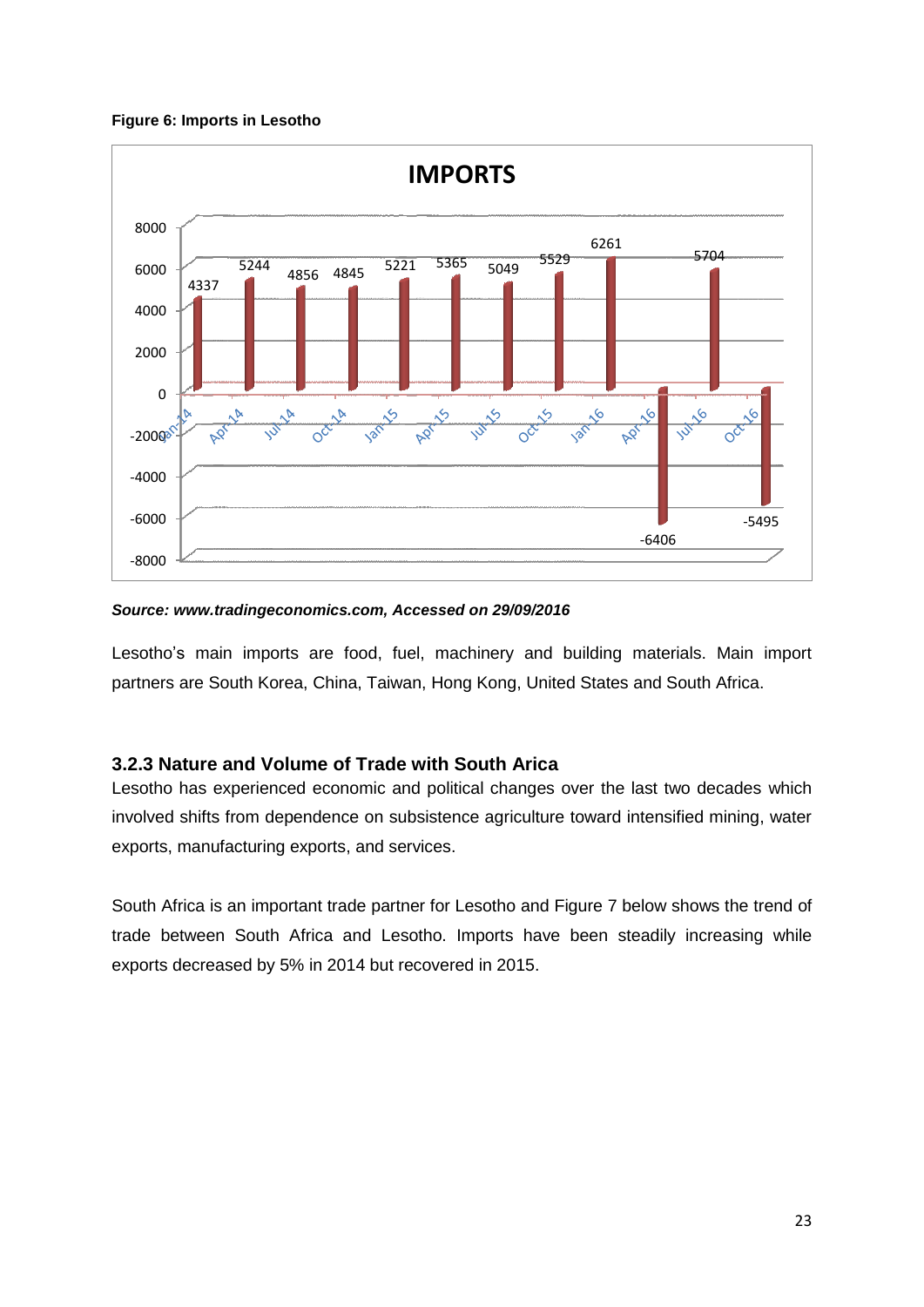**Figure 6: Imports in Lesotho**

| | Jan-14 | Apr-14 | Jul-14 | Oct-14 | Jan-15 | Apr-15 | Jul-15 | Oct-15 | Jan-16 | Apr-16 | Jul-16 | Oct-16 |
|---|---|---|---|---|---|---|---|---|---|---|---|---|
| IMPORTS | 4337 | 5244 | 4856 | 4845 | 5221 | 5365 | 5049 | 5529 | 6261 | -6406 | 5704 | -5495 |

***Source: www.tradingeconomics.com, Accessed on 29/09/2016***

Lesotho's main imports are food, fuel, machinery and building materials. Main import partners are South Korea, China, Taiwan, Hong Kong, United States and South Africa.

### 3.2.3 Nature and Volume of Trade with South Arica

Lesotho has experienced economic and political changes over the last two decades which involved shifts from dependence on subsistence agriculture toward intensified mining, water exports, manufacturing exports, and services.

South Africa is an important trade partner for Lesotho and Figure 7 below shows the trend of trade between South Africa and Lesotho. Imports have been steadily increasing while exports decreased by 5% in 2014 but recovered in 2015.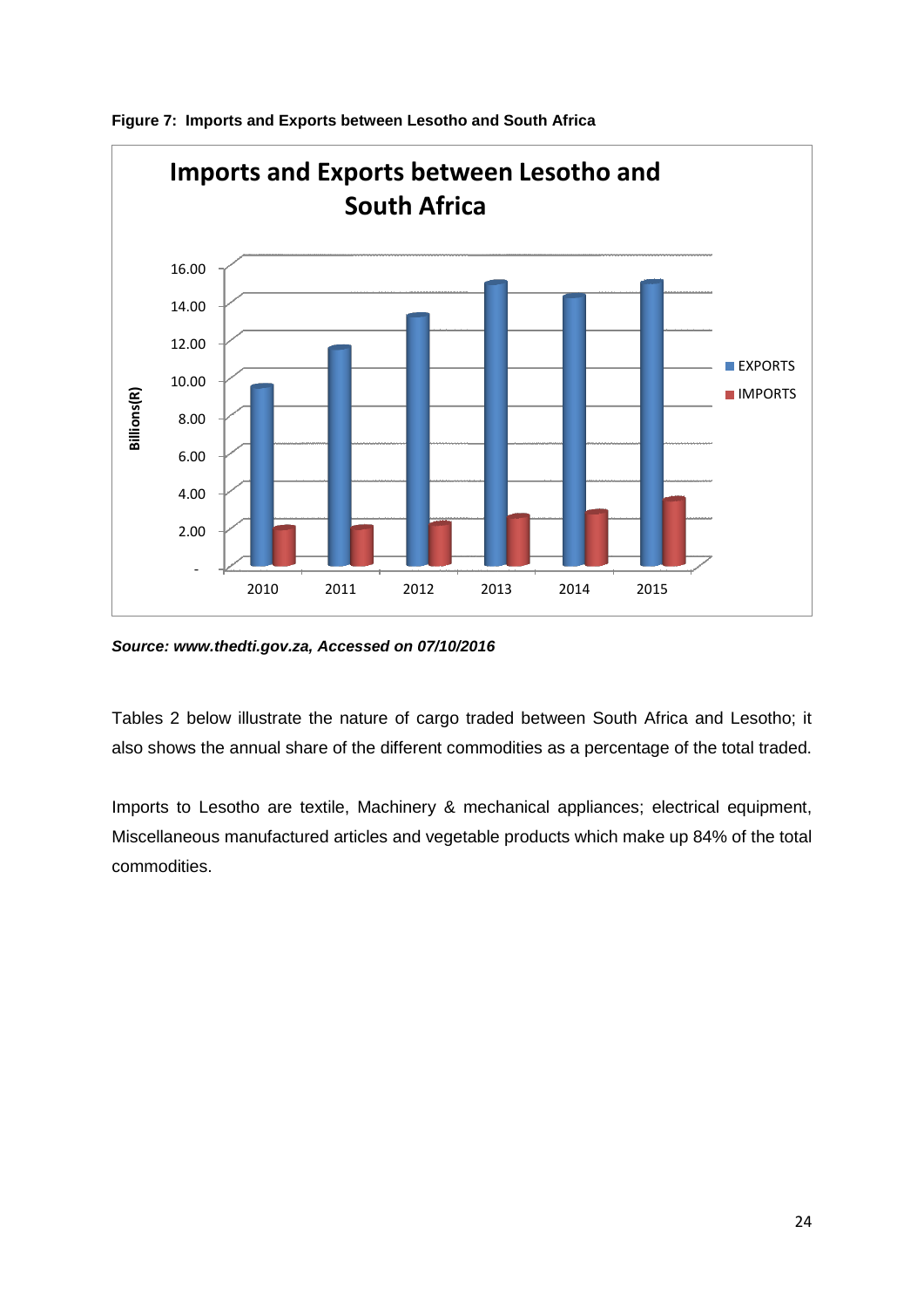**Figure 7: Imports and Exports between Lesotho and South Africa**

***Source: www.thedti.gov.za, Accessed on 07/10/2016***

Tables 2 below illustrate the nature of cargo traded between South Africa and Lesotho; it also shows the annual share of the different commodities as a percentage of the total traded.

Imports to Lesotho are textile, Machinery & mechanical appliances; electrical equipment, Miscellaneous manufactured articles and vegetable products which make up 84% of the total commodities.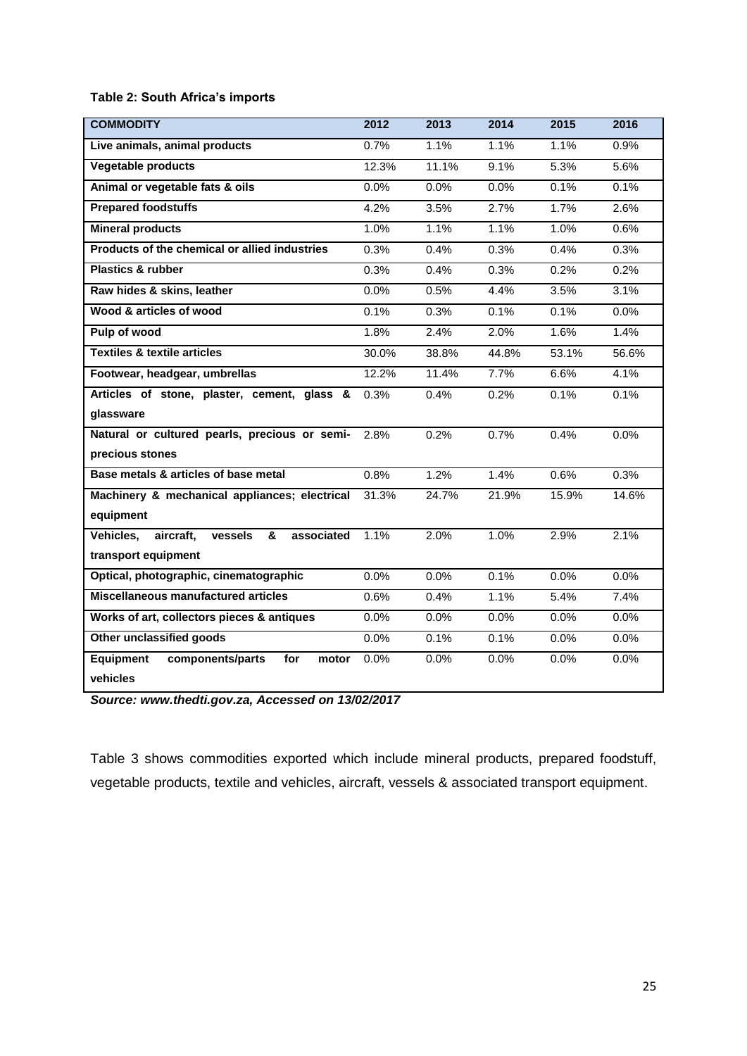**Table 2: South Africa's imports**

| COMMODITY | 2012 | 2013 | 2014 | 2015 | 2016 |
|---|---|---|---|---|---|
| Live animals, animal products | 0.7% | 1.1% | 1.1% | 1.1% | 0.9% |
| Vegetable products | 12.3% | 11.1% | 9.1% | 5.3% | 5.6% |
| Animal or vegetable fats & oils | 0.0% | 0.0% | 0.0% | 0.1% | 0.1% |
| Prepared foodstuffs | 4.2% | 3.5% | 2.7% | 1.7% | 2.6% |
| Mineral products | 1.0% | 1.1% | 1.1% | 1.0% | 0.6% |
| Products of the chemical or allied industries | 0.3% | 0.4% | 0.3% | 0.4% | 0.3% |
| Plastics & rubber | 0.3% | 0.4% | 0.3% | 0.2% | 0.2% |
| Raw hides & skins, leather | 0.0% | 0.5% | 4.4% | 3.5% | 3.1% |
| Wood & articles of wood | 0.1% | 0.3% | 0.1% | 0.1% | 0.0% |
| Pulp of wood | 1.8% | 2.4% | 2.0% | 1.6% | 1.4% |
| Textiles & textile articles | 30.0% | 38.8% | 44.8% | 53.1% | 56.6% |
| Footwear, headgear, umbrellas | 12.2% | 11.4% | 7.7% | 6.6% | 4.1% |
| Articles of stone, plaster, cement, glass & glassware | 0.3% | 0.4% | 0.2% | 0.1% | 0.1% |
| Natural or cultured pearls, precious or semi-precious stones | 2.8% | 0.2% | 0.7% | 0.4% | 0.0% |
| Base metals & articles of base metal | 0.8% | 1.2% | 1.4% | 0.6% | 0.3% |
| Machinery & mechanical appliances; electrical equipment | 31.3% | 24.7% | 21.9% | 15.9% | 14.6% |
| Vehicles, aircraft, vessels & associated transport equipment | 1.1% | 2.0% | 1.0% | 2.9% | 2.1% |
| Optical, photographic, cinematographic | 0.0% | 0.0% | 0.1% | 0.0% | 0.0% |
| Miscellaneous manufactured articles | 0.6% | 0.4% | 1.1% | 5.4% | 7.4% |
| Works of art, collectors pieces & antiques | 0.0% | 0.0% | 0.0% | 0.0% | 0.0% |
| Other unclassified goods | 0.0% | 0.1% | 0.1% | 0.0% | 0.0% |
| Equipment components/parts for motor vehicles | 0.0% | 0.0% | 0.0% | 0.0% | 0.0% |

***Source: www.thedti.gov.za, Accessed on 13/02/2017***

Table 3 shows commodities exported which include mineral products, prepared foodstuff, vegetable products, textile and vehicles, aircraft, vessels & associated transport equipment.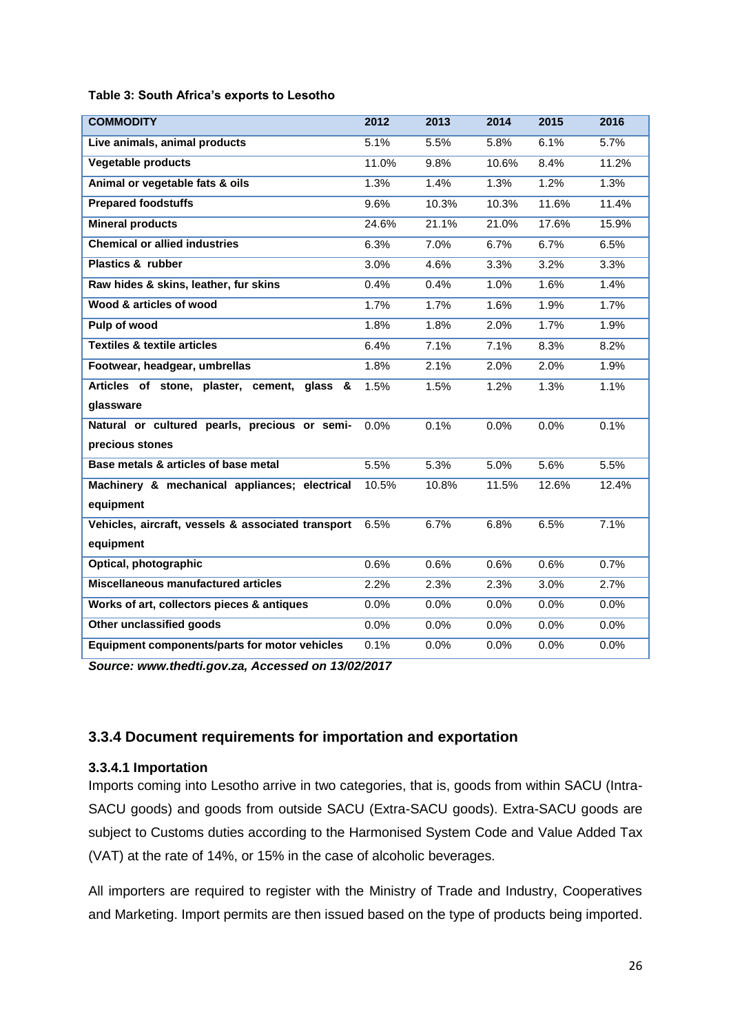**Table 3: South Africa's exports to Lesotho**

| COMMODITY | 2012 | 2013 | 2014 | 2015 | 2016 |
|---|---|---|---|---|---|
| Live animals, animal products | 5.1% | 5.5% | 5.8% | 6.1% | 5.7% |
| Vegetable products | 11.0% | 9.8% | 10.6% | 8.4% | 11.2% |
| Animal or vegetable fats & oils | 1.3% | 1.4% | 1.3% | 1.2% | 1.3% |
| Prepared foodstuffs | 9.6% | 10.3% | 10.3% | 11.6% | 11.4% |
| Mineral products | 24.6% | 21.1% | 21.0% | 17.6% | 15.9% |
| Chemical or allied industries | 6.3% | 7.0% | 6.7% | 6.7% | 6.5% |
| Plastics & rubber | 3.0% | 4.6% | 3.3% | 3.2% | 3.3% |
| Raw hides & skins, leather, fur skins | 0.4% | 0.4% | 1.0% | 1.6% | 1.4% |
| Wood & articles of wood | 1.7% | 1.7% | 1.6% | 1.9% | 1.7% |
| Pulp of wood | 1.8% | 1.8% | 2.0% | 1.7% | 1.9% |
| Textiles & textile articles | 6.4% | 7.1% | 7.1% | 8.3% | 8.2% |
| Footwear, headgear, umbrellas | 1.8% | 2.1% | 2.0% | 2.0% | 1.9% |
| Articles of stone, plaster, cement, glass & glassware | 1.5% | 1.5% | 1.2% | 1.3% | 1.1% |
| Natural or cultured pearls, precious or semi-precious stones | 0.0% | 0.1% | 0.0% | 0.0% | 0.1% |
| Base metals & articles of base metal | 5.5% | 5.3% | 5.0% | 5.6% | 5.5% |
| Machinery & mechanical appliances; electrical equipment | 10.5% | 10.8% | 11.5% | 12.6% | 12.4% |
| Vehicles, aircraft, vessels & associated transport equipment | 6.5% | 6.7% | 6.8% | 6.5% | 7.1% |
| Optical, photographic | 0.6% | 0.6% | 0.6% | 0.6% | 0.7% |
| Miscellaneous manufactured articles | 2.2% | 2.3% | 2.3% | 3.0% | 2.7% |
| Works of art, collectors pieces & antiques | 0.0% | 0.0% | 0.0% | 0.0% | 0.0% |
| Other unclassified goods | 0.0% | 0.0% | 0.0% | 0.0% | 0.0% |
| Equipment components/parts for motor vehicles | 0.1% | 0.0% | 0.0% | 0.0% | 0.0% |

***Source: www.thedti.gov.za, Accessed on 13/02/2017***

## 3.3.4 Document requirements for importation and exportation

### 3.3.4.1 Importation

Imports coming into Lesotho arrive in two categories, that is, goods from within SACU (Intra-SACU goods) and goods from outside SACU (Extra-SACU goods). Extra-SACU goods are subject to Customs duties according to the Harmonised System Code and Value Added Tax (VAT) at the rate of 14%, or 15% in the case of alcoholic beverages.

All importers are required to register with the Ministry of Trade and Industry, Cooperatives and Marketing. Import permits are then issued based on the type of products being imported.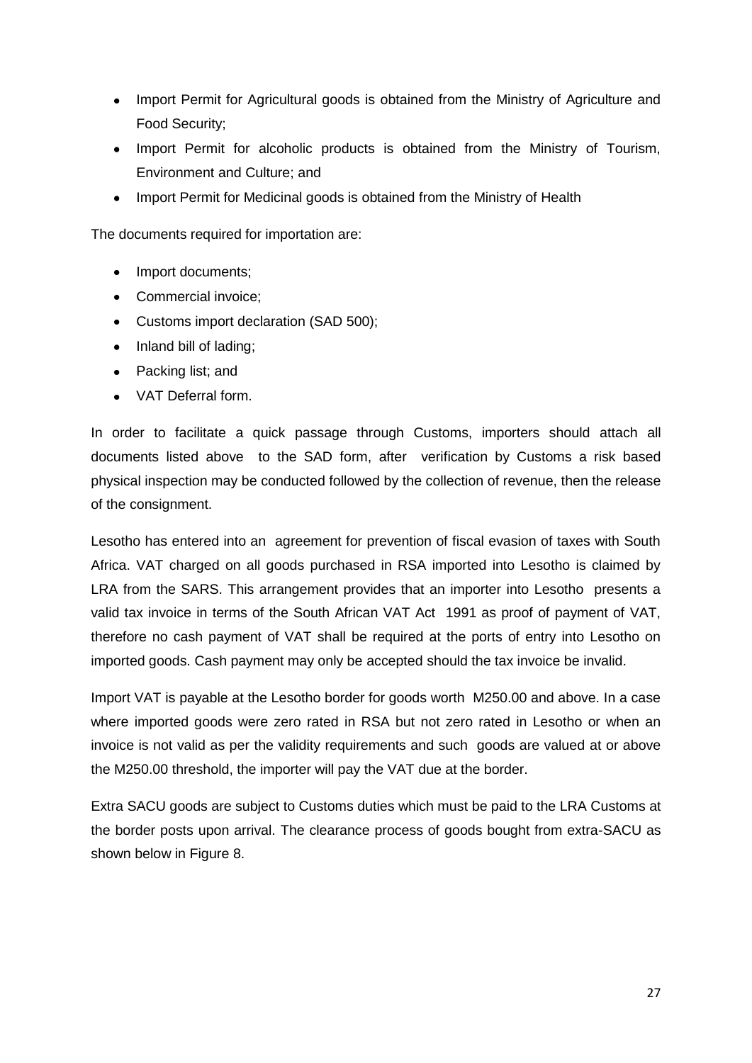- Import Permit for Agricultural goods is obtained from the Ministry of Agriculture and Food Security;
- Import Permit for alcoholic products is obtained from the Ministry of Tourism, Environment and Culture; and
- Import Permit for Medicinal goods is obtained from the Ministry of Health

The documents required for importation are:

- Import documents;
- Commercial invoice;
- Customs import declaration (SAD 500);
- Inland bill of lading;
- Packing list; and
- VAT Deferral form.

In order to facilitate a quick passage through Customs, importers should attach all documents listed above to the SAD form, after verification by Customs a risk based physical inspection may be conducted followed by the collection of revenue, then the release of the consignment.

Lesotho has entered into an agreement for prevention of fiscal evasion of taxes with South Africa. VAT charged on all goods purchased in RSA imported into Lesotho is claimed by LRA from the SARS. This arrangement provides that an importer into Lesotho presents a valid tax invoice in terms of the South African VAT Act 1991 as proof of payment of VAT, therefore no cash payment of VAT shall be required at the ports of entry into Lesotho on imported goods. Cash payment may only be accepted should the tax invoice be invalid.

Import VAT is payable at the Lesotho border for goods worth M250.00 and above. In a case where imported goods were zero rated in RSA but not zero rated in Lesotho or when an invoice is not valid as per the validity requirements and such goods are valued at or above the M250.00 threshold, the importer will pay the VAT due at the border.

Extra SACU goods are subject to Customs duties which must be paid to the LRA Customs at the border posts upon arrival. The clearance process of goods bought from extra-SACU as shown below in Figure 8.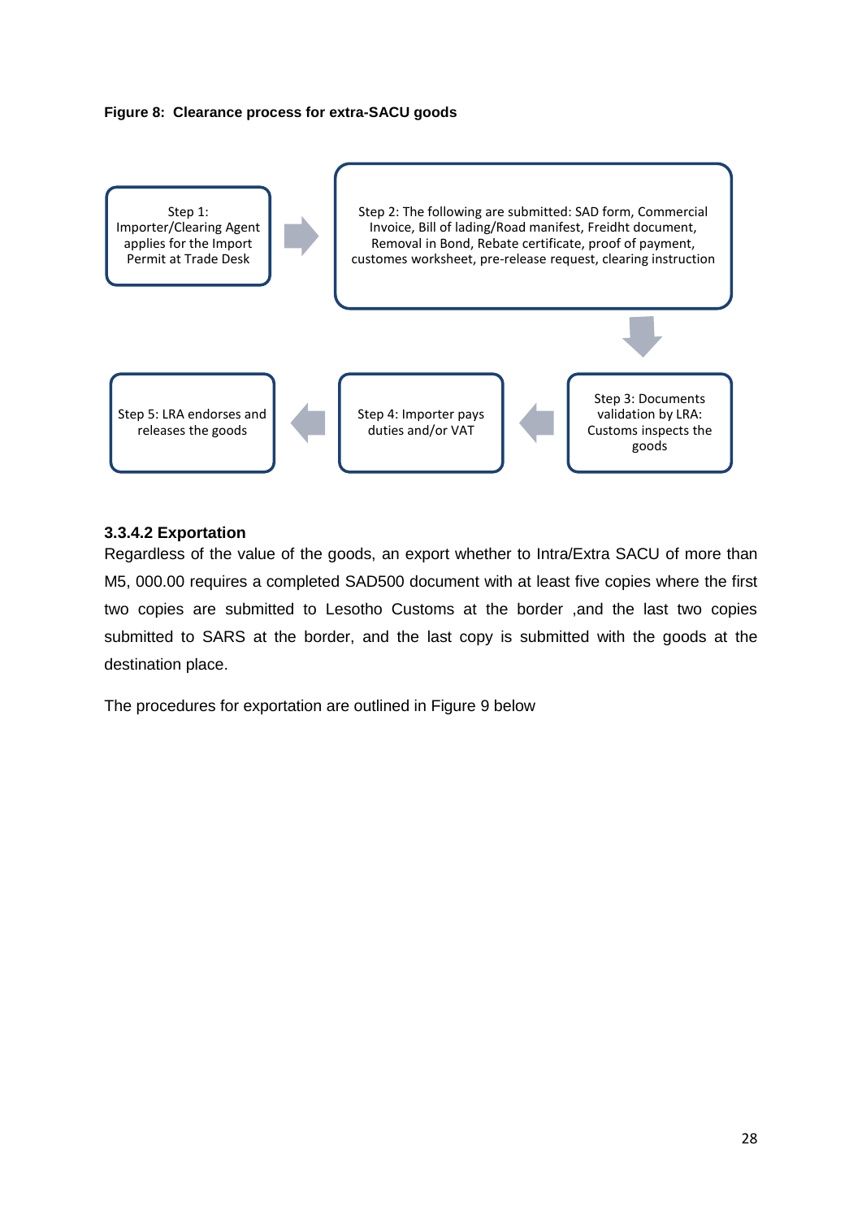**Figure 8: Clearance process for extra-SACU goods**

Step 1: Importer/Clearing Agent applies for the Import Permit at Trade Desk

Step 2: The following are submitted: SAD form, Commercial Invoice, Bill of lading/Road manifest, Freidht document, Removal in Bond, Rebate certificate, proof of payment, customes worksheet, pre-release request, clearing instruction

Step 3: Documents validation by LRA: Customs inspects the goods

Step 4: Importer pays duties and/or VAT

Step 5: LRA endorses and releases the goods

### 3.3.4.2 Exportation

Regardless of the value of the goods, an export whether to Intra/Extra SACU of more than M5, 000.00 requires a completed SAD500 document with at least five copies where the first two copies are submitted to Lesotho Customs at the border ,and the last two copies submitted to SARS at the border, and the last copy is submitted with the goods at the destination place.

The procedures for exportation are outlined in Figure 9 below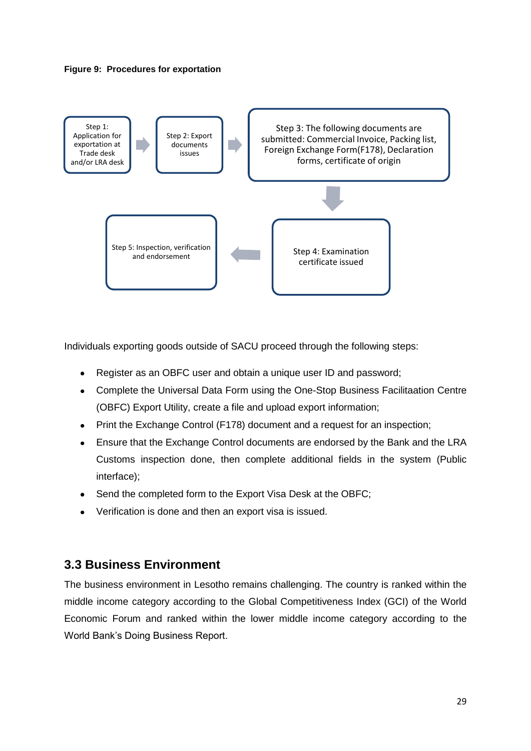**Figure 9: Procedures for exportation**

Step 1: Application for exportation at Trade desk and/or LRA desk → Step 2: Export documents issues → Step 3: The following documents are submitted: Commercial Invoice, Packing list, Foreign Exchange Form(F178), Declaration forms, certificate of origin → Step 4: Examination certificate issued → Step 5: Inspection, verification and endorsement

Individuals exporting goods outside of SACU proceed through the following steps:

- Register as an OBFC user and obtain a unique user ID and password;
- Complete the Universal Data Form using the One-Stop Business Facilitaation Centre (OBFC) Export Utility, create a file and upload export information;
- Print the Exchange Control (F178) document and a request for an inspection;
- Ensure that the Exchange Control documents are endorsed by the Bank and the LRA Customs inspection done, then complete additional fields in the system (Public interface);
- Send the completed form to the Export Visa Desk at the OBFC;
- Verification is done and then an export visa is issued.

## 3.3 Business Environment

The business environment in Lesotho remains challenging. The country is ranked within the middle income category according to the Global Competitiveness Index (GCI) of the World Economic Forum and ranked within the lower middle income category according to the World Bank's Doing Business Report.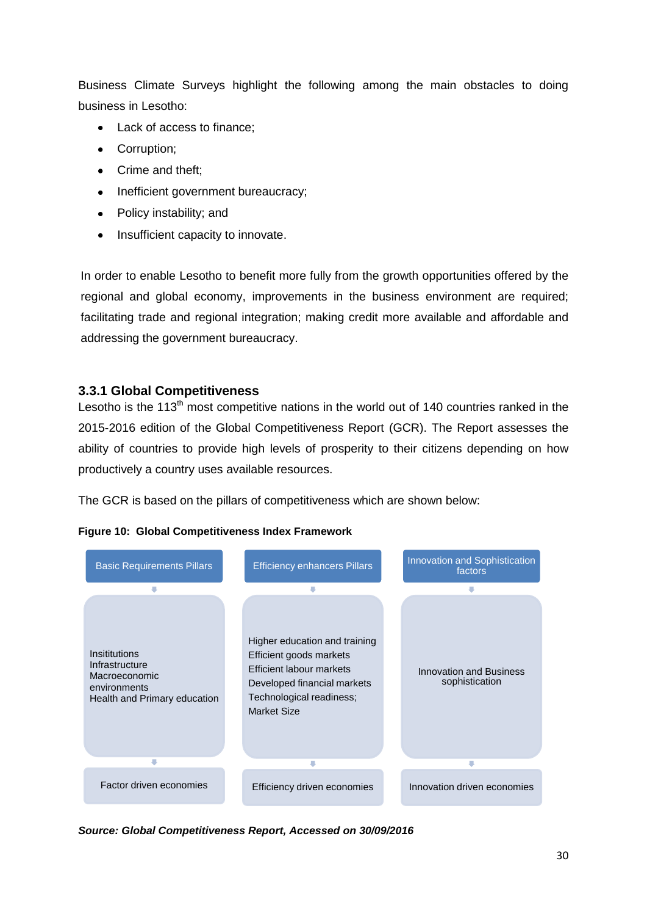Business Climate Surveys highlight the following among the main obstacles to doing business in Lesotho:

- Lack of access to finance;
- Corruption;
- Crime and theft;
- Inefficient government bureaucracy;
- Policy instability; and
- Insufficient capacity to innovate.

In order to enable Lesotho to benefit more fully from the growth opportunities offered by the regional and global economy, improvements in the business environment are required; facilitating trade and regional integration; making credit more available and affordable and addressing the government bureaucracy.

### 3.3.1 Global Competitiveness

Lesotho is the 113th most competitive nations in the world out of 140 countries ranked in the 2015-2016 edition of the Global Competitiveness Report (GCR). The Report assesses the ability of countries to provide high levels of prosperity to their citizens depending on how productively a country uses available resources.

The GCR is based on the pillars of competitiveness which are shown below:

**Figure 10: Global Competitiveness Index Framework**

| Basic Requirements Pillars | Efficiency enhancers Pillars | Innovation and Sophistication factors |
|---|---|---|
| Insititutions<br>Infrastructure<br>Macroeconomic environments<br>Health and Primary education | Higher education and training<br>Efficient goods markets<br>Efficient labour markets<br>Developed financial markets<br>Technological readiness;<br>Market Size | Innovation and Business sophistication |
| Factor driven economies | Efficiency driven economies | Innovation driven economies |

***Source: Global Competitiveness Report, Accessed on 30/09/2016***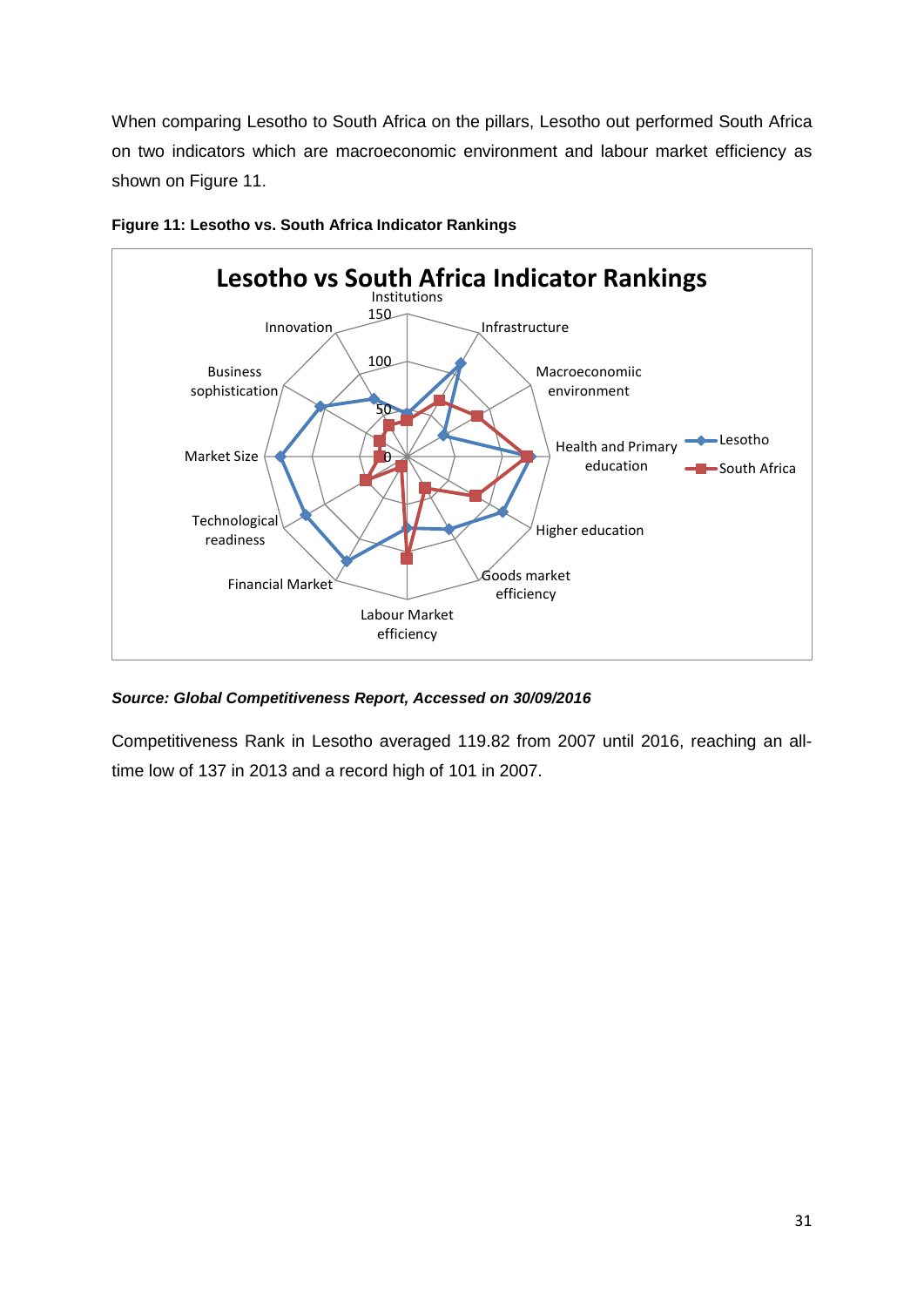When comparing Lesotho to South Africa on the pillars, Lesotho out performed South Africa on two indicators which are macroeconomic environment and labour market efficiency as shown on Figure 11.

**Figure 11: Lesotho vs. South Africa Indicator Rankings**

***Source: Global Competitiveness Report, Accessed on 30/09/2016***

Competitiveness Rank in Lesotho averaged 119.82 from 2007 until 2016, reaching an all-time low of 137 in 2013 and a record high of 101 in 2007.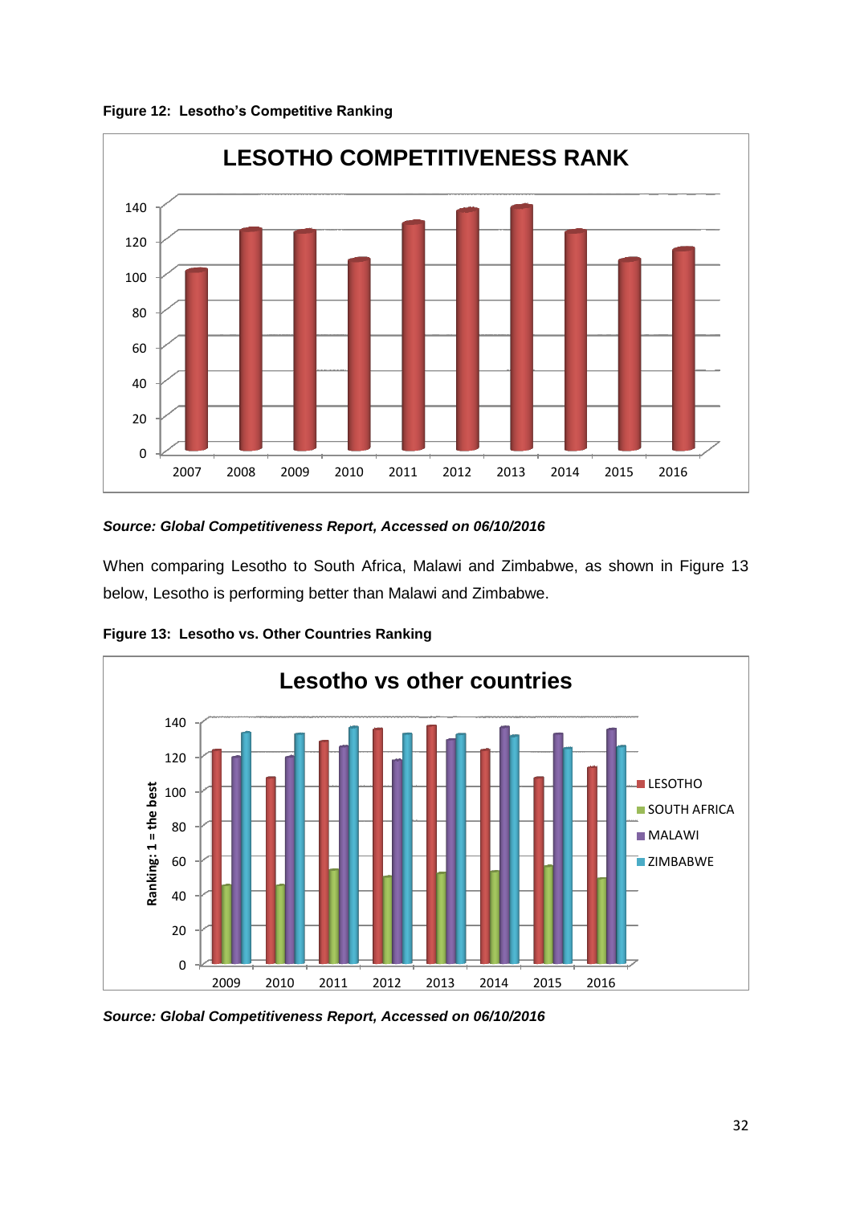**Figure 12: Lesotho's Competitive Ranking**

*Source: Global Competitiveness Report, Accessed on 06/10/2016*

When comparing Lesotho to South Africa, Malawi and Zimbabwe, as shown in Figure 13 below, Lesotho is performing better than Malawi and Zimbabwe.

**Figure 13: Lesotho vs. Other Countries Ranking**

*Source: Global Competitiveness Report, Accessed on 06/10/2016*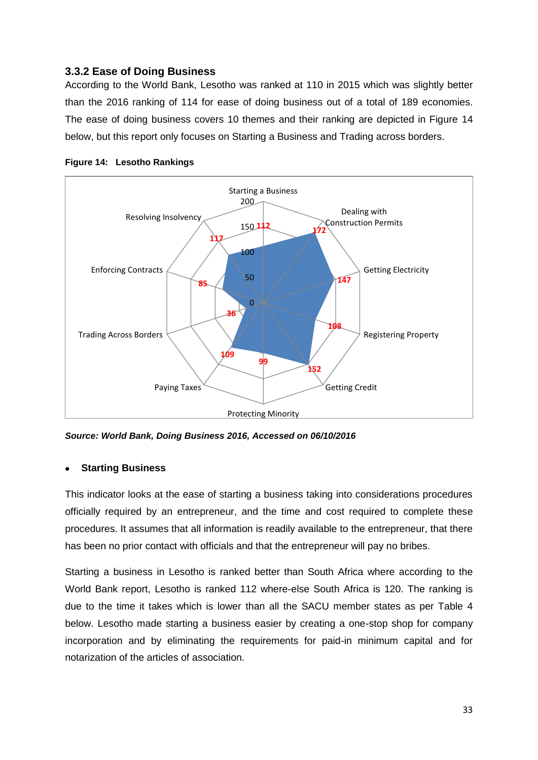### 3.3.2 Ease of Doing Business

According to the World Bank, Lesotho was ranked at 110 in 2015 which was slightly better than the 2016 ranking of 114 for ease of doing business out of a total of 189 economies. The ease of doing business covers 10 themes and their ranking are depicted in Figure 14 below, but this report only focuses on Starting a Business and Trading across borders.

**Figure 14: Lesotho Rankings**

***Source: World Bank, Doing Business 2016, Accessed on 06/10/2016***

- **Starting Business**

This indicator looks at the ease of starting a business taking into considerations procedures officially required by an entrepreneur, and the time and cost required to complete these procedures. It assumes that all information is readily available to the entrepreneur, that there has been no prior contact with officials and that the entrepreneur will pay no bribes.

Starting a business in Lesotho is ranked better than South Africa where according to the World Bank report, Lesotho is ranked 112 where-else South Africa is 120. The ranking is due to the time it takes which is lower than all the SACU member states as per Table 4 below. Lesotho made starting a business easier by creating a one-stop shop for company incorporation and by eliminating the requirements for paid-in minimum capital and for notarization of the articles of association.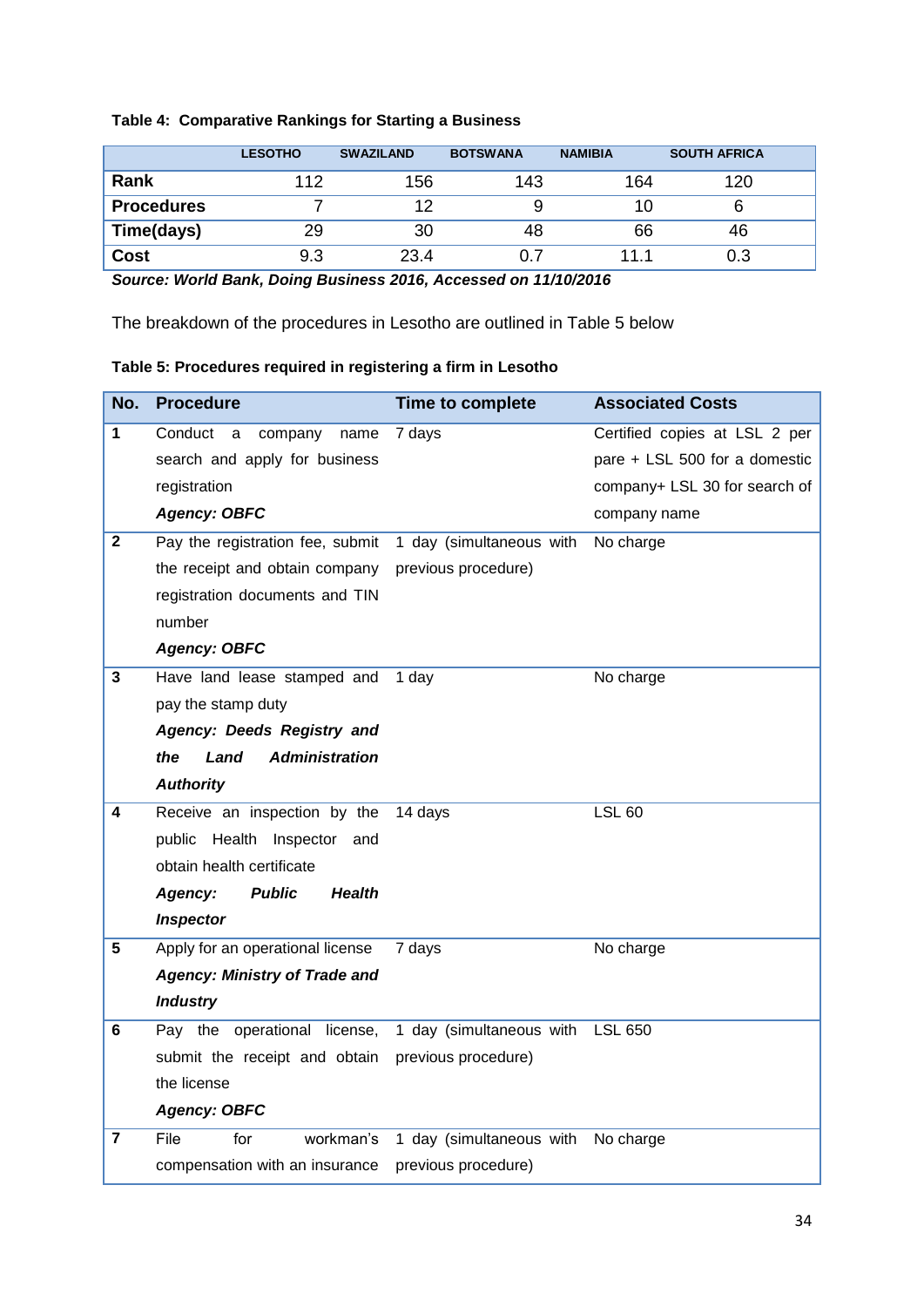**Table 4: Comparative Rankings for Starting a Business**

| | LESOTHO | SWAZILAND | BOTSWANA | NAMIBIA | SOUTH AFRICA |
|---|---|---|---|---|---|
| **Rank** | 112 | 156 | 143 | 164 | 120 |
| **Procedures** | 7 | 12 | 9 | 10 | 6 |
| **Time(days)** | 29 | 30 | 48 | 66 | 46 |
| **Cost** | 9.3 | 23.4 | 0.7 | 11.1 | 0.3 |

***Source: World Bank, Doing Business 2016, Accessed on 11/10/2016***

The breakdown of the procedures in Lesotho are outlined in Table 5 below

**Table 5: Procedures required in registering a firm in Lesotho**

| No. | Procedure | Time to complete | Associated Costs |
|---|---|---|---|
| **1** | Conduct a company name search and apply for business registration ***Agency: OBFC*** | 7 days | Certified copies at LSL 2 per pare + LSL 500 for a domestic company+ LSL 30 for search of company name |
| **2** | Pay the registration fee, submit the receipt and obtain company registration documents and TIN number ***Agency: OBFC*** | 1 day (simultaneous with previous procedure) | No charge |
| **3** | Have land lease stamped and pay the stamp duty ***Agency: Deeds Registry and the Land Administration Authority*** | 1 day | No charge |
| **4** | Receive an inspection by the public Health Inspector and obtain health certificate ***Agency: Public Health Inspector*** | 14 days | LSL 60 |
| **5** | Apply for an operational license ***Agency: Ministry of Trade and Industry*** | 7 days | No charge |
| **6** | Pay the operational license, submit the receipt and obtain the license ***Agency: OBFC*** | 1 day (simultaneous with previous procedure) | LSL 650 |
| **7** | File for workman's compensation with an insurance | 1 day (simultaneous with previous procedure) | No charge |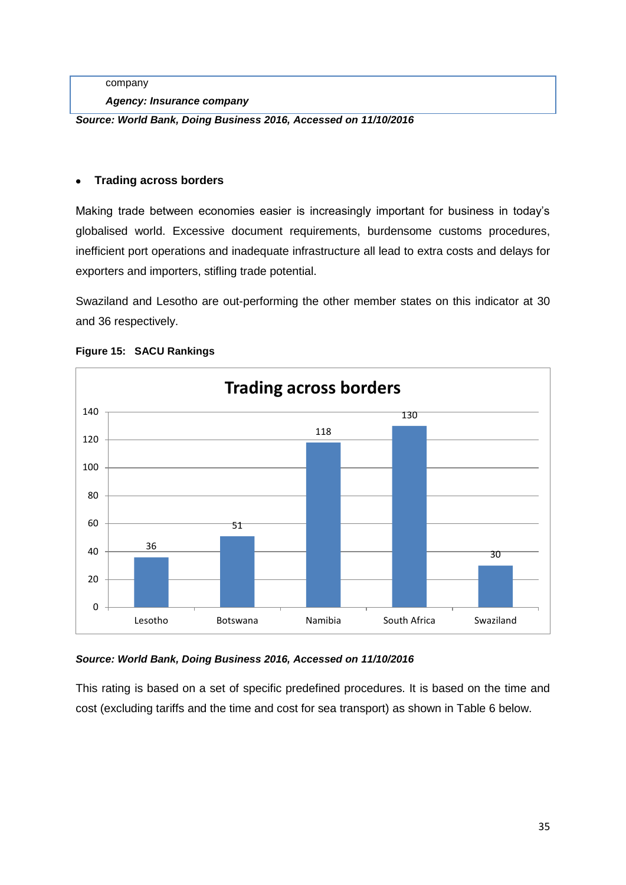| company |
|---|
| ***Agency: Insurance company*** |

***Source: World Bank, Doing Business 2016, Accessed on 11/10/2016***

- **Trading across borders**

Making trade between economies easier is increasingly important for business in today's globalised world. Excessive document requirements, burdensome customs procedures, inefficient port operations and inadequate infrastructure all lead to extra costs and delays for exporters and importers, stifling trade potential.

Swaziland and Lesotho are out-performing the other member states on this indicator at 30 and 36 respectively.

**Figure 15: SACU Rankings**

**Trading across borders**

| Country | Ranking |
|---|---|
| Lesotho | 36 |
| Botswana | 51 |
| Namibia | 118 |
| South Africa | 130 |
| Swaziland | 30 |

***Source: World Bank, Doing Business 2016, Accessed on 11/10/2016***

This rating is based on a set of specific predefined procedures. It is based on the time and cost (excluding tariffs and the time and cost for sea transport) as shown in Table 6 below.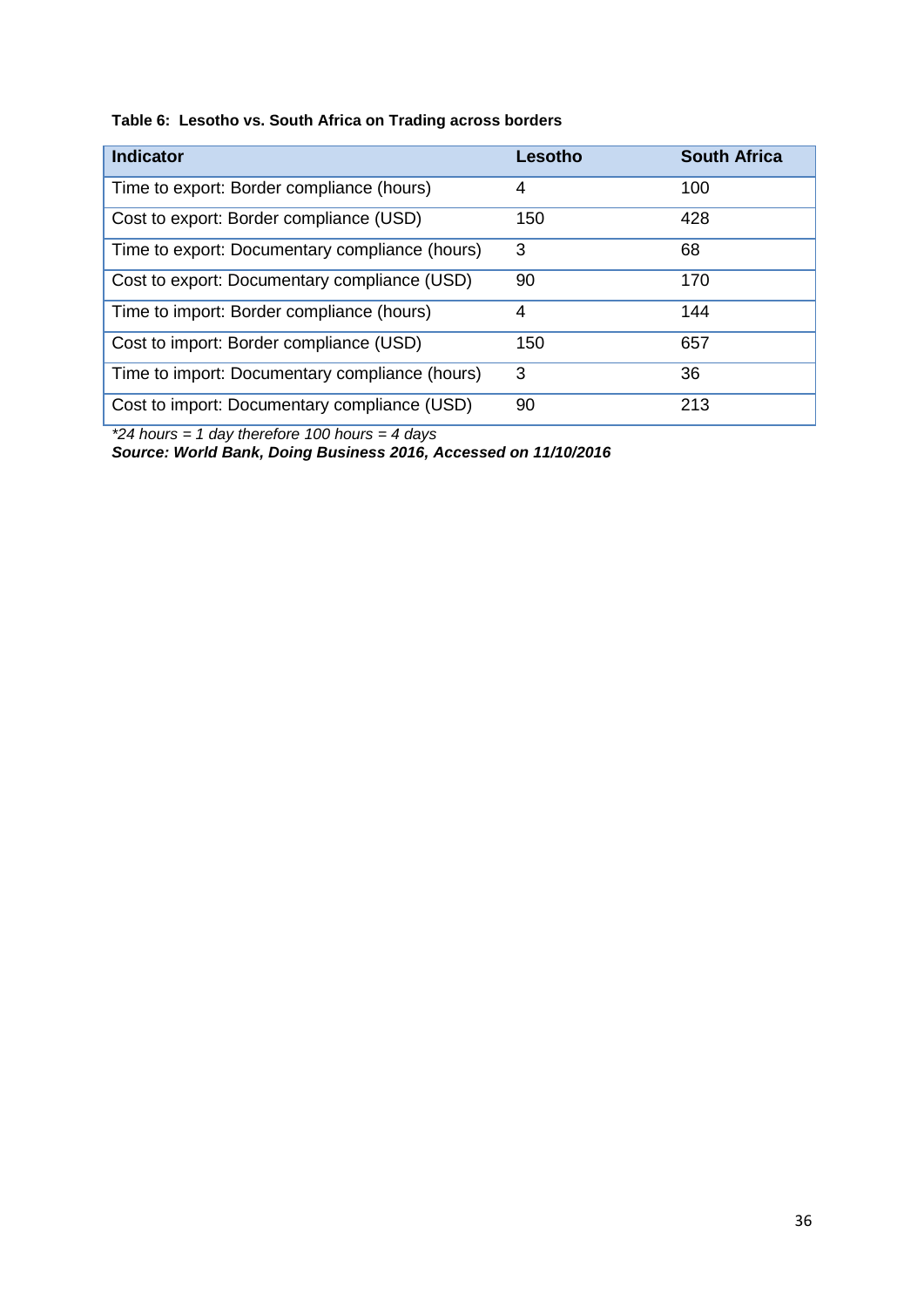**Table 6: Lesotho vs. South Africa on Trading across borders**

| Indicator | Lesotho | South Africa |
|---|---|---|
| Time to export: Border compliance (hours) | 4 | 100 |
| Cost to export: Border compliance (USD) | 150 | 428 |
| Time to export: Documentary compliance (hours) | 3 | 68 |
| Cost to export: Documentary compliance (USD) | 90 | 170 |
| Time to import: Border compliance (hours) | 4 | 144 |
| Cost to import: Border compliance (USD) | 150 | 657 |
| Time to import: Documentary compliance (hours) | 3 | 36 |
| Cost to import: Documentary compliance (USD) | 90 | 213 |

*\*24 hours = 1 day therefore 100 hours = 4 days*

***Source: World Bank, Doing Business 2016, Accessed on 11/10/2016***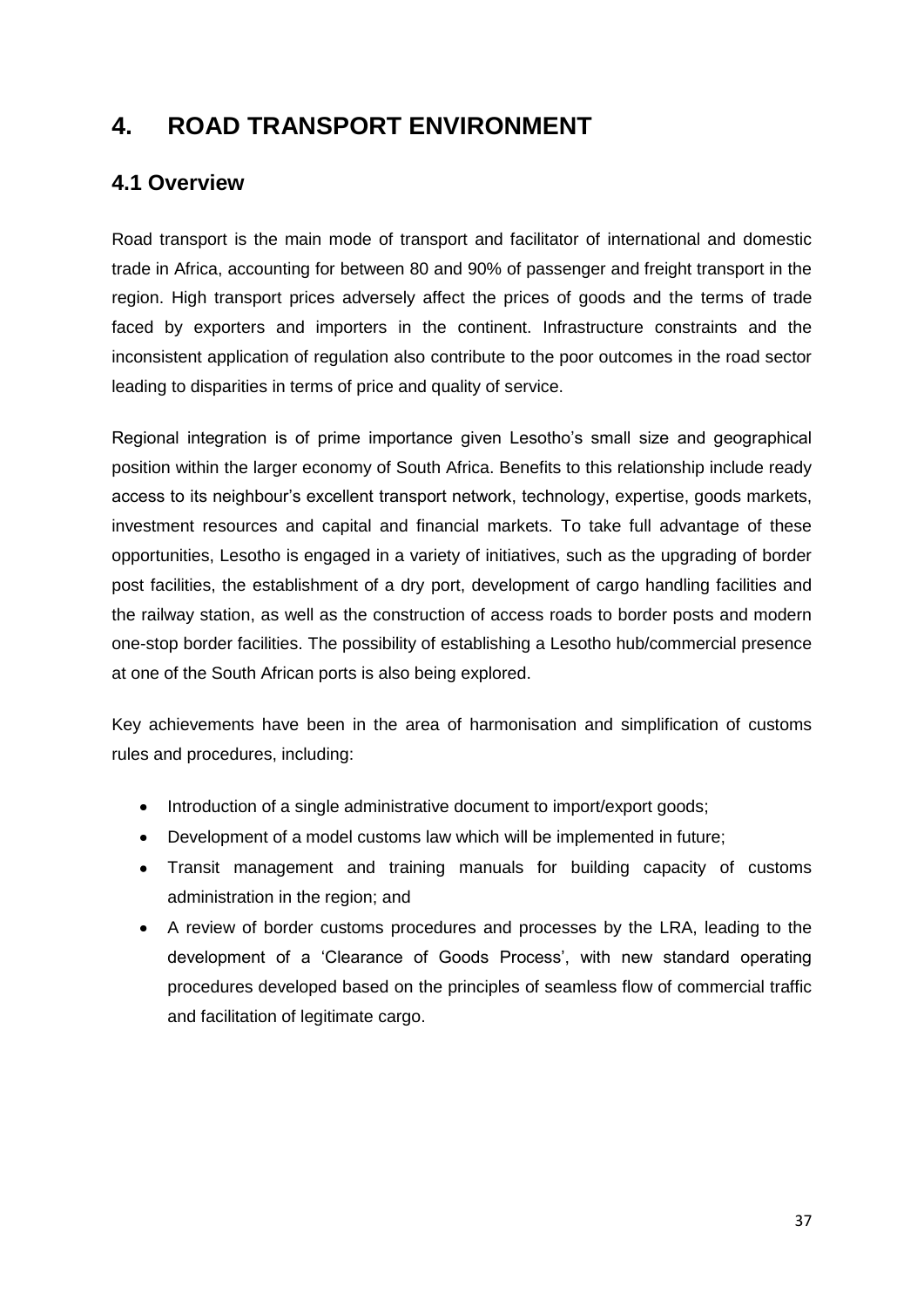# 4. ROAD TRANSPORT ENVIRONMENT

## 4.1 Overview

Road transport is the main mode of transport and facilitator of international and domestic trade in Africa, accounting for between 80 and 90% of passenger and freight transport in the region. High transport prices adversely affect the prices of goods and the terms of trade faced by exporters and importers in the continent. Infrastructure constraints and the inconsistent application of regulation also contribute to the poor outcomes in the road sector leading to disparities in terms of price and quality of service.

Regional integration is of prime importance given Lesotho's small size and geographical position within the larger economy of South Africa. Benefits to this relationship include ready access to its neighbour's excellent transport network, technology, expertise, goods markets, investment resources and capital and financial markets. To take full advantage of these opportunities, Lesotho is engaged in a variety of initiatives, such as the upgrading of border post facilities, the establishment of a dry port, development of cargo handling facilities and the railway station, as well as the construction of access roads to border posts and modern one-stop border facilities. The possibility of establishing a Lesotho hub/commercial presence at one of the South African ports is also being explored.

Key achievements have been in the area of harmonisation and simplification of customs rules and procedures, including:

- Introduction of a single administrative document to import/export goods;
- Development of a model customs law which will be implemented in future;
- Transit management and training manuals for building capacity of customs administration in the region; and
- A review of border customs procedures and processes by the LRA, leading to the development of a 'Clearance of Goods Process', with new standard operating procedures developed based on the principles of seamless flow of commercial traffic and facilitation of legitimate cargo.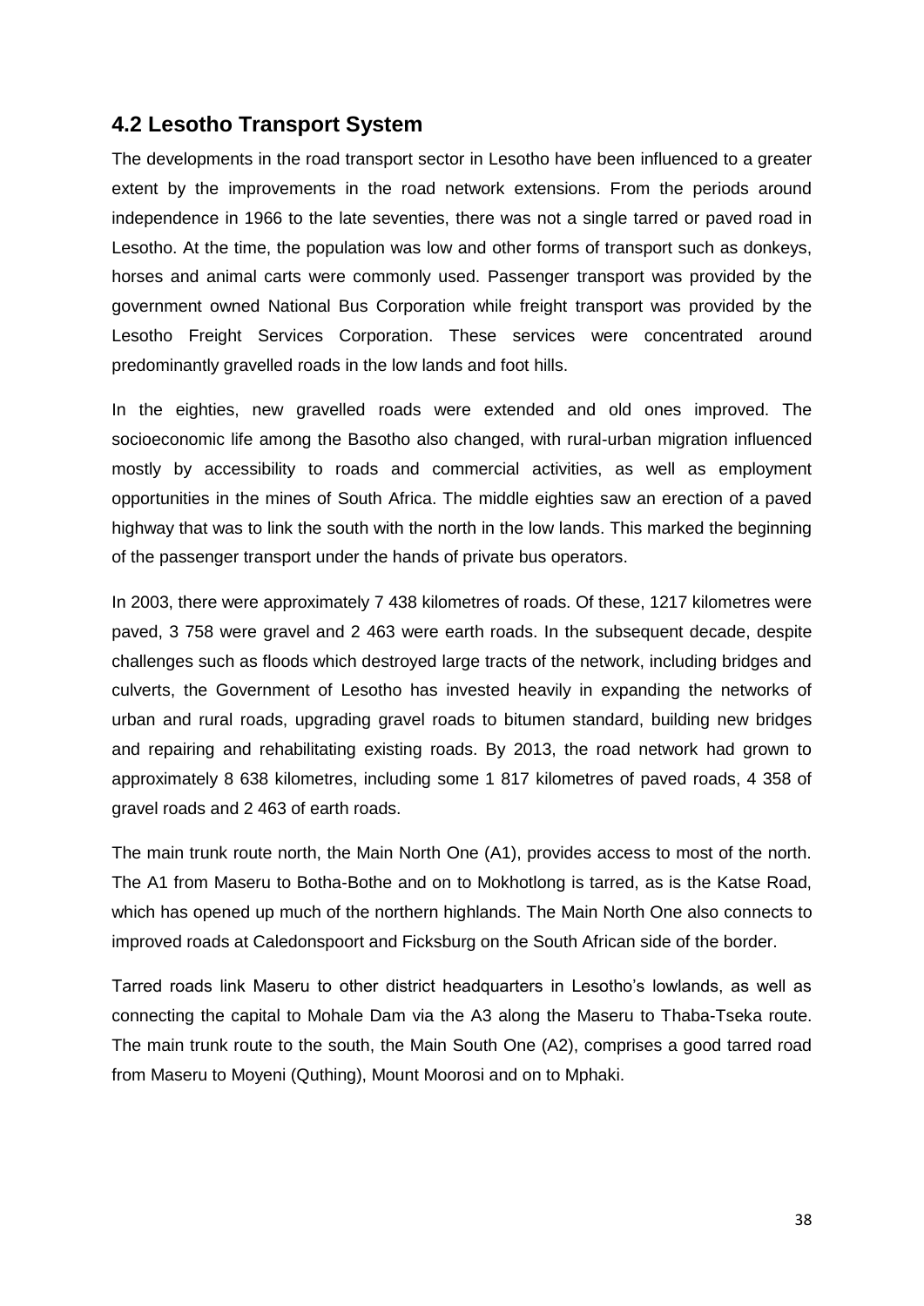## 4.2 Lesotho Transport System

The developments in the road transport sector in Lesotho have been influenced to a greater extent by the improvements in the road network extensions. From the periods around independence in 1966 to the late seventies, there was not a single tarred or paved road in Lesotho. At the time, the population was low and other forms of transport such as donkeys, horses and animal carts were commonly used. Passenger transport was provided by the government owned National Bus Corporation while freight transport was provided by the Lesotho Freight Services Corporation. These services were concentrated around predominantly gravelled roads in the low lands and foot hills.

In the eighties, new gravelled roads were extended and old ones improved. The socioeconomic life among the Basotho also changed, with rural-urban migration influenced mostly by accessibility to roads and commercial activities, as well as employment opportunities in the mines of South Africa. The middle eighties saw an erection of a paved highway that was to link the south with the north in the low lands. This marked the beginning of the passenger transport under the hands of private bus operators.

In 2003, there were approximately 7 438 kilometres of roads. Of these, 1217 kilometres were paved, 3 758 were gravel and 2 463 were earth roads. In the subsequent decade, despite challenges such as floods which destroyed large tracts of the network, including bridges and culverts, the Government of Lesotho has invested heavily in expanding the networks of urban and rural roads, upgrading gravel roads to bitumen standard, building new bridges and repairing and rehabilitating existing roads. By 2013, the road network had grown to approximately 8 638 kilometres, including some 1 817 kilometres of paved roads, 4 358 of gravel roads and 2 463 of earth roads.

The main trunk route north, the Main North One (A1), provides access to most of the north. The A1 from Maseru to Botha-Bothe and on to Mokhotlong is tarred, as is the Katse Road, which has opened up much of the northern highlands. The Main North One also connects to improved roads at Caledonspoort and Ficksburg on the South African side of the border.

Tarred roads link Maseru to other district headquarters in Lesotho's lowlands, as well as connecting the capital to Mohale Dam via the A3 along the Maseru to Thaba-Tseka route. The main trunk route to the south, the Main South One (A2), comprises a good tarred road from Maseru to Moyeni (Quthing), Mount Moorosi and on to Mphaki.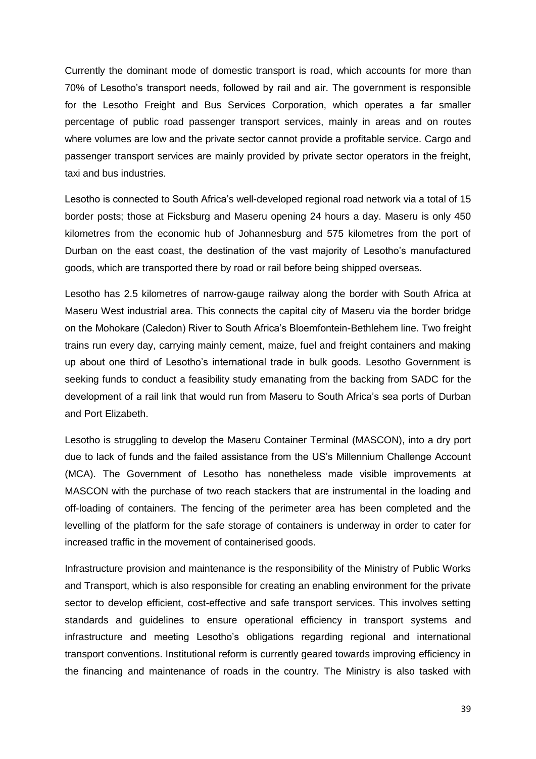Currently the dominant mode of domestic transport is road, which accounts for more than 70% of Lesotho's transport needs, followed by rail and air. The government is responsible for the Lesotho Freight and Bus Services Corporation, which operates a far smaller percentage of public road passenger transport services, mainly in areas and on routes where volumes are low and the private sector cannot provide a profitable service. Cargo and passenger transport services are mainly provided by private sector operators in the freight, taxi and bus industries.

Lesotho is connected to South Africa's well-developed regional road network via a total of 15 border posts; those at Ficksburg and Maseru opening 24 hours a day. Maseru is only 450 kilometres from the economic hub of Johannesburg and 575 kilometres from the port of Durban on the east coast, the destination of the vast majority of Lesotho's manufactured goods, which are transported there by road or rail before being shipped overseas.

Lesotho has 2.5 kilometres of narrow-gauge railway along the border with South Africa at Maseru West industrial area. This connects the capital city of Maseru via the border bridge on the Mohokare (Caledon) River to South Africa's Bloemfontein-Bethlehem line. Two freight trains run every day, carrying mainly cement, maize, fuel and freight containers and making up about one third of Lesotho's international trade in bulk goods. Lesotho Government is seeking funds to conduct a feasibility study emanating from the backing from SADC for the development of a rail link that would run from Maseru to South Africa's sea ports of Durban and Port Elizabeth.

Lesotho is struggling to develop the Maseru Container Terminal (MASCON), into a dry port due to lack of funds and the failed assistance from the US's Millennium Challenge Account (MCA). The Government of Lesotho has nonetheless made visible improvements at MASCON with the purchase of two reach stackers that are instrumental in the loading and off-loading of containers. The fencing of the perimeter area has been completed and the levelling of the platform for the safe storage of containers is underway in order to cater for increased traffic in the movement of containerised goods.

Infrastructure provision and maintenance is the responsibility of the Ministry of Public Works and Transport, which is also responsible for creating an enabling environment for the private sector to develop efficient, cost-effective and safe transport services. This involves setting standards and guidelines to ensure operational efficiency in transport systems and infrastructure and meeting Lesotho's obligations regarding regional and international transport conventions. Institutional reform is currently geared towards improving efficiency in the financing and maintenance of roads in the country. The Ministry is also tasked with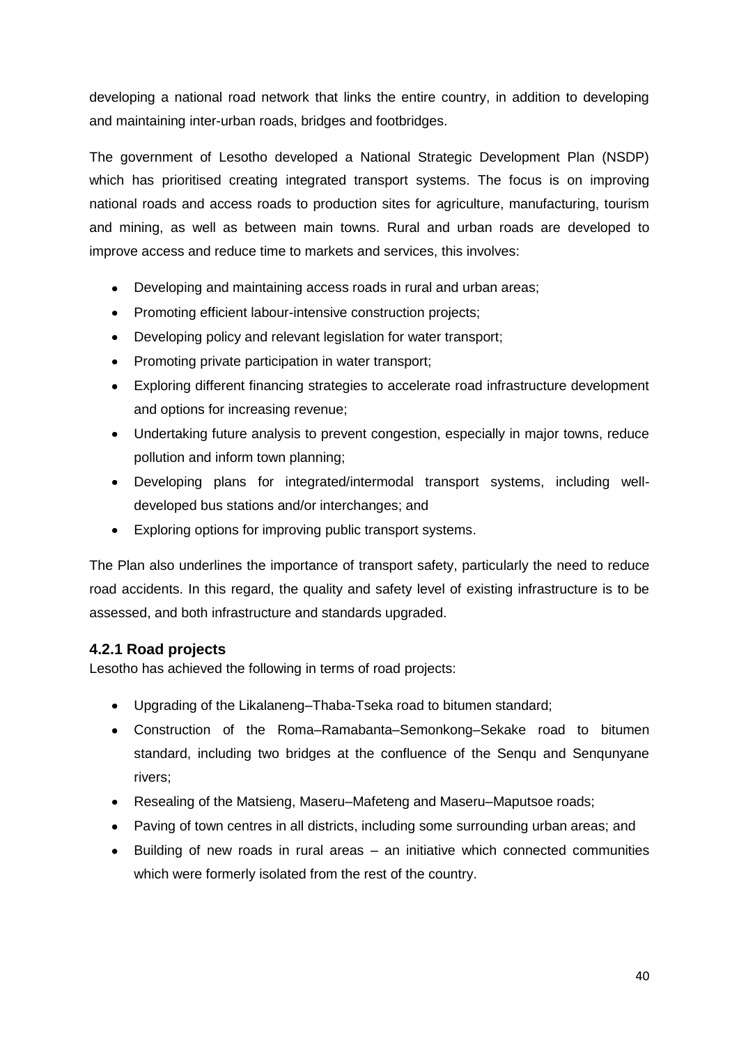developing a national road network that links the entire country, in addition to developing and maintaining inter-urban roads, bridges and footbridges.

The government of Lesotho developed a National Strategic Development Plan (NSDP) which has prioritised creating integrated transport systems. The focus is on improving national roads and access roads to production sites for agriculture, manufacturing, tourism and mining, as well as between main towns. Rural and urban roads are developed to improve access and reduce time to markets and services, this involves:

- Developing and maintaining access roads in rural and urban areas;
- Promoting efficient labour-intensive construction projects;
- Developing policy and relevant legislation for water transport;
- Promoting private participation in water transport;
- Exploring different financing strategies to accelerate road infrastructure development and options for increasing revenue;
- Undertaking future analysis to prevent congestion, especially in major towns, reduce pollution and inform town planning;
- Developing plans for integrated/intermodal transport systems, including well-developed bus stations and/or interchanges; and
- Exploring options for improving public transport systems.

The Plan also underlines the importance of transport safety, particularly the need to reduce road accidents. In this regard, the quality and safety level of existing infrastructure is to be assessed, and both infrastructure and standards upgraded.

### 4.2.1 Road projects

Lesotho has achieved the following in terms of road projects:

- Upgrading of the Likalaneng–Thaba-Tseka road to bitumen standard;
- Construction of the Roma–Ramabanta–Semonkong–Sekake road to bitumen standard, including two bridges at the confluence of the Senqu and Senqunyane rivers;
- Resealing of the Matsieng, Maseru–Mafeteng and Maseru–Maputsoe roads;
- Paving of town centres in all districts, including some surrounding urban areas; and
- Building of new roads in rural areas – an initiative which connected communities which were formerly isolated from the rest of the country.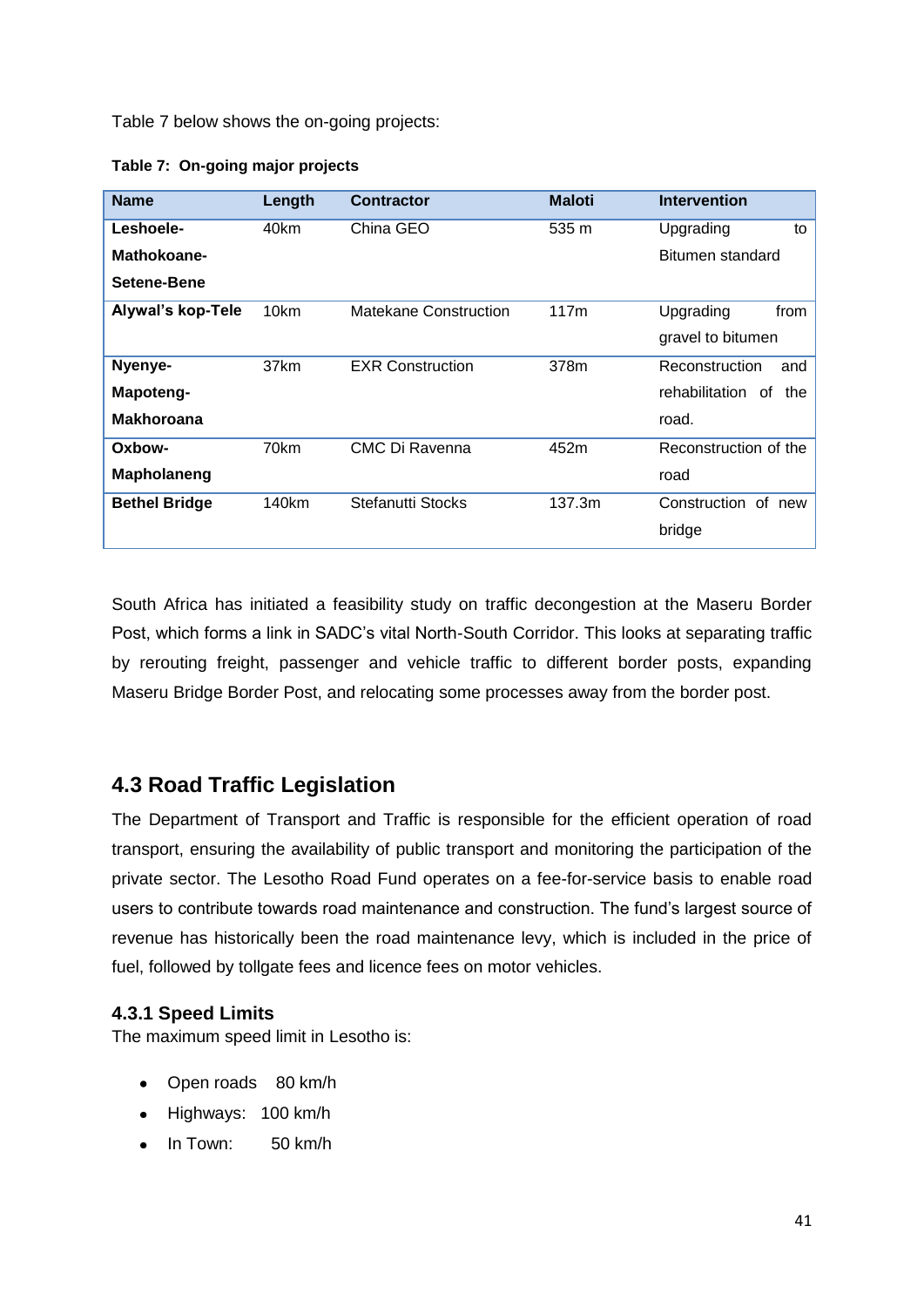Table 7 below shows the on-going projects:

**Table 7: On-going major projects**

| Name | Length | Contractor | Maloti | Intervention |
|---|---|---|---|---|
| **Leshoele-Mathokoane-Setene-Bene** | 40km | China GEO | 535 m | Upgrading to Bitumen standard |
| **Alywal's kop-Tele** | 10km | Matekane Construction | 117m | Upgrading from gravel to bitumen |
| **Nyenye-Mapoteng-Makhoroana** | 37km | EXR Construction | 378m | Reconstruction and rehabilitation of the road. |
| **Oxbow-Mapholaneng** | 70km | CMC Di Ravenna | 452m | Reconstruction of the road |
| **Bethel Bridge** | 140km | Stefanutti Stocks | 137.3m | Construction of new bridge |

South Africa has initiated a feasibility study on traffic decongestion at the Maseru Border Post, which forms a link in SADC's vital North-South Corridor. This looks at separating traffic by rerouting freight, passenger and vehicle traffic to different border posts, expanding Maseru Bridge Border Post, and relocating some processes away from the border post.

## 4.3 Road Traffic Legislation

The Department of Transport and Traffic is responsible for the efficient operation of road transport, ensuring the availability of public transport and monitoring the participation of the private sector. The Lesotho Road Fund operates on a fee-for-service basis to enable road users to contribute towards road maintenance and construction. The fund's largest source of revenue has historically been the road maintenance levy, which is included in the price of fuel, followed by tollgate fees and licence fees on motor vehicles.

### 4.3.1 Speed Limits

The maximum speed limit in Lesotho is:

- Open roads 80 km/h
- Highways: 100 km/h
- In Town: 50 km/h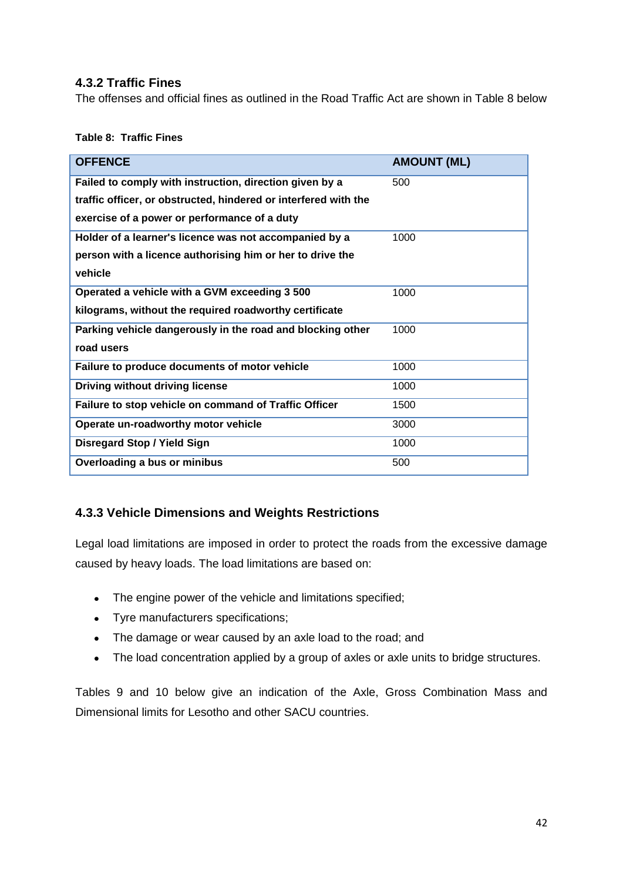### 4.3.2 Traffic Fines

The offenses and official fines as outlined in the Road Traffic Act are shown in Table 8 below

**Table 8: Traffic Fines**

| OFFENCE | AMOUNT (ML) |
|---|---|
| **Failed to comply with instruction, direction given by a traffic officer, or obstructed, hindered or interfered with the exercise of a power or performance of a duty** | 500 |
| **Holder of a learner's licence was not accompanied by a person with a licence authorising him or her to drive the vehicle** | 1000 |
| **Operated a vehicle with a GVM exceeding 3 500 kilograms, without the required roadworthy certificate** | 1000 |
| **Parking vehicle dangerously in the road and blocking other road users** | 1000 |
| **Failure to produce documents of motor vehicle** | 1000 |
| **Driving without driving license** | 1000 |
| **Failure to stop vehicle on command of Traffic Officer** | 1500 |
| **Operate un-roadworthy motor vehicle** | 3000 |
| **Disregard Stop / Yield Sign** | 1000 |
| **Overloading a bus or minibus** | 500 |

### 4.3.3 Vehicle Dimensions and Weights Restrictions

Legal load limitations are imposed in order to protect the roads from the excessive damage caused by heavy loads. The load limitations are based on:

- The engine power of the vehicle and limitations specified;
- Tyre manufacturers specifications;
- The damage or wear caused by an axle load to the road; and
- The load concentration applied by a group of axles or axle units to bridge structures.

Tables 9 and 10 below give an indication of the Axle, Gross Combination Mass and Dimensional limits for Lesotho and other SACU countries.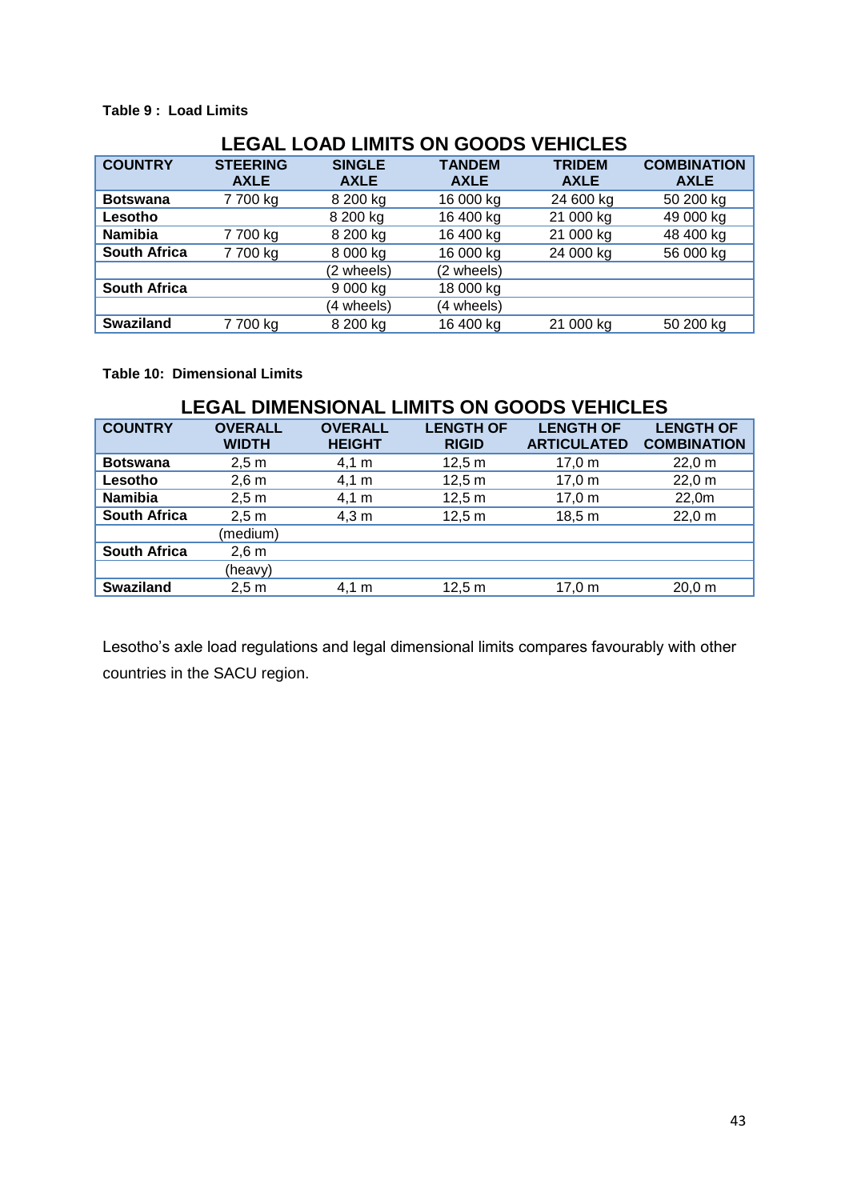**Table 9 : Load Limits**

**LEGAL LOAD LIMITS ON GOODS VEHICLES**

| COUNTRY | STEERING AXLE | SINGLE AXLE | TANDEM AXLE | TRIDEM AXLE | COMBINATION AXLE |
|---|---|---|---|---|---|
| **Botswana** | 7 700 kg | 8 200 kg | 16 000 kg | 24 600 kg | 50 200 kg |
| **Lesotho** | | 8 200 kg | 16 400 kg | 21 000 kg | 49 000 kg |
| **Namibia** | 7 700 kg | 8 200 kg | 16 400 kg | 21 000 kg | 48 400 kg |
| **South Africa** | 7 700 kg | 8 000 kg | 16 000 kg | 24 000 kg | 56 000 kg |
| | | (2 wheels) | (2 wheels) | | |
| **South Africa** | | 9 000 kg | 18 000 kg | | |
| | | (4 wheels) | (4 wheels) | | |
| **Swaziland** | 7 700 kg | 8 200 kg | 16 400 kg | 21 000 kg | 50 200 kg |

**Table 10: Dimensional Limits**

**LEGAL DIMENSIONAL LIMITS ON GOODS VEHICLES**

| COUNTRY | OVERALL WIDTH | OVERALL HEIGHT | LENGTH OF RIGID | LENGTH OF ARTICULATED | LENGTH OF COMBINATION |
|---|---|---|---|---|---|
| **Botswana** | 2,5 m | 4,1 m | 12,5 m | 17,0 m | 22,0 m |
| **Lesotho** | 2,6 m | 4,1 m | 12,5 m | 17,0 m | 22,0 m |
| **Namibia** | 2,5 m | 4,1 m | 12,5 m | 17,0 m | 22,0m |
| **South Africa** | 2,5 m | 4,3 m | 12,5 m | 18,5 m | 22,0 m |
| | (medium) | | | | |
| **South Africa** | 2,6 m | | | | |
| | (heavy) | | | | |
| **Swaziland** | 2,5 m | 4,1 m | 12,5 m | 17,0 m | 20,0 m |

Lesotho's axle load regulations and legal dimensional limits compares favourably with other countries in the SACU region.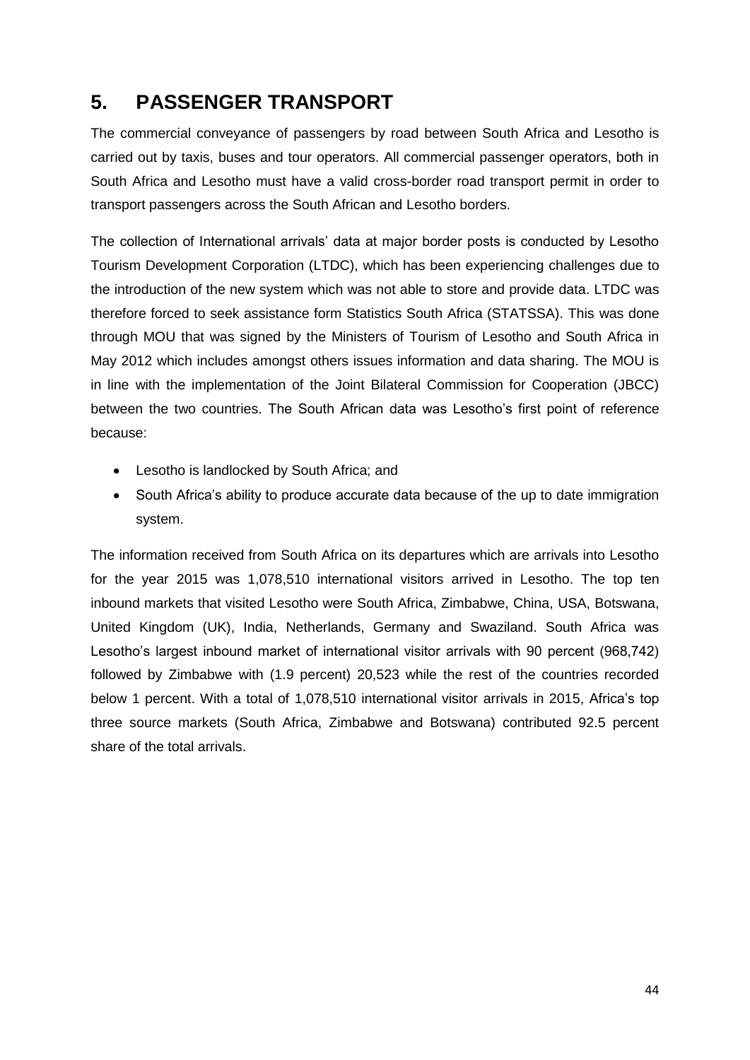## 5. PASSENGER TRANSPORT

The commercial conveyance of passengers by road between South Africa and Lesotho is carried out by taxis, buses and tour operators. All commercial passenger operators, both in South Africa and Lesotho must have a valid cross-border road transport permit in order to transport passengers across the South African and Lesotho borders.

The collection of International arrivals' data at major border posts is conducted by Lesotho Tourism Development Corporation (LTDC), which has been experiencing challenges due to the introduction of the new system which was not able to store and provide data. LTDC was therefore forced to seek assistance form Statistics South Africa (STATSSA). This was done through MOU that was signed by the Ministers of Tourism of Lesotho and South Africa in May 2012 which includes amongst others issues information and data sharing. The MOU is in line with the implementation of the Joint Bilateral Commission for Cooperation (JBCC) between the two countries. The South African data was Lesotho's first point of reference because:

- Lesotho is landlocked by South Africa; and
- South Africa's ability to produce accurate data because of the up to date immigration system.

The information received from South Africa on its departures which are arrivals into Lesotho for the year 2015 was 1,078,510 international visitors arrived in Lesotho. The top ten inbound markets that visited Lesotho were South Africa, Zimbabwe, China, USA, Botswana, United Kingdom (UK), India, Netherlands, Germany and Swaziland. South Africa was Lesotho's largest inbound market of international visitor arrivals with 90 percent (968,742) followed by Zimbabwe with (1.9 percent) 20,523 while the rest of the countries recorded below 1 percent. With a total of 1,078,510 international visitor arrivals in 2015, Africa's top three source markets (South Africa, Zimbabwe and Botswana) contributed 92.5 percent share of the total arrivals.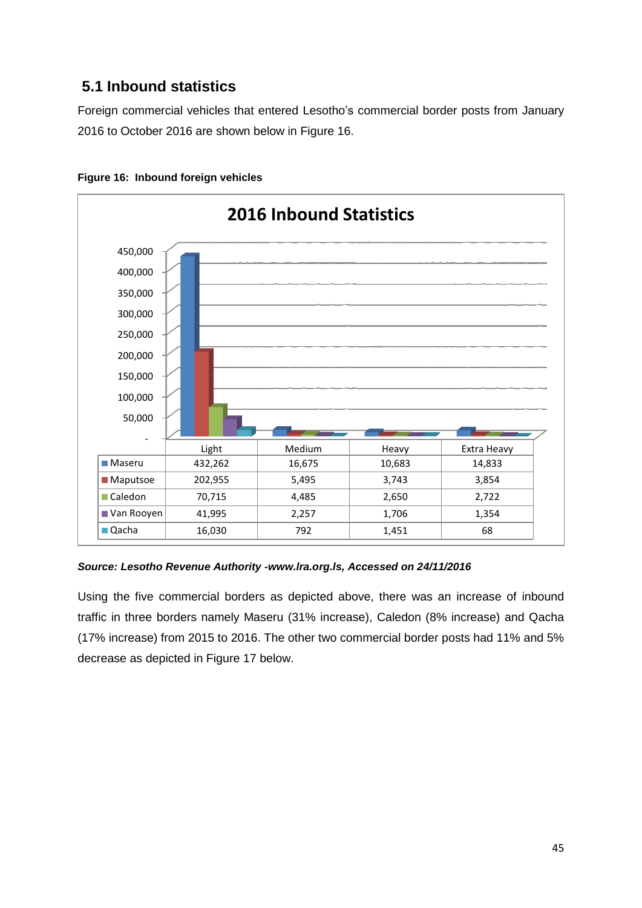## 5.1 Inbound statistics

Foreign commercial vehicles that entered Lesotho's commercial border posts from January 2016 to October 2016 are shown below in Figure 16.

**Figure 16: Inbound foreign vehicles**

**2016 Inbound Statistics**

| | Light | Medium | Heavy | Extra Heavy |
|---|---|---|---|---|
| Maseru | 432,262 | 16,675 | 10,683 | 14,833 |
| Maputsoe | 202,955 | 5,495 | 3,743 | 3,854 |
| Caledon | 70,715 | 4,485 | 2,650 | 2,722 |
| Van Rooyen | 41,995 | 2,257 | 1,706 | 1,354 |
| Qacha | 16,030 | 792 | 1,451 | 68 |

***Source: Lesotho Revenue Authority -www.lra.org.ls, Accessed on 24/11/2016***

Using the five commercial borders as depicted above, there was an increase of inbound traffic in three borders namely Maseru (31% increase), Caledon (8% increase) and Qacha (17% increase) from 2015 to 2016. The other two commercial border posts had 11% and 5% decrease as depicted in Figure 17 below.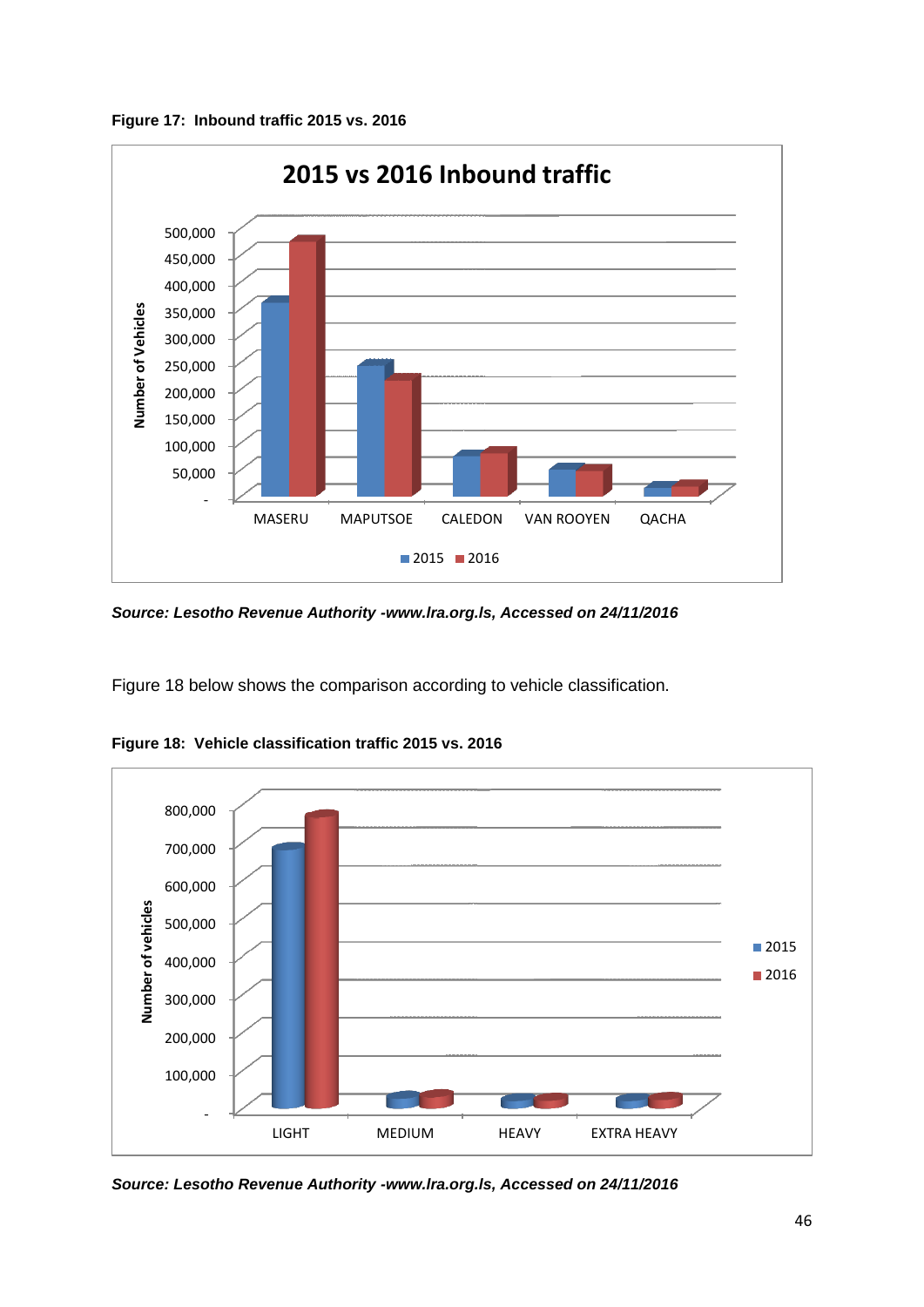**Figure 17: Inbound traffic 2015 vs. 2016**

*Source: Lesotho Revenue Authority -www.lra.org.ls, Accessed on 24/11/2016*

Figure 18 below shows the comparison according to vehicle classification.

**Figure 18: Vehicle classification traffic 2015 vs. 2016**

*Source: Lesotho Revenue Authority -www.lra.org.ls, Accessed on 24/11/2016*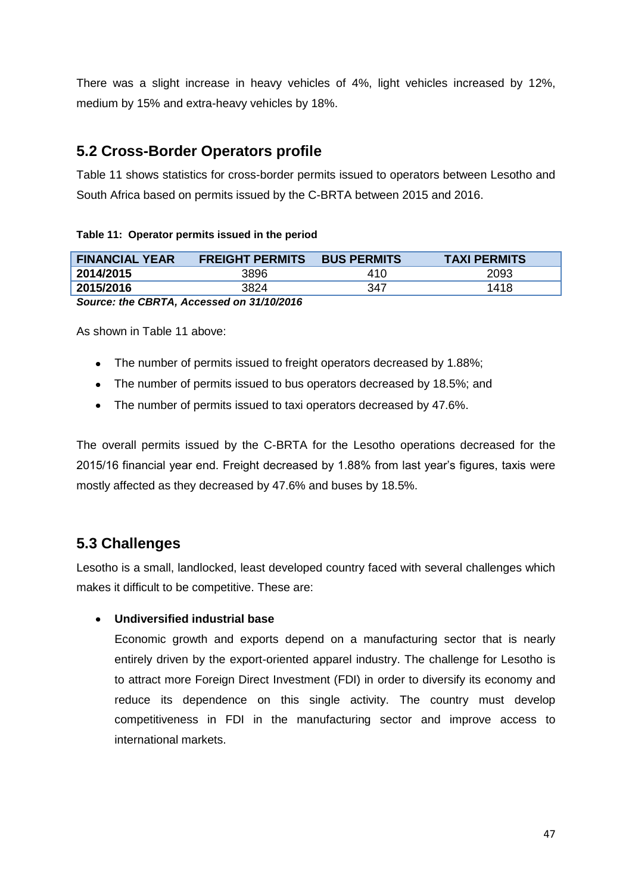There was a slight increase in heavy vehicles of 4%, light vehicles increased by 12%, medium by 15% and extra-heavy vehicles by 18%.

## 5.2 Cross-Border Operators profile

Table 11 shows statistics for cross-border permits issued to operators between Lesotho and South Africa based on permits issued by the C-BRTA between 2015 and 2016.

**Table 11: Operator permits issued in the period**

| FINANCIAL YEAR | FREIGHT PERMITS | BUS PERMITS | TAXI PERMITS |
|---|---|---|---|
| **2014/2015** | 3896 | 410 | 2093 |
| **2015/2016** | 3824 | 347 | 1418 |

***Source: the CBRTA, Accessed on 31/10/2016***

As shown in Table 11 above:

- The number of permits issued to freight operators decreased by 1.88%;
- The number of permits issued to bus operators decreased by 18.5%; and
- The number of permits issued to taxi operators decreased by 47.6%.

The overall permits issued by the C-BRTA for the Lesotho operations decreased for the 2015/16 financial year end. Freight decreased by 1.88% from last year's figures, taxis were mostly affected as they decreased by 47.6% and buses by 18.5%.

## 5.3 Challenges

Lesotho is a small, landlocked, least developed country faced with several challenges which makes it difficult to be competitive. These are:

- **Undiversified industrial base**

  Economic growth and exports depend on a manufacturing sector that is nearly entirely driven by the export-oriented apparel industry. The challenge for Lesotho is to attract more Foreign Direct Investment (FDI) in order to diversify its economy and reduce its dependence on this single activity. The country must develop competitiveness in FDI in the manufacturing sector and improve access to international markets.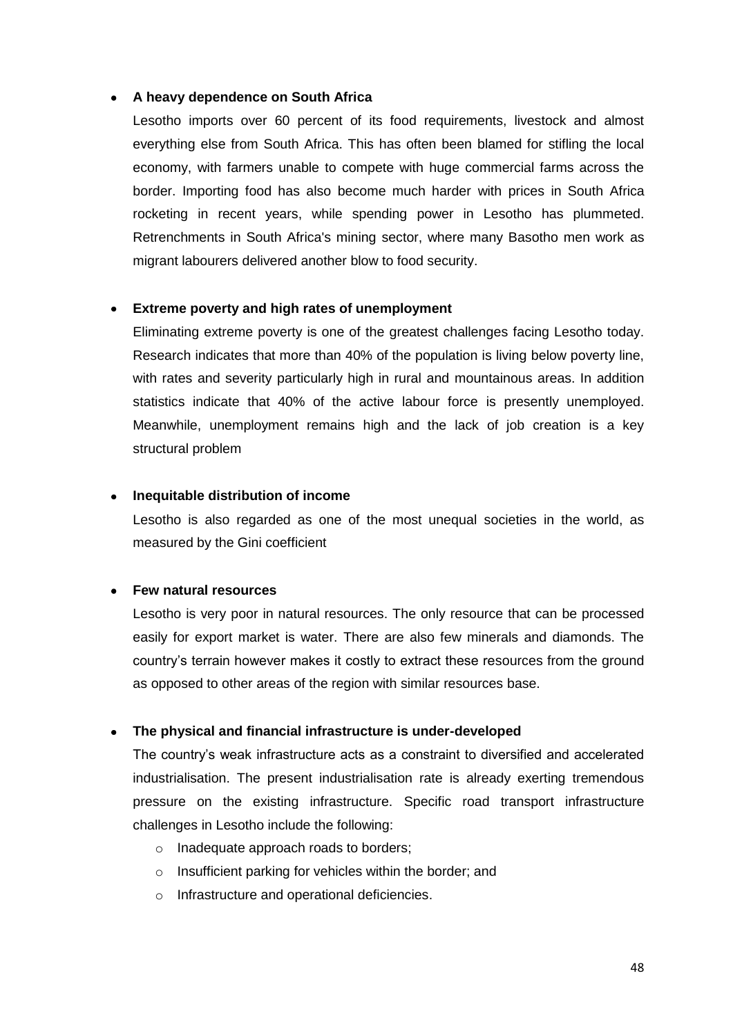- **A heavy dependence on South Africa**

  Lesotho imports over 60 percent of its food requirements, livestock and almost everything else from South Africa. This has often been blamed for stifling the local economy, with farmers unable to compete with huge commercial farms across the border. Importing food has also become much harder with prices in South Africa rocketing in recent years, while spending power in Lesotho has plummeted. Retrenchments in South Africa's mining sector, where many Basotho men work as migrant labourers delivered another blow to food security.

- **Extreme poverty and high rates of unemployment**

  Eliminating extreme poverty is one of the greatest challenges facing Lesotho today. Research indicates that more than 40% of the population is living below poverty line, with rates and severity particularly high in rural and mountainous areas. In addition statistics indicate that 40% of the active labour force is presently unemployed. Meanwhile, unemployment remains high and the lack of job creation is a key structural problem

- **Inequitable distribution of income**

  Lesotho is also regarded as one of the most unequal societies in the world, as measured by the Gini coefficient

- **Few natural resources**

  Lesotho is very poor in natural resources. The only resource that can be processed easily for export market is water. There are also few minerals and diamonds. The country's terrain however makes it costly to extract these resources from the ground as opposed to other areas of the region with similar resources base.

- **The physical and financial infrastructure is under-developed**

  The country's weak infrastructure acts as a constraint to diversified and accelerated industrialisation. The present industrialisation rate is already exerting tremendous pressure on the existing infrastructure. Specific road transport infrastructure challenges in Lesotho include the following:

  - Inadequate approach roads to borders;
  - Insufficient parking for vehicles within the border; and
  - Infrastructure and operational deficiencies.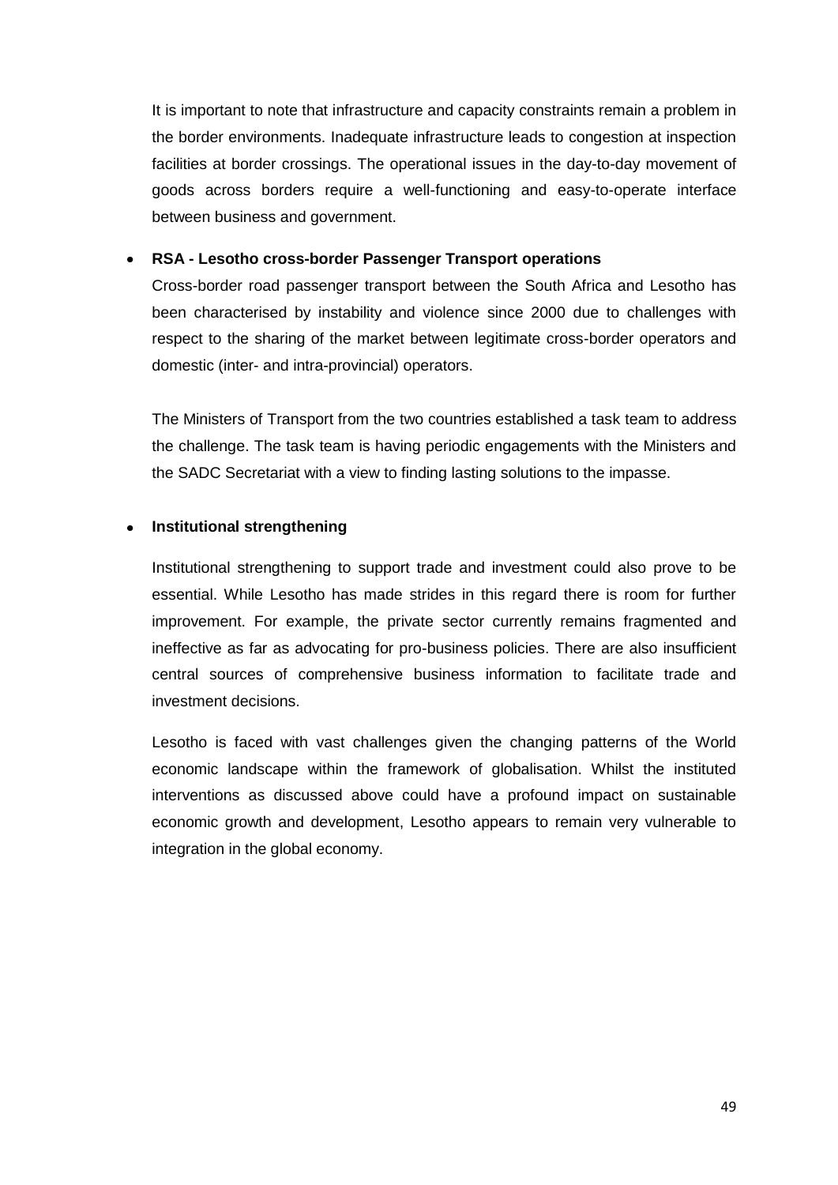It is important to note that infrastructure and capacity constraints remain a problem in the border environments. Inadequate infrastructure leads to congestion at inspection facilities at border crossings. The operational issues in the day-to-day movement of goods across borders require a well-functioning and easy-to-operate interface between business and government.

- **RSA - Lesotho cross-border Passenger Transport operations**

  Cross-border road passenger transport between the South Africa and Lesotho has been characterised by instability and violence since 2000 due to challenges with respect to the sharing of the market between legitimate cross-border operators and domestic (inter- and intra-provincial) operators.

  The Ministers of Transport from the two countries established a task team to address the challenge. The task team is having periodic engagements with the Ministers and the SADC Secretariat with a view to finding lasting solutions to the impasse.

- **Institutional strengthening**

  Institutional strengthening to support trade and investment could also prove to be essential. While Lesotho has made strides in this regard there is room for further improvement. For example, the private sector currently remains fragmented and ineffective as far as advocating for pro-business policies. There are also insufficient central sources of comprehensive business information to facilitate trade and investment decisions.

  Lesotho is faced with vast challenges given the changing patterns of the World economic landscape within the framework of globalisation. Whilst the instituted interventions as discussed above could have a profound impact on sustainable economic growth and development, Lesotho appears to remain very vulnerable to integration in the global economy.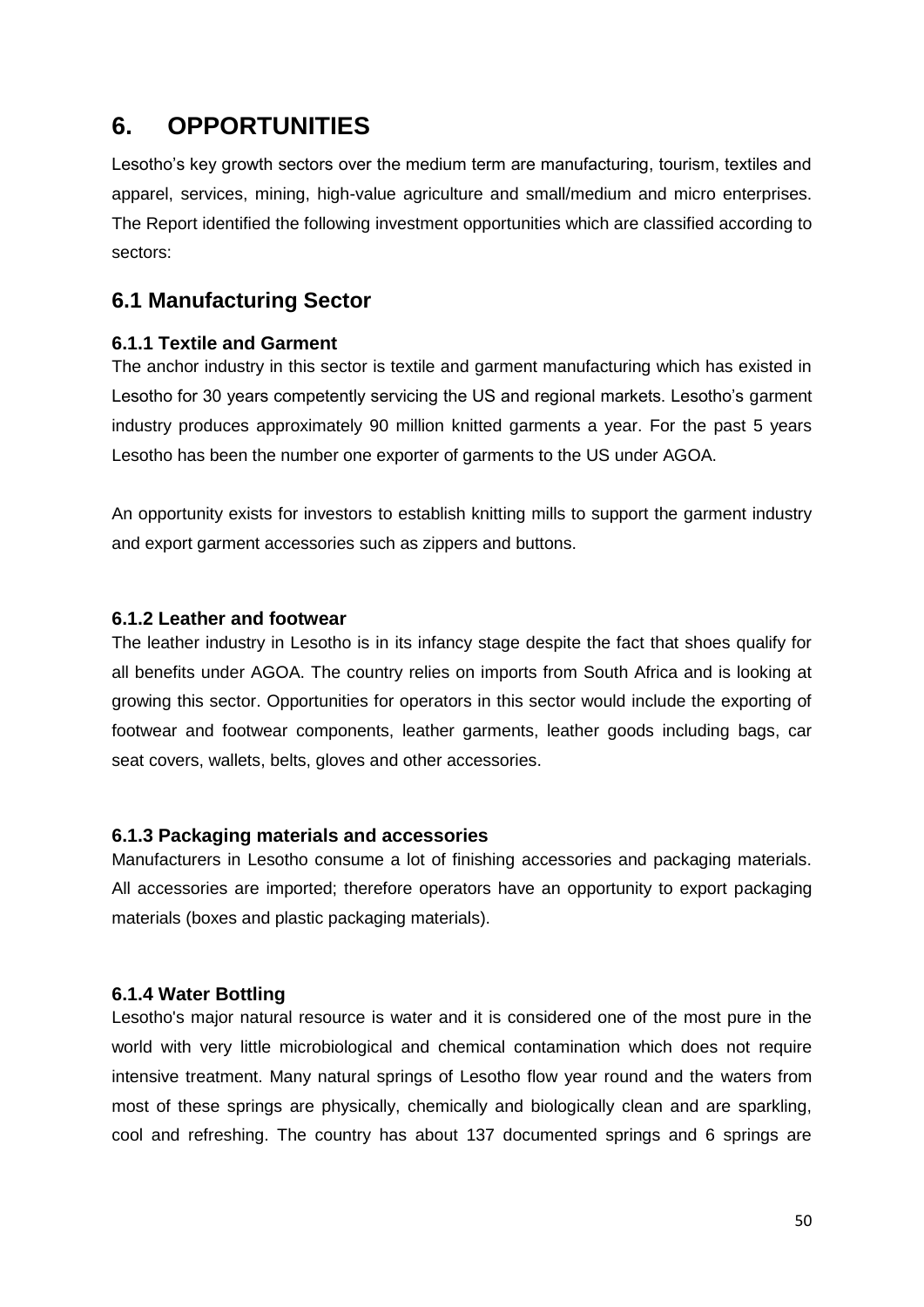# 6. OPPORTUNITIES

Lesotho's key growth sectors over the medium term are manufacturing, tourism, textiles and apparel, services, mining, high-value agriculture and small/medium and micro enterprises. The Report identified the following investment opportunities which are classified according to sectors:

## 6.1 Manufacturing Sector

### 6.1.1 Textile and Garment

The anchor industry in this sector is textile and garment manufacturing which has existed in Lesotho for 30 years competently servicing the US and regional markets. Lesotho's garment industry produces approximately 90 million knitted garments a year. For the past 5 years Lesotho has been the number one exporter of garments to the US under AGOA.

An opportunity exists for investors to establish knitting mills to support the garment industry and export garment accessories such as zippers and buttons.

### 6.1.2 Leather and footwear

The leather industry in Lesotho is in its infancy stage despite the fact that shoes qualify for all benefits under AGOA. The country relies on imports from South Africa and is looking at growing this sector. Opportunities for operators in this sector would include the exporting of footwear and footwear components, leather garments, leather goods including bags, car seat covers, wallets, belts, gloves and other accessories.

### 6.1.3 Packaging materials and accessories

Manufacturers in Lesotho consume a lot of finishing accessories and packaging materials. All accessories are imported; therefore operators have an opportunity to export packaging materials (boxes and plastic packaging materials).

### 6.1.4 Water Bottling

Lesotho's major natural resource is water and it is considered one of the most pure in the world with very little microbiological and chemical contamination which does not require intensive treatment. Many natural springs of Lesotho flow year round and the waters from most of these springs are physically, chemically and biologically clean and are sparkling, cool and refreshing. The country has about 137 documented springs and 6 springs are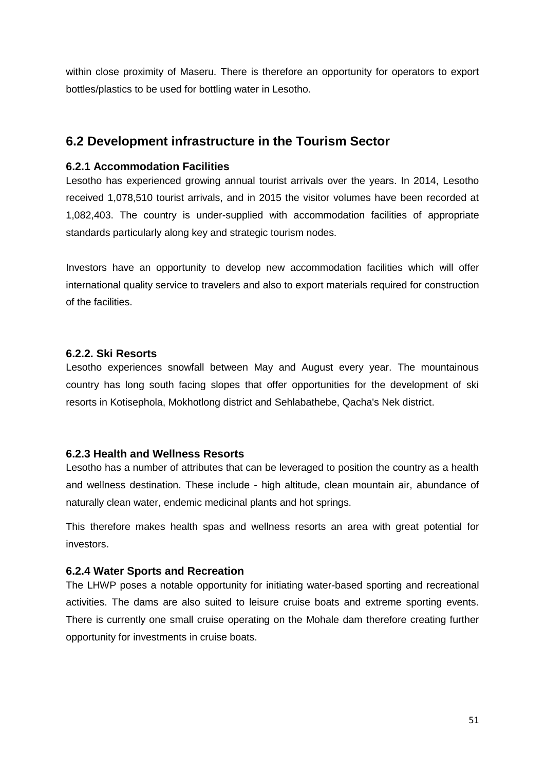within close proximity of Maseru. There is therefore an opportunity for operators to export bottles/plastics to be used for bottling water in Lesotho.

## 6.2 Development infrastructure in the Tourism Sector

### 6.2.1 Accommodation Facilities

Lesotho has experienced growing annual tourist arrivals over the years. In 2014, Lesotho received 1,078,510 tourist arrivals, and in 2015 the visitor volumes have been recorded at 1,082,403. The country is under-supplied with accommodation facilities of appropriate standards particularly along key and strategic tourism nodes.

Investors have an opportunity to develop new accommodation facilities which will offer international quality service to travelers and also to export materials required for construction of the facilities.

### 6.2.2. Ski Resorts

Lesotho experiences snowfall between May and August every year. The mountainous country has long south facing slopes that offer opportunities for the development of ski resorts in Kotisephola, Mokhotlong district and Sehlabathebe, Qacha's Nek district.

### 6.2.3 Health and Wellness Resorts

Lesotho has a number of attributes that can be leveraged to position the country as a health and wellness destination. These include - high altitude, clean mountain air, abundance of naturally clean water, endemic medicinal plants and hot springs.

This therefore makes health spas and wellness resorts an area with great potential for investors.

### 6.2.4 Water Sports and Recreation

The LHWP poses a notable opportunity for initiating water-based sporting and recreational activities. The dams are also suited to leisure cruise boats and extreme sporting events. There is currently one small cruise operating on the Mohale dam therefore creating further opportunity for investments in cruise boats.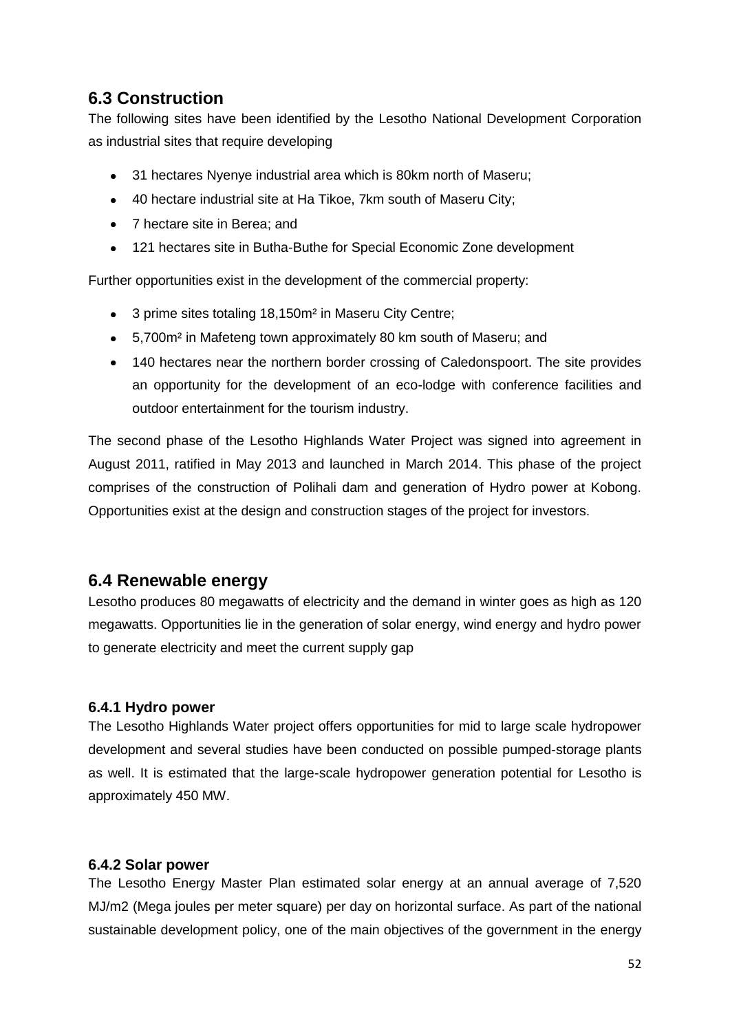## 6.3 Construction

The following sites have been identified by the Lesotho National Development Corporation as industrial sites that require developing

- 31 hectares Nyenye industrial area which is 80km north of Maseru;
- 40 hectare industrial site at Ha Tikoe, 7km south of Maseru City;
- 7 hectare site in Berea; and
- 121 hectares site in Butha-Buthe for Special Economic Zone development

Further opportunities exist in the development of the commercial property:

- 3 prime sites totaling 18,150m² in Maseru City Centre;
- 5,700m² in Mafeteng town approximately 80 km south of Maseru; and
- 140 hectares near the northern border crossing of Caledonspoort. The site provides an opportunity for the development of an eco-lodge with conference facilities and outdoor entertainment for the tourism industry.

The second phase of the Lesotho Highlands Water Project was signed into agreement in August 2011, ratified in May 2013 and launched in March 2014. This phase of the project comprises of the construction of Polihali dam and generation of Hydro power at Kobong. Opportunities exist at the design and construction stages of the project for investors.

## 6.4 Renewable energy

Lesotho produces 80 megawatts of electricity and the demand in winter goes as high as 120 megawatts. Opportunities lie in the generation of solar energy, wind energy and hydro power to generate electricity and meet the current supply gap

### 6.4.1 Hydro power

The Lesotho Highlands Water project offers opportunities for mid to large scale hydropower development and several studies have been conducted on possible pumped-storage plants as well. It is estimated that the large-scale hydropower generation potential for Lesotho is approximately 450 MW.

### 6.4.2 Solar power

The Lesotho Energy Master Plan estimated solar energy at an annual average of 7,520 MJ/m2 (Mega joules per meter square) per day on horizontal surface. As part of the national sustainable development policy, one of the main objectives of the government in the energy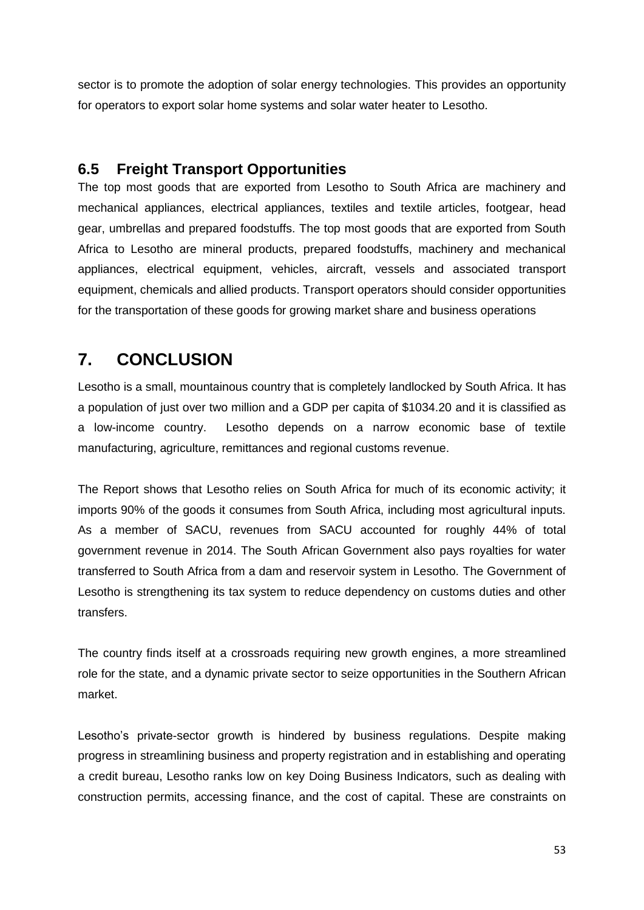sector is to promote the adoption of solar energy technologies. This provides an opportunity for operators to export solar home systems and solar water heater to Lesotho.

### 6.5 Freight Transport Opportunities

The top most goods that are exported from Lesotho to South Africa are machinery and mechanical appliances, electrical appliances, textiles and textile articles, footgear, head gear, umbrellas and prepared foodstuffs. The top most goods that are exported from South Africa to Lesotho are mineral products, prepared foodstuffs, machinery and mechanical appliances, electrical equipment, vehicles, aircraft, vessels and associated transport equipment, chemicals and allied products. Transport operators should consider opportunities for the transportation of these goods for growing market share and business operations

## 7. CONCLUSION

Lesotho is a small, mountainous country that is completely landlocked by South Africa. It has a population of just over two million and a GDP per capita of $1034.20 and it is classified as a low-income country. Lesotho depends on a narrow economic base of textile manufacturing, agriculture, remittances and regional customs revenue.

The Report shows that Lesotho relies on South Africa for much of its economic activity; it imports 90% of the goods it consumes from South Africa, including most agricultural inputs. As a member of SACU, revenues from SACU accounted for roughly 44% of total government revenue in 2014. The South African Government also pays royalties for water transferred to South Africa from a dam and reservoir system in Lesotho. The Government of Lesotho is strengthening its tax system to reduce dependency on customs duties and other transfers.

The country finds itself at a crossroads requiring new growth engines, a more streamlined role for the state, and a dynamic private sector to seize opportunities in the Southern African market.

Lesotho's private-sector growth is hindered by business regulations. Despite making progress in streamlining business and property registration and in establishing and operating a credit bureau, Lesotho ranks low on key Doing Business Indicators, such as dealing with construction permits, accessing finance, and the cost of capital. These are constraints on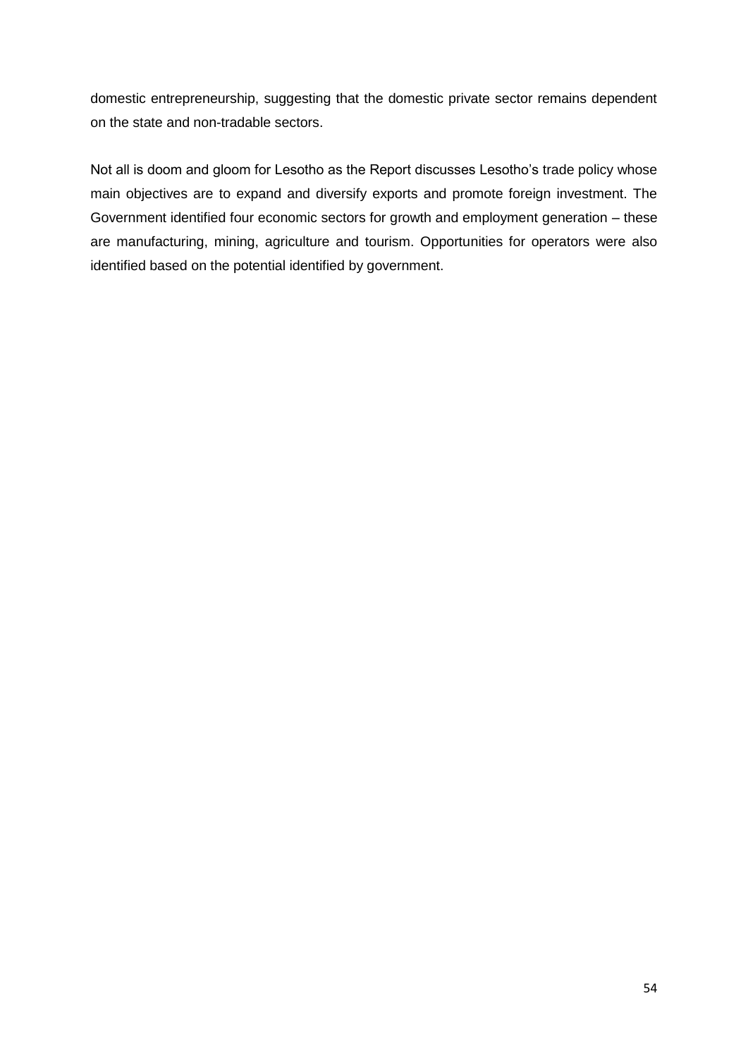domestic entrepreneurship, suggesting that the domestic private sector remains dependent on the state and non-tradable sectors.

Not all is doom and gloom for Lesotho as the Report discusses Lesotho's trade policy whose main objectives are to expand and diversify exports and promote foreign investment. The Government identified four economic sectors for growth and employment generation – these are manufacturing, mining, agriculture and tourism. Opportunities for operators were also identified based on the potential identified by government.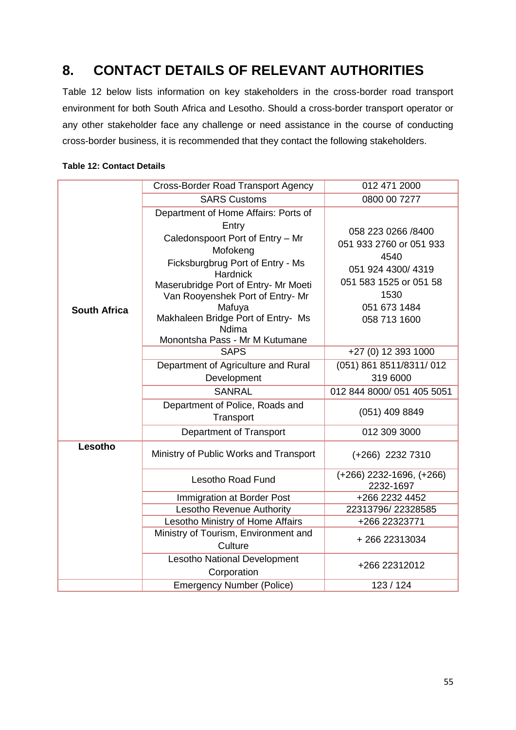## 8. CONTACT DETAILS OF RELEVANT AUTHORITIES

Table 12 below lists information on key stakeholders in the cross-border road transport environment for both South Africa and Lesotho. Should a cross-border transport operator or any other stakeholder face any challenge or need assistance in the course of conducting cross-border business, it is recommended that they contact the following stakeholders.

**Table 12: Contact Details**

| | | |
|---|---|---|
| **South Africa** | Cross-Border Road Transport Agency | 012 471 2000 |
| | SARS Customs | 0800 00 7277 |
| | Department of Home Affairs: Ports of Entry<br>Caledonspoort Port of Entry – Mr Mofokeng<br>Ficksburgbrug Port of Entry - Ms Hardnick<br>Maserubridge Port of Entry- Mr Moeti<br>Van Rooyenshek Port of Entry- Mr Mafuya<br>Makhaleen Bridge Port of Entry- Ms Ndima<br>Monontsha Pass - Mr M Kutumane | 058 223 0266 /8400<br>051 933 2760 or 051 933 4540<br>051 924 4300/ 4319<br>051 583 1525 or 051 58 1530<br>051 673 1484<br>058 713 1600 |
| | SAPS | +27 (0) 12 393 1000 |
| | Department of Agriculture and Rural Development | (051) 861 8511/8311/ 012 319 6000 |
| | SANRAL | 012 844 8000/ 051 405 5051 |
| | Department of Police, Roads and Transport | (051) 409 8849 |
| | Department of Transport | 012 309 3000 |
| **Lesotho** | Ministry of Public Works and Transport | (+266) 2232 7310 |
| | Lesotho Road Fund | (+266) 2232-1696, (+266) 2232-1697 |
| | Immigration at Border Post | +266 2232 4452 |
| | Lesotho Revenue Authority | 22313796/ 22328585 |
| | Lesotho Ministry of Home Affairs | +266 22323771 |
| | Ministry of Tourism, Environment and Culture | + 266 22313034 |
| | Lesotho National Development Corporation | +266 22312012 |
| | Emergency Number (Police) | 123 / 124 |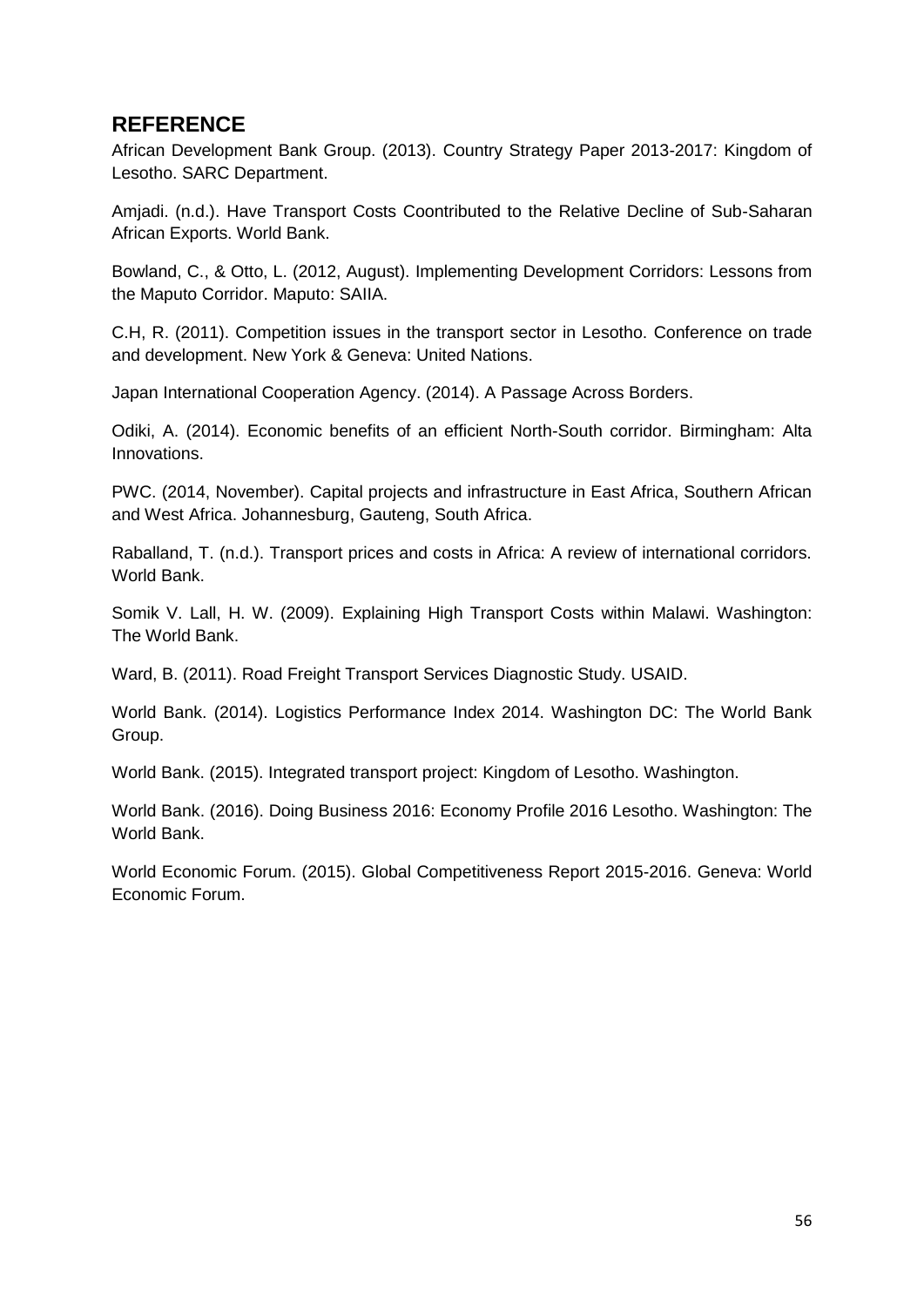## REFERENCE

African Development Bank Group. (2013). Country Strategy Paper 2013-2017: Kingdom of Lesotho. SARC Department.

Amjadi. (n.d.). Have Transport Costs Coontributed to the Relative Decline of Sub-Saharan African Exports. World Bank.

Bowland, C., & Otto, L. (2012, August). Implementing Development Corridors: Lessons from the Maputo Corridor. Maputo: SAIIA.

C.H, R. (2011). Competition issues in the transport sector in Lesotho. Conference on trade and development. New York & Geneva: United Nations.

Japan International Cooperation Agency. (2014). A Passage Across Borders.

Odiki, A. (2014). Economic benefits of an efficient North-South corridor. Birmingham: Alta Innovations.

PWC. (2014, November). Capital projects and infrastructure in East Africa, Southern African and West Africa. Johannesburg, Gauteng, South Africa.

Raballand, T. (n.d.). Transport prices and costs in Africa: A review of international corridors. World Bank.

Somik V. Lall, H. W. (2009). Explaining High Transport Costs within Malawi. Washington: The World Bank.

Ward, B. (2011). Road Freight Transport Services Diagnostic Study. USAID.

World Bank. (2014). Logistics Performance Index 2014. Washington DC: The World Bank Group.

World Bank. (2015). Integrated transport project: Kingdom of Lesotho. Washington.

World Bank. (2016). Doing Business 2016: Economy Profile 2016 Lesotho. Washington: The World Bank.

World Economic Forum. (2015). Global Competitiveness Report 2015-2016. Geneva: World Economic Forum.